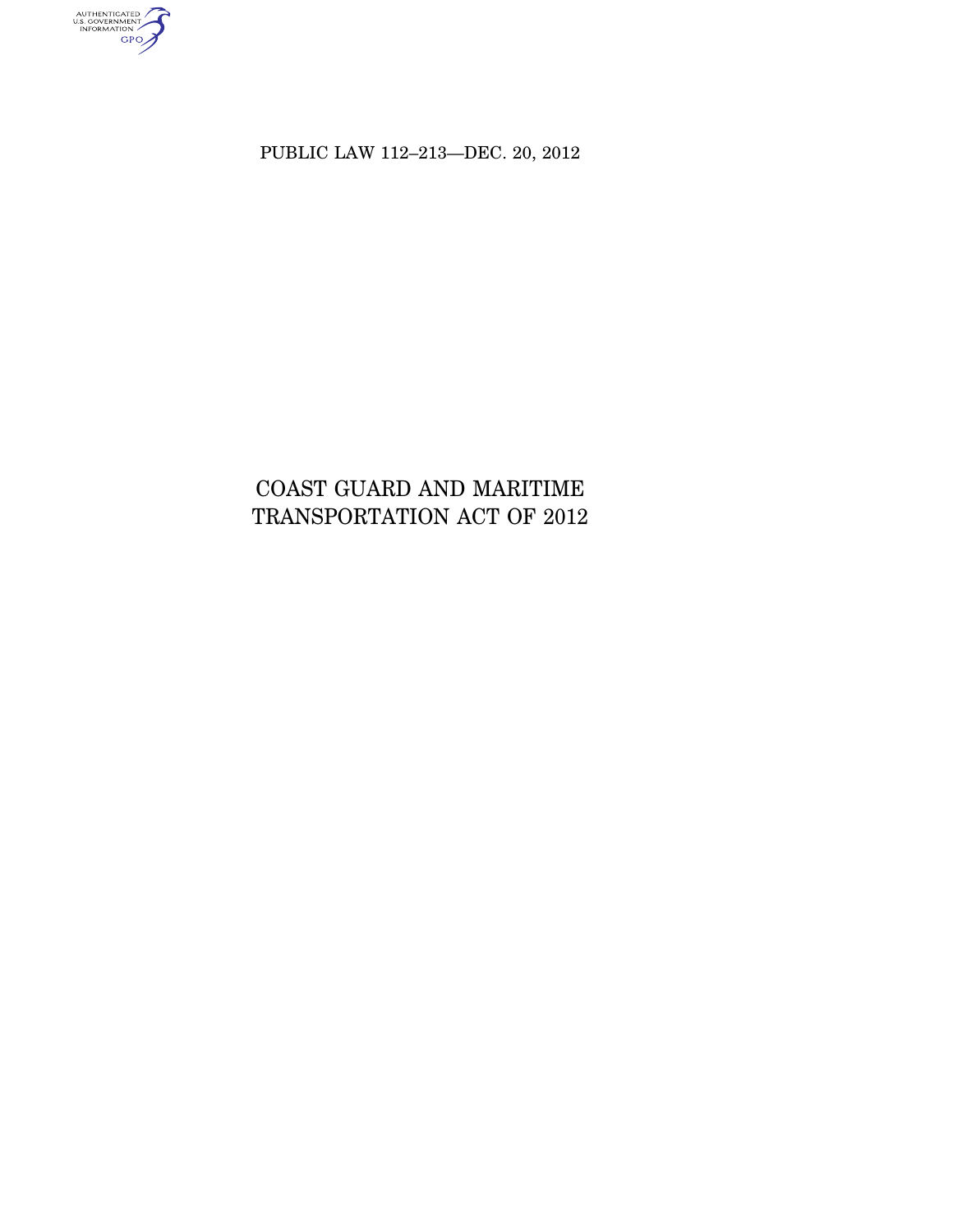PUBLIC LAW 112–213—DEC. 20, 2012

# COAST GUARD AND MARITIME TRANSPORTATION ACT OF 2012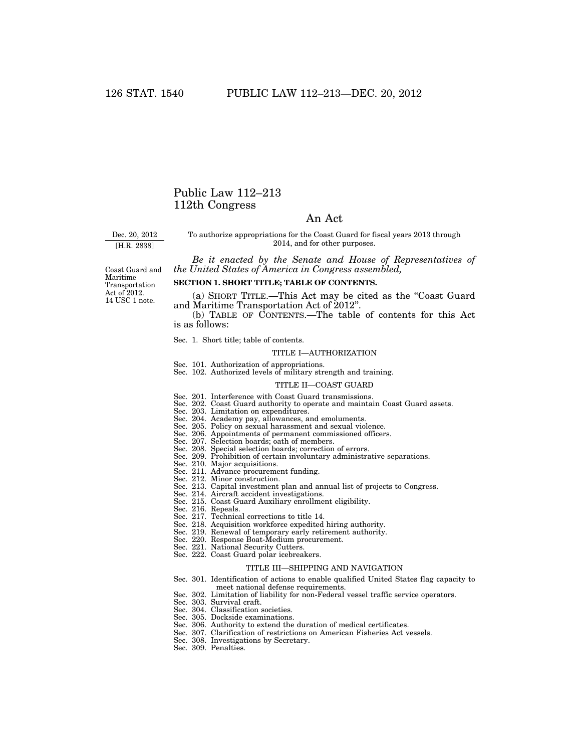# Public Law 112–213
# 112th Congress

## An Act

Dec. 20, 2012

[H.R. 2838]

To authorize appropriations for the Coast Guard for fiscal years 2013 through 2014, and for other purposes.

*Be it enacted by the Senate and House of Representatives of the United States of America in Congress assembled,*

Coast Guard and Maritime Transportation Act of 2012. 14 USC 1 note.

**SECTION 1. SHORT TITLE; TABLE OF CONTENTS.**

(a) SHORT TITLE.—This Act may be cited as the "Coast Guard and Maritime Transportation Act of 2012".

(b) TABLE OF CONTENTS.—The table of contents for this Act is as follows:

Sec. 1. Short title; table of contents.

TITLE I—AUTHORIZATION

Sec. 101. Authorization of appropriations.
Sec. 102. Authorized levels of military strength and training.

TITLE II—COAST GUARD

Sec. 201. Interference with Coast Guard transmissions.
Sec. 202. Coast Guard authority to operate and maintain Coast Guard assets.
Sec. 203. Limitation on expenditures.
Sec. 204. Academy pay, allowances, and emoluments.
Sec. 205. Policy on sexual harassment and sexual violence.
Sec. 206. Appointments of permanent commissioned officers.
Sec. 207. Selection boards; oath of members.
Sec. 208. Special selection boards; correction of errors.
Sec. 209. Prohibition of certain involuntary administrative separations.
Sec. 210. Major acquisitions.
Sec. 211. Advance procurement funding.
Sec. 212. Minor construction.
Sec. 213. Capital investment plan and annual list of projects to Congress.
Sec. 214. Aircraft accident investigations.
Sec. 215. Coast Guard Auxiliary enrollment eligibility.
Sec. 216. Repeals.
Sec. 217. Technical corrections to title 14.
Sec. 218. Acquisition workforce expedited hiring authority.
Sec. 219. Renewal of temporary early retirement authority.
Sec. 220. Response Boat-Medium procurement.
Sec. 221. National Security Cutters.
Sec. 222. Coast Guard polar icebreakers.

TITLE III—SHIPPING AND NAVIGATION

Sec. 301. Identification of actions to enable qualified United States flag capacity to meet national defense requirements.
Sec. 302. Limitation of liability for non-Federal vessel traffic service operators.
Sec. 303. Survival craft.
Sec. 304. Classification societies.
Sec. 305. Dockside examinations.
Sec. 306. Authority to extend the duration of medical certificates.
Sec. 307. Clarification of restrictions on American Fisheries Act vessels.
Sec. 308. Investigations by Secretary.
Sec. 309. Penalties.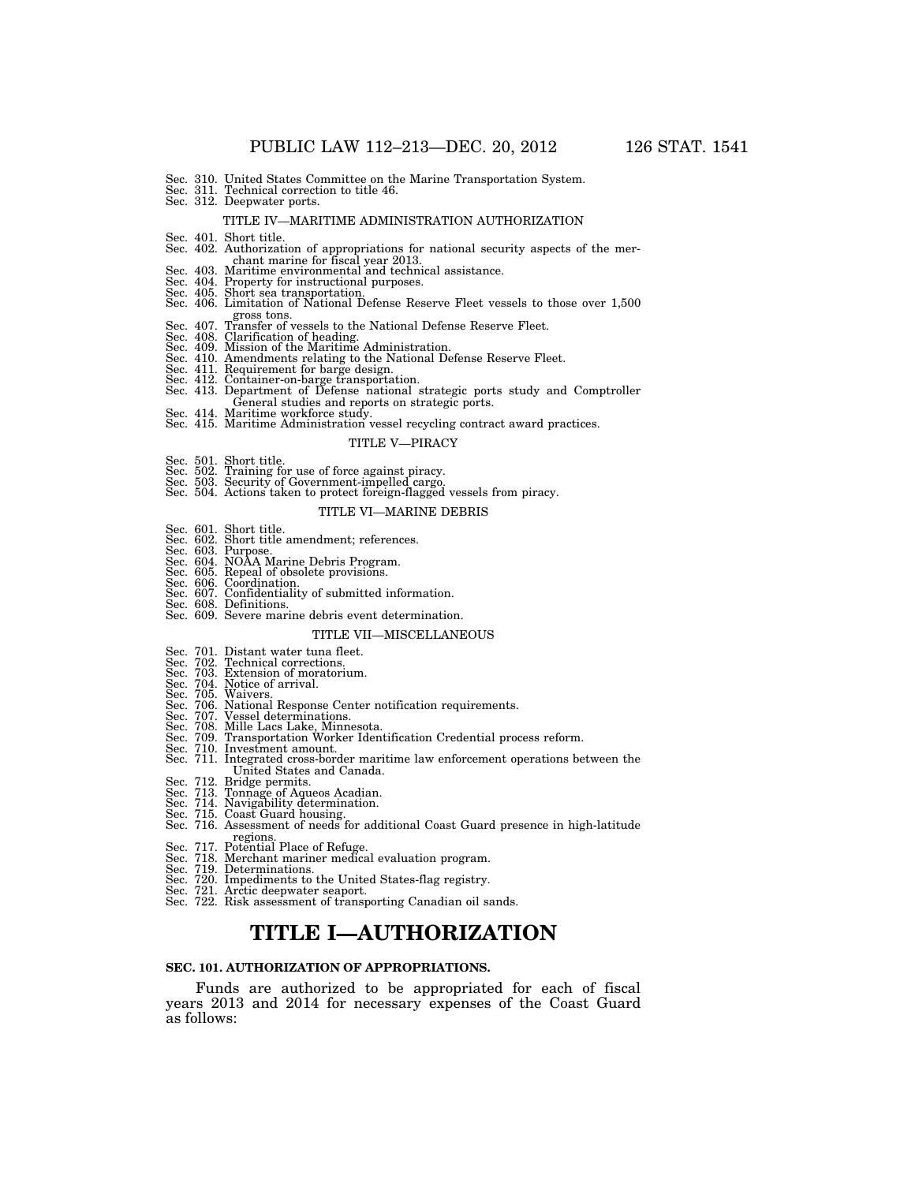Sec. 310. United States Committee on the Marine Transportation System.
Sec. 311. Technical correction to title 46.
Sec. 312. Deepwater ports.

TITLE IV—MARITIME ADMINISTRATION AUTHORIZATION

Sec. 401. Short title.
Sec. 402. Authorization of appropriations for national security aspects of the merchant marine for fiscal year 2013.
Sec. 403. Maritime environmental and technical assistance.
Sec. 404. Property for instructional purposes.
Sec. 405. Short sea transportation.
Sec. 406. Limitation of National Defense Reserve Fleet vessels to those over 1,500 gross tons.
Sec. 407. Transfer of vessels to the National Defense Reserve Fleet.
Sec. 408. Clarification of heading.
Sec. 409. Mission of the Maritime Administration.
Sec. 410. Amendments relating to the National Defense Reserve Fleet.
Sec. 411. Requirement for barge design.
Sec. 412. Container-on-barge transportation.
Sec. 413. Department of Defense national strategic ports study and Comptroller General studies and reports on strategic ports.
Sec. 414. Maritime workforce study.
Sec. 415. Maritime Administration vessel recycling contract award practices.

TITLE V—PIRACY

Sec. 501. Short title.
Sec. 502. Training for use of force against piracy.
Sec. 503. Security of Government-impelled cargo.
Sec. 504. Actions taken to protect foreign-flagged vessels from piracy.

TITLE VI—MARINE DEBRIS

Sec. 601. Short title.
Sec. 602. Short title amendment; references.
Sec. 603. Purpose.
Sec. 604. NOAA Marine Debris Program.
Sec. 605. Repeal of obsolete provisions.
Sec. 606. Coordination.
Sec. 607. Confidentiality of submitted information.
Sec. 608. Definitions.
Sec. 609. Severe marine debris event determination.

TITLE VII—MISCELLANEOUS

Sec. 701. Distant water tuna fleet.
Sec. 702. Technical corrections.
Sec. 703. Extension of moratorium.
Sec. 704. Notice of arrival.
Sec. 705. Waivers.
Sec. 706. National Response Center notification requirements.
Sec. 707. Vessel determinations.
Sec. 708. Mille Lacs Lake, Minnesota.
Sec. 709. Transportation Worker Identification Credential process reform.
Sec. 710. Investment amount.
Sec. 711. Integrated cross-border maritime law enforcement operations between the United States and Canada.
Sec. 712. Bridge permits.
Sec. 713. Tonnage of Aqueos Acadian.
Sec. 714. Navigability determination.
Sec. 715. Coast Guard housing.
Sec. 716. Assessment of needs for additional Coast Guard presence in high-latitude regions.
Sec. 717. Potential Place of Refuge.
Sec. 718. Merchant mariner medical evaluation program.
Sec. 719. Determinations.
Sec. 720. Impediments to the United States-flag registry.
Sec. 721. Arctic deepwater seaport.
Sec. 722. Risk assessment of transporting Canadian oil sands.

# TITLE I—AUTHORIZATION

### SEC. 101. AUTHORIZATION OF APPROPRIATIONS.

Funds are authorized to be appropriated for each of fiscal years 2013 and 2014 for necessary expenses of the Coast Guard as follows: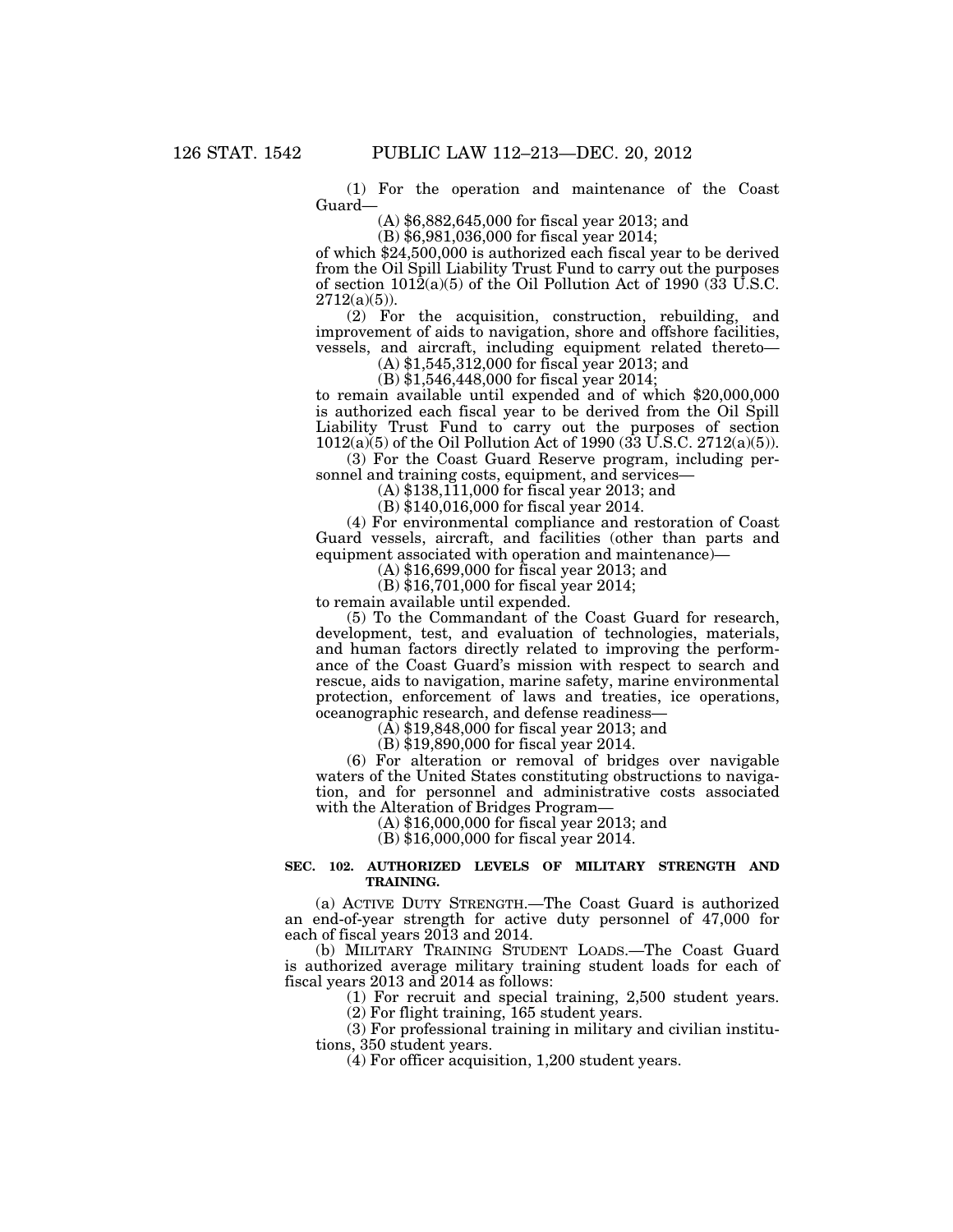(1) For the operation and maintenance of the Coast Guard—

(A) $6,882,645,000 for fiscal year 2013; and

(B) $6,981,036,000 for fiscal year 2014;

of which $24,500,000 is authorized each fiscal year to be derived from the Oil Spill Liability Trust Fund to carry out the purposes of section 1012(a)(5) of the Oil Pollution Act of 1990 (33 U.S.C. 2712(a)(5)).

(2) For the acquisition, construction, rebuilding, and improvement of aids to navigation, shore and offshore facilities, vessels, and aircraft, including equipment related thereto—

(A) $1,545,312,000 for fiscal year 2013; and

(B) $1,546,448,000 for fiscal year 2014;

to remain available until expended and of which $20,000,000 is authorized each fiscal year to be derived from the Oil Spill Liability Trust Fund to carry out the purposes of section 1012(a)(5) of the Oil Pollution Act of 1990 (33 U.S.C. 2712(a)(5)).

(3) For the Coast Guard Reserve program, including personnel and training costs, equipment, and services—

(A) $138,111,000 for fiscal year 2013; and

(B) $140,016,000 for fiscal year 2014.

(4) For environmental compliance and restoration of Coast Guard vessels, aircraft, and facilities (other than parts and equipment associated with operation and maintenance)—

(A) $16,699,000 for fiscal year 2013; and

(B) $16,701,000 for fiscal year 2014;

to remain available until expended.

(5) To the Commandant of the Coast Guard for research, development, test, and evaluation of technologies, materials, and human factors directly related to improving the performance of the Coast Guard's mission with respect to search and rescue, aids to navigation, marine safety, marine environmental protection, enforcement of laws and treaties, ice operations, oceanographic research, and defense readiness—

(A) $19,848,000 for fiscal year 2013; and

(B) $19,890,000 for fiscal year 2014.

(6) For alteration or removal of bridges over navigable waters of the United States constituting obstructions to navigation, and for personnel and administrative costs associated with the Alteration of Bridges Program—

(A) $16,000,000 for fiscal year 2013; and

(B) $16,000,000 for fiscal year 2014.

**SEC. 102. AUTHORIZED LEVELS OF MILITARY STRENGTH AND TRAINING.**

(a) ACTIVE DUTY STRENGTH.—The Coast Guard is authorized an end-of-year strength for active duty personnel of 47,000 for each of fiscal years 2013 and 2014.

(b) MILITARY TRAINING STUDENT LOADS.—The Coast Guard is authorized average military training student loads for each of fiscal years 2013 and 2014 as follows:

(1) For recruit and special training, 2,500 student years.

(2) For flight training, 165 student years.

(3) For professional training in military and civilian institutions, 350 student years.

(4) For officer acquisition, 1,200 student years.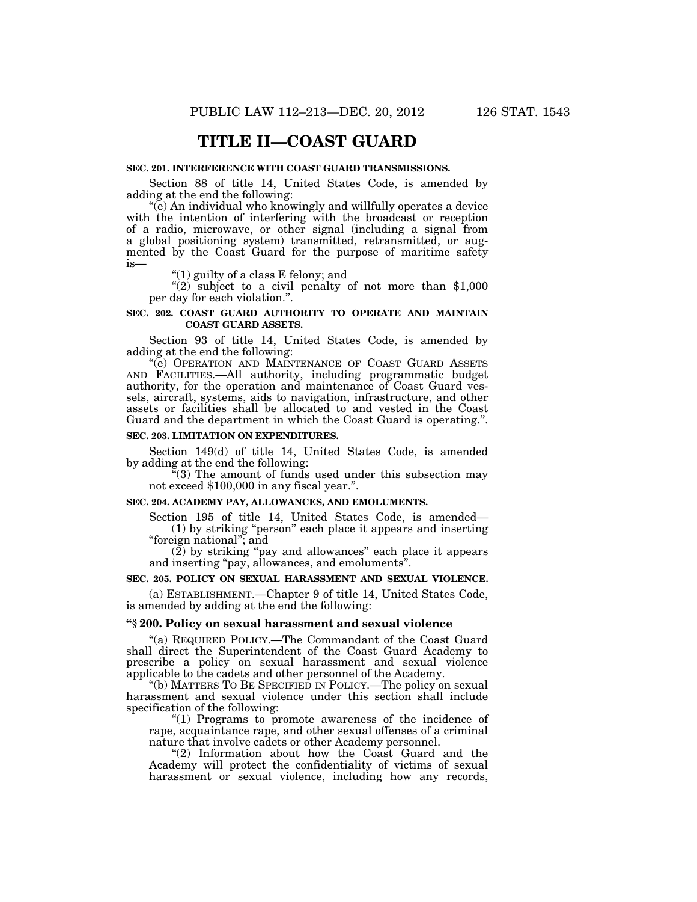# TITLE II—COAST GUARD

**SEC. 201. INTERFERENCE WITH COAST GUARD TRANSMISSIONS.**

Section 88 of title 14, United States Code, is amended by adding at the end the following:

"(e) An individual who knowingly and willfully operates a device with the intention of interfering with the broadcast or reception of a radio, microwave, or other signal (including a signal from a global positioning system) transmitted, retransmitted, or augmented by the Coast Guard for the purpose of maritime safety is—

"(1) guilty of a class E felony; and

"(2) subject to a civil penalty of not more than $1,000 per day for each violation.".

**SEC. 202. COAST GUARD AUTHORITY TO OPERATE AND MAINTAIN COAST GUARD ASSETS.**

Section 93 of title 14, United States Code, is amended by adding at the end the following:

"(e) OPERATION AND MAINTENANCE OF COAST GUARD ASSETS AND FACILITIES.—All authority, including programmatic budget authority, for the operation and maintenance of Coast Guard vessels, aircraft, systems, aids to navigation, infrastructure, and other assets or facilities shall be allocated to and vested in the Coast Guard and the department in which the Coast Guard is operating.".

**SEC. 203. LIMITATION ON EXPENDITURES.**

Section 149(d) of title 14, United States Code, is amended by adding at the end the following:

"(3) The amount of funds used under this subsection may not exceed $100,000 in any fiscal year.".

**SEC. 204. ACADEMY PAY, ALLOWANCES, AND EMOLUMENTS.**

Section 195 of title 14, United States Code, is amended—

(1) by striking "person" each place it appears and inserting "foreign national"; and

(2) by striking "pay and allowances" each place it appears and inserting "pay, allowances, and emoluments".

**SEC. 205. POLICY ON SEXUAL HARASSMENT AND SEXUAL VIOLENCE.**

(a) ESTABLISHMENT.—Chapter 9 of title 14, United States Code, is amended by adding at the end the following:

**"§ 200. Policy on sexual harassment and sexual violence**

"(a) REQUIRED POLICY.—The Commandant of the Coast Guard shall direct the Superintendent of the Coast Guard Academy to prescribe a policy on sexual harassment and sexual violence applicable to the cadets and other personnel of the Academy.

"(b) MATTERS TO BE SPECIFIED IN POLICY.—The policy on sexual harassment and sexual violence under this section shall include specification of the following:

"(1) Programs to promote awareness of the incidence of rape, acquaintance rape, and other sexual offenses of a criminal nature that involve cadets or other Academy personnel.

"(2) Information about how the Coast Guard and the Academy will protect the confidentiality of victims of sexual harassment or sexual violence, including how any records,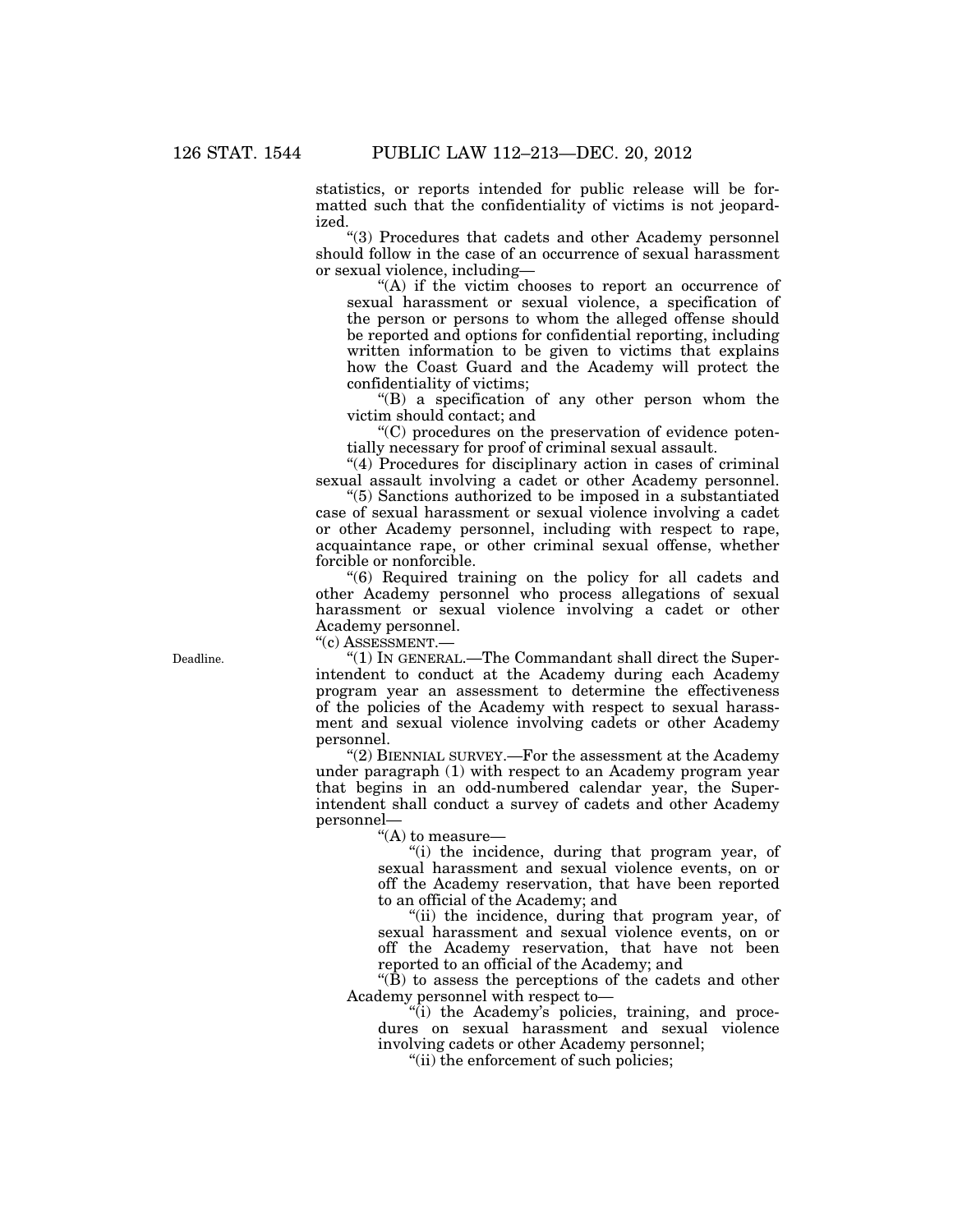statistics, or reports intended for public release will be formatted such that the confidentiality of victims is not jeopardized.

"(3) Procedures that cadets and other Academy personnel should follow in the case of an occurrence of sexual harassment or sexual violence, including—

"(A) if the victim chooses to report an occurrence of sexual harassment or sexual violence, a specification of the person or persons to whom the alleged offense should be reported and options for confidential reporting, including written information to be given to victims that explains how the Coast Guard and the Academy will protect the confidentiality of victims;

"(B) a specification of any other person whom the victim should contact; and

"(C) procedures on the preservation of evidence potentially necessary for proof of criminal sexual assault.

"(4) Procedures for disciplinary action in cases of criminal sexual assault involving a cadet or other Academy personnel.

"(5) Sanctions authorized to be imposed in a substantiated case of sexual harassment or sexual violence involving a cadet or other Academy personnel, including with respect to rape, acquaintance rape, or other criminal sexual offense, whether forcible or nonforcible.

"(6) Required training on the policy for all cadets and other Academy personnel who process allegations of sexual harassment or sexual violence involving a cadet or other Academy personnel.

"(c) ASSESSMENT.—

Deadline.

"(1) IN GENERAL.—The Commandant shall direct the Superintendent to conduct at the Academy during each Academy program year an assessment to determine the effectiveness of the policies of the Academy with respect to sexual harassment and sexual violence involving cadets or other Academy personnel.

"(2) BIENNIAL SURVEY.—For the assessment at the Academy under paragraph (1) with respect to an Academy program year that begins in an odd-numbered calendar year, the Superintendent shall conduct a survey of cadets and other Academy personnel—

"(A) to measure—

"(i) the incidence, during that program year, of sexual harassment and sexual violence events, on or off the Academy reservation, that have been reported to an official of the Academy; and

"(ii) the incidence, during that program year, of sexual harassment and sexual violence events, on or off the Academy reservation, that have not been reported to an official of the Academy; and

"(B) to assess the perceptions of the cadets and other Academy personnel with respect to—

"(i) the Academy's policies, training, and procedures on sexual harassment and sexual violence involving cadets or other Academy personnel;

"(ii) the enforcement of such policies;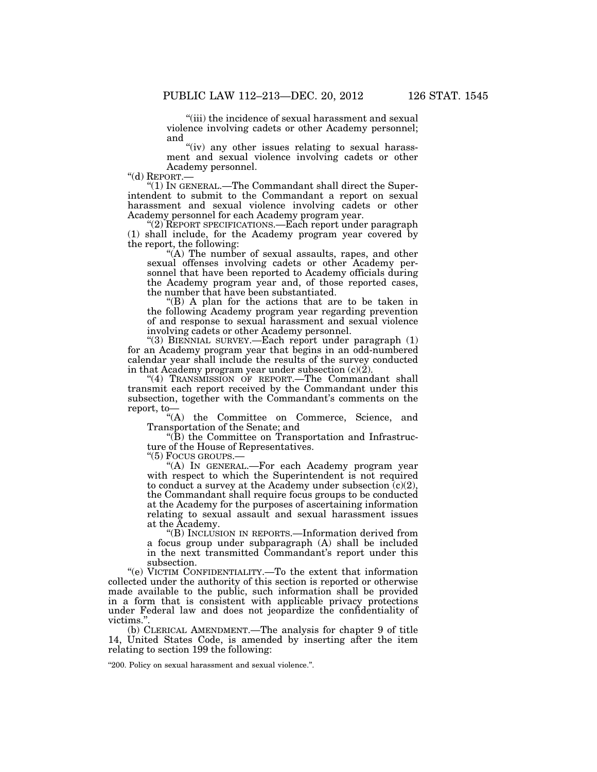"(iii) the incidence of sexual harassment and sexual violence involving cadets or other Academy personnel; and

"(iv) any other issues relating to sexual harassment and sexual violence involving cadets or other Academy personnel.

"(d) REPORT.—

"(1) IN GENERAL.—The Commandant shall direct the Superintendent to submit to the Commandant a report on sexual harassment and sexual violence involving cadets or other Academy personnel for each Academy program year.

"(2) REPORT SPECIFICATIONS.—Each report under paragraph (1) shall include, for the Academy program year covered by the report, the following:

"(A) The number of sexual assaults, rapes, and other sexual offenses involving cadets or other Academy personnel that have been reported to Academy officials during the Academy program year and, of those reported cases, the number that have been substantiated.

"(B) A plan for the actions that are to be taken in the following Academy program year regarding prevention of and response to sexual harassment and sexual violence involving cadets or other Academy personnel.

"(3) BIENNIAL SURVEY.—Each report under paragraph (1) for an Academy program year that begins in an odd-numbered calendar year shall include the results of the survey conducted in that Academy program year under subsection (c)(2).

"(4) TRANSMISSION OF REPORT.—The Commandant shall transmit each report received by the Commandant under this subsection, together with the Commandant's comments on the report, to—

"(A) the Committee on Commerce, Science, and Transportation of the Senate; and

"(B) the Committee on Transportation and Infrastructure of the House of Representatives.

"(5) FOCUS GROUPS.—

"(A) IN GENERAL.—For each Academy program year with respect to which the Superintendent is not required to conduct a survey at the Academy under subsection (c)(2), the Commandant shall require focus groups to be conducted at the Academy for the purposes of ascertaining information relating to sexual assault and sexual harassment issues at the Academy.

"(B) INCLUSION IN REPORTS.—Information derived from a focus group under subparagraph (A) shall be included in the next transmitted Commandant's report under this subsection.

"(e) VICTIM CONFIDENTIALITY.—To the extent that information collected under the authority of this section is reported or otherwise made available to the public, such information shall be provided in a form that is consistent with applicable privacy protections under Federal law and does not jeopardize the confidentiality of victims.".

(b) CLERICAL AMENDMENT.—The analysis for chapter 9 of title 14, United States Code, is amended by inserting after the item relating to section 199 the following:

"200. Policy on sexual harassment and sexual violence.".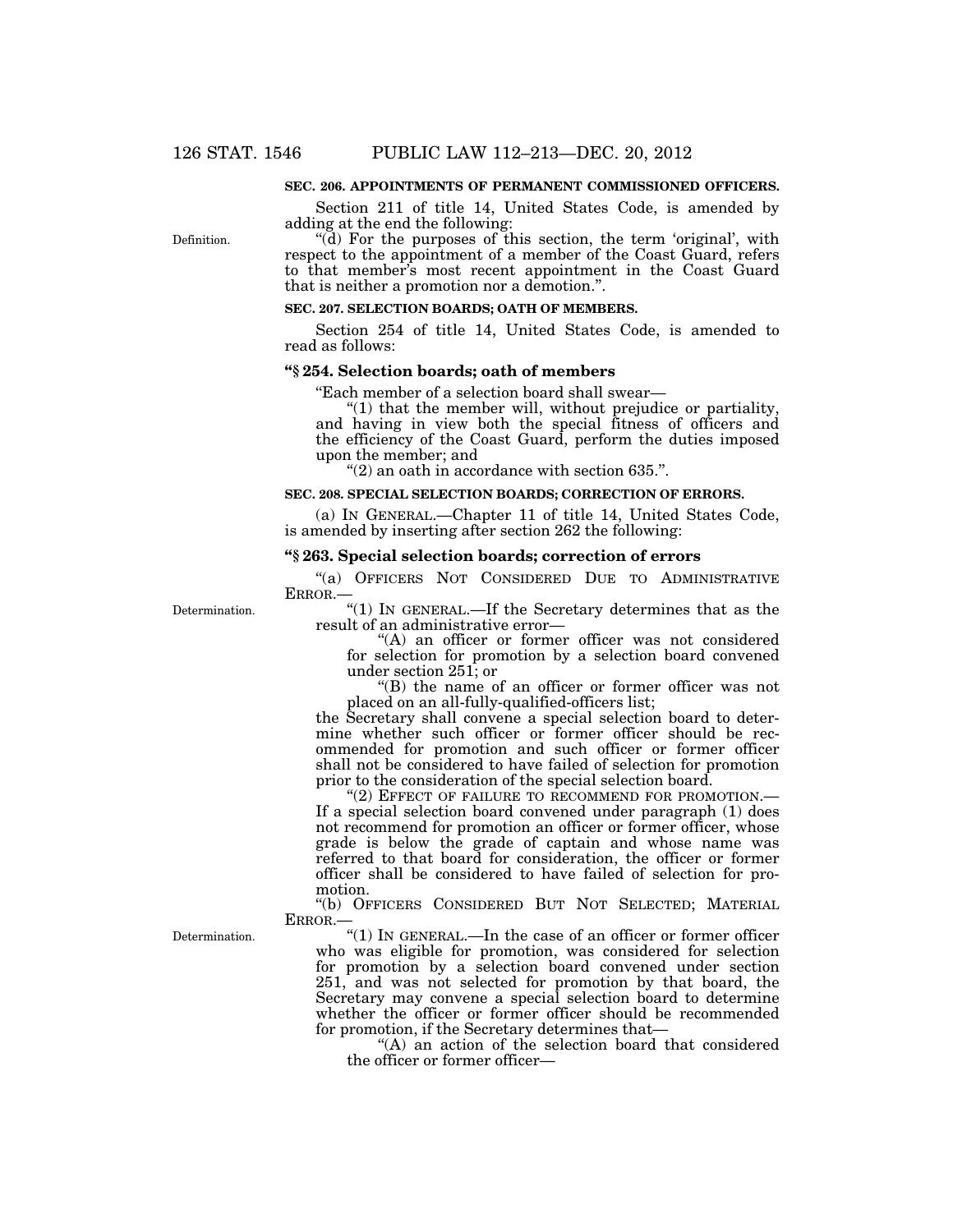**SEC. 206. APPOINTMENTS OF PERMANENT COMMISSIONED OFFICERS.**

Section 211 of title 14, United States Code, is amended by adding at the end the following:

Definition.

"(d) For the purposes of this section, the term 'original', with respect to the appointment of a member of the Coast Guard, refers to that member's most recent appointment in the Coast Guard that is neither a promotion nor a demotion.".

**SEC. 207. SELECTION BOARDS; OATH OF MEMBERS.**

Section 254 of title 14, United States Code, is amended to read as follows:

**"§ 254. Selection boards; oath of members**

"Each member of a selection board shall swear—

"(1) that the member will, without prejudice or partiality, and having in view both the special fitness of officers and the efficiency of the Coast Guard, perform the duties imposed upon the member; and

"(2) an oath in accordance with section 635.".

**SEC. 208. SPECIAL SELECTION BOARDS; CORRECTION OF ERRORS.**

(a) IN GENERAL.—Chapter 11 of title 14, United States Code, is amended by inserting after section 262 the following:

**"§ 263. Special selection boards; correction of errors**

"(a) OFFICERS NOT CONSIDERED DUE TO ADMINISTRATIVE ERROR.—

Determination.

"(1) IN GENERAL.—If the Secretary determines that as the result of an administrative error—

"(A) an officer or former officer was not considered for selection for promotion by a selection board convened under section 251; or

"(B) the name of an officer or former officer was not placed on an all-fully-qualified-officers list;

the Secretary shall convene a special selection board to determine whether such officer or former officer should be recommended for promotion and such officer or former officer shall not be considered to have failed of selection for promotion prior to the consideration of the special selection board.

"(2) EFFECT OF FAILURE TO RECOMMEND FOR PROMOTION.—If a special selection board convened under paragraph (1) does not recommend for promotion an officer or former officer, whose grade is below the grade of captain and whose name was referred to that board for consideration, the officer or former officer shall be considered to have failed of selection for promotion.

"(b) OFFICERS CONSIDERED BUT NOT SELECTED; MATERIAL ERROR.—

Determination.

"(1) IN GENERAL.—In the case of an officer or former officer who was eligible for promotion, was considered for selection for promotion by a selection board convened under section 251, and was not selected for promotion by that board, the Secretary may convene a special selection board to determine whether the officer or former officer should be recommended for promotion, if the Secretary determines that—

"(A) an action of the selection board that considered the officer or former officer—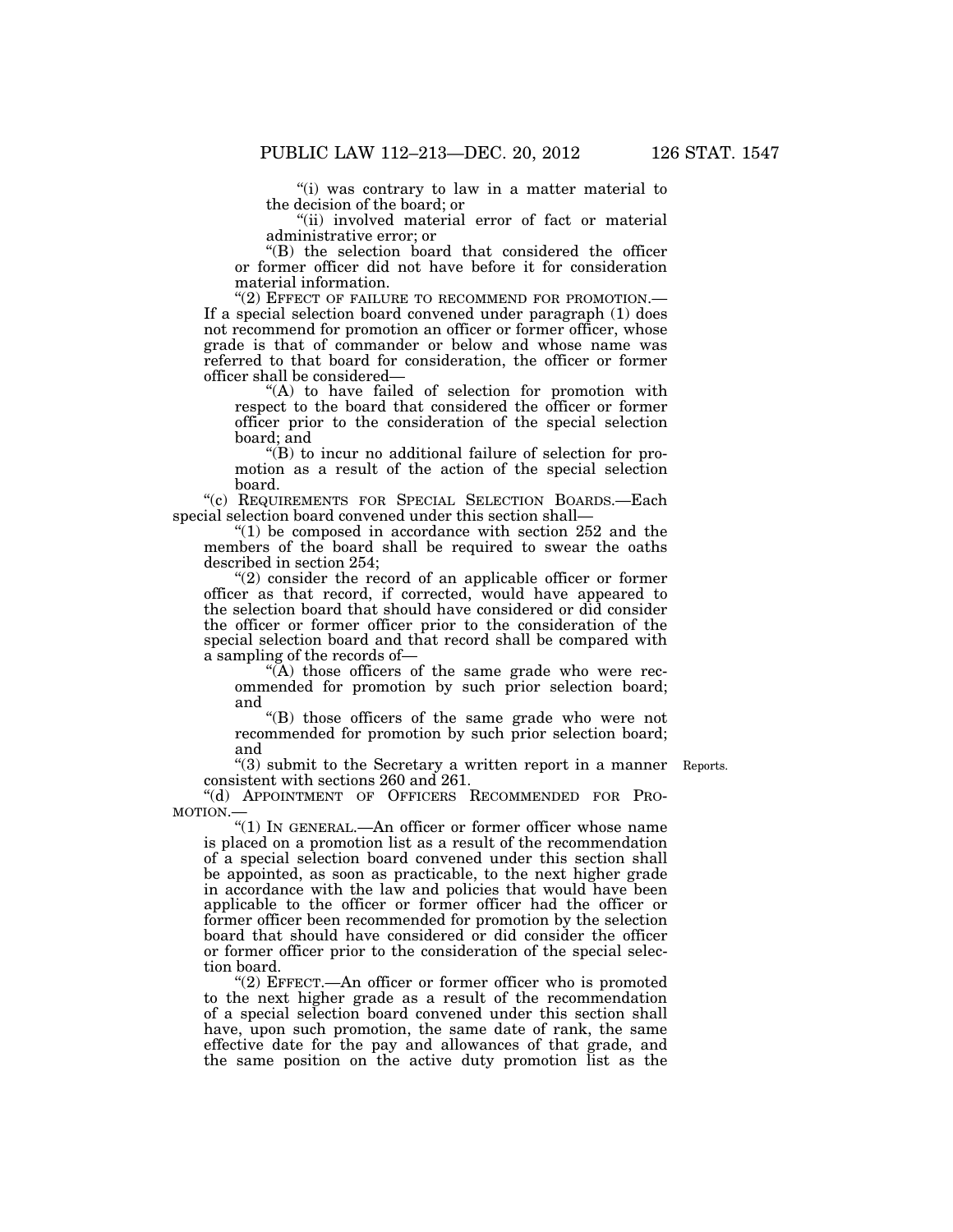"(i) was contrary to law in a matter material to the decision of the board; or

"(ii) involved material error of fact or material administrative error; or

"(B) the selection board that considered the officer or former officer did not have before it for consideration material information.

"(2) EFFECT OF FAILURE TO RECOMMEND FOR PROMOTION.—If a special selection board convened under paragraph (1) does not recommend for promotion an officer or former officer, whose grade is that of commander or below and whose name was referred to that board for consideration, the officer or former officer shall be considered—

"(A) to have failed of selection for promotion with respect to the board that considered the officer or former officer prior to the consideration of the special selection board; and

"(B) to incur no additional failure of selection for promotion as a result of the action of the special selection board.

"(c) REQUIREMENTS FOR SPECIAL SELECTION BOARDS.—Each special selection board convened under this section shall—

"(1) be composed in accordance with section 252 and the members of the board shall be required to swear the oaths described in section 254;

"(2) consider the record of an applicable officer or former officer as that record, if corrected, would have appeared to the selection board that should have considered or did consider the officer or former officer prior to the consideration of the special selection board and that record shall be compared with a sampling of the records of—

"(A) those officers of the same grade who were recommended for promotion by such prior selection board; and

"(B) those officers of the same grade who were not recommended for promotion by such prior selection board; and

"(3) submit to the Secretary a written report in a manner consistent with sections 260 and 261.

Reports.

"(d) APPOINTMENT OF OFFICERS RECOMMENDED FOR PROMOTION.—

"(1) IN GENERAL.—An officer or former officer whose name is placed on a promotion list as a result of the recommendation of a special selection board convened under this section shall be appointed, as soon as practicable, to the next higher grade in accordance with the law and policies that would have been applicable to the officer or former officer had the officer or former officer been recommended for promotion by the selection board that should have considered or did consider the officer or former officer prior to the consideration of the special selection board.

"(2) EFFECT.—An officer or former officer who is promoted to the next higher grade as a result of the recommendation of a special selection board convened under this section shall have, upon such promotion, the same date of rank, the same effective date for the pay and allowances of that grade, and the same position on the active duty promotion list as the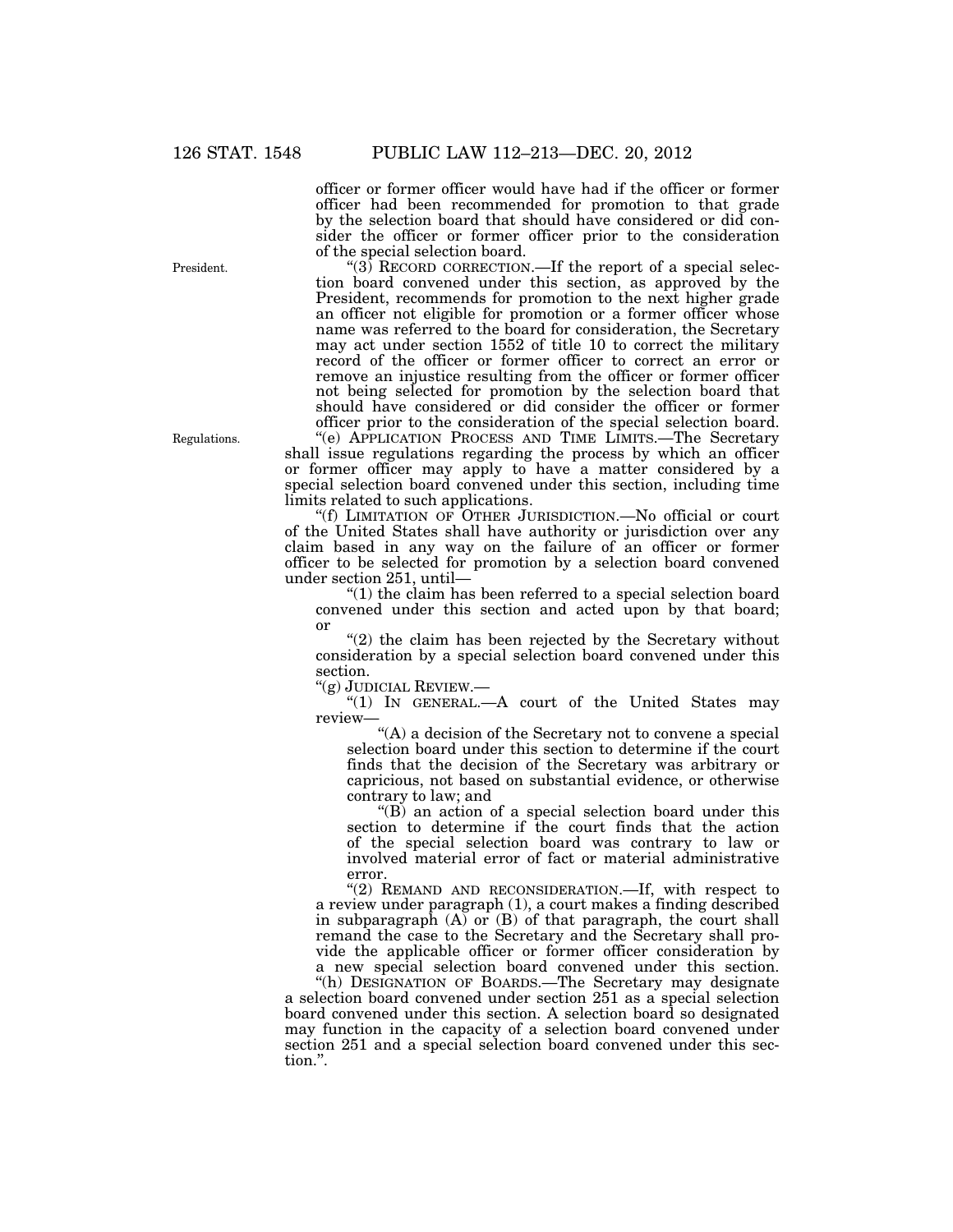officer or former officer would have had if the officer or former officer had been recommended for promotion to that grade by the selection board that should have considered or did consider the officer or former officer prior to the consideration of the special selection board.

"(3) RECORD CORRECTION.—If the report of a special selection board convened under this section, as approved by the President, recommends for promotion to the next higher grade an officer not eligible for promotion or a former officer whose name was referred to the board for consideration, the Secretary may act under section 1552 of title 10 to correct the military record of the officer or former officer to correct an error or remove an injustice resulting from the officer or former officer not being selected for promotion by the selection board that should have considered or did consider the officer or former officer prior to the consideration of the special selection board.

"(e) APPLICATION PROCESS AND TIME LIMITS.—The Secretary shall issue regulations regarding the process by which an officer or former officer may apply to have a matter considered by a special selection board convened under this section, including time limits related to such applications.

"(f) LIMITATION OF OTHER JURISDICTION.—No official or court of the United States shall have authority or jurisdiction over any claim based in any way on the failure of an officer or former officer to be selected for promotion by a selection board convened under section 251, until—

"(1) the claim has been referred to a special selection board convened under this section and acted upon by that board; or

"(2) the claim has been rejected by the Secretary without consideration by a special selection board convened under this section.

"(g) JUDICIAL REVIEW.—

"(1) IN GENERAL.—A court of the United States may review—

"(A) a decision of the Secretary not to convene a special selection board under this section to determine if the court finds that the decision of the Secretary was arbitrary or capricious, not based on substantial evidence, or otherwise contrary to law; and

"(B) an action of a special selection board under this section to determine if the court finds that the action of the special selection board was contrary to law or involved material error of fact or material administrative error.

"(2) REMAND AND RECONSIDERATION.—If, with respect to a review under paragraph (1), a court makes a finding described in subparagraph (A) or (B) of that paragraph, the court shall remand the case to the Secretary and the Secretary shall provide the applicable officer or former officer consideration by a new special selection board convened under this section.

"(h) DESIGNATION OF BOARDS.—The Secretary may designate a selection board convened under section 251 as a special selection board convened under this section. A selection board so designated may function in the capacity of a selection board convened under section 251 and a special selection board convened under this section.".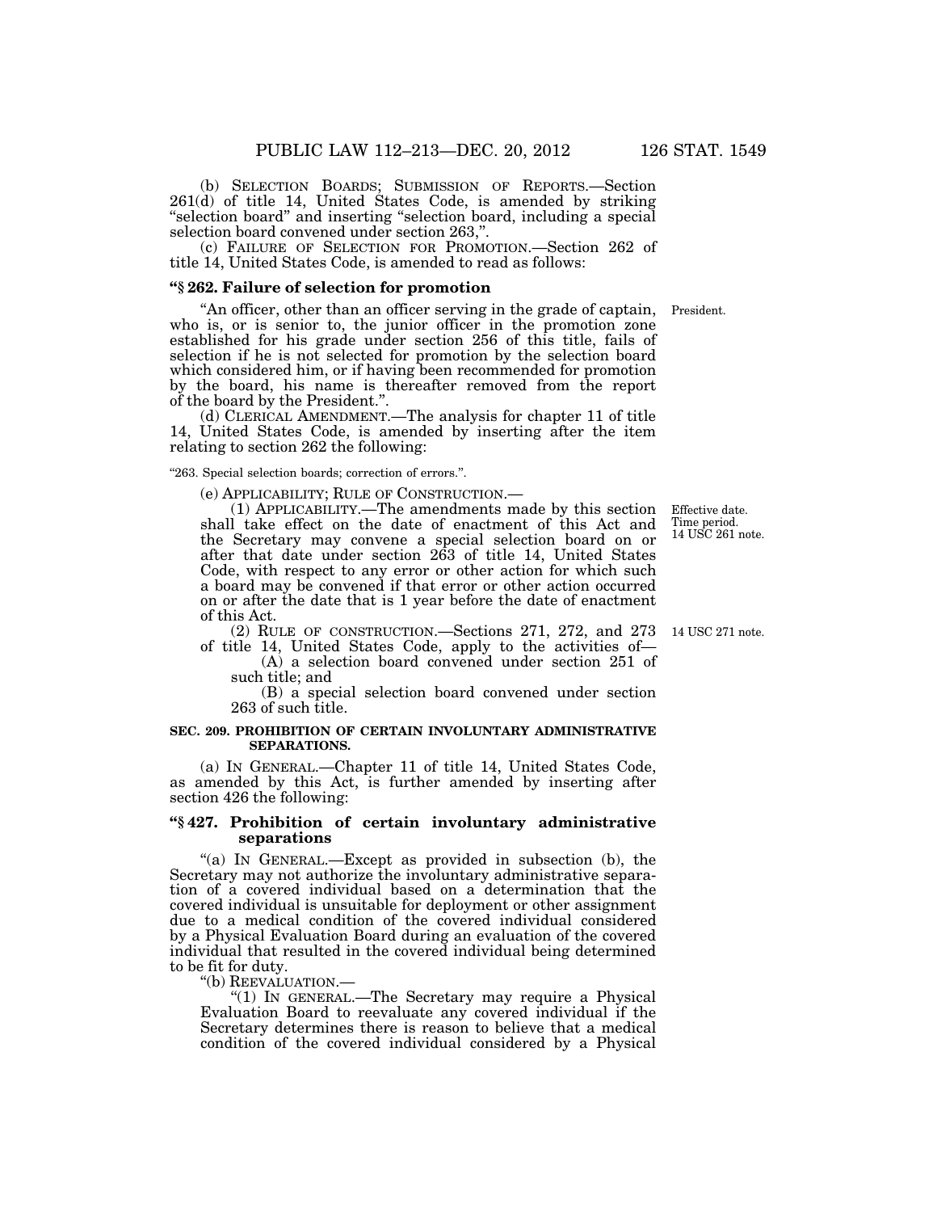(b) SELECTION BOARDS; SUBMISSION OF REPORTS.—Section 261(d) of title 14, United States Code, is amended by striking "selection board" and inserting "selection board, including a special selection board convened under section 263,".

(c) FAILURE OF SELECTION FOR PROMOTION.—Section 262 of title 14, United States Code, is amended to read as follows:

**"§ 262. Failure of selection for promotion**

President.

"An officer, other than an officer serving in the grade of captain, who is, or is senior to, the junior officer in the promotion zone established for his grade under section 256 of this title, fails of selection if he is not selected for promotion by the selection board which considered him, or if having been recommended for promotion by the board, his name is thereafter removed from the report of the board by the President.".

(d) CLERICAL AMENDMENT.—The analysis for chapter 11 of title 14, United States Code, is amended by inserting after the item relating to section 262 the following:

"263. Special selection boards; correction of errors.".

(e) APPLICABILITY; RULE OF CONSTRUCTION.—

Effective date. Time period. 14 USC 261 note.

(1) APPLICABILITY.—The amendments made by this section shall take effect on the date of enactment of this Act and the Secretary may convene a special selection board on or after that date under section 263 of title 14, United States Code, with respect to any error or other action for which such a board may be convened if that error or other action occurred on or after the date that is 1 year before the date of enactment of this Act.

14 USC 271 note.

(2) RULE OF CONSTRUCTION.—Sections 271, 272, and 273 of title 14, United States Code, apply to the activities of—

(A) a selection board convened under section 251 of such title; and

(B) a special selection board convened under section 263 of such title.

**SEC. 209. PROHIBITION OF CERTAIN INVOLUNTARY ADMINISTRATIVE SEPARATIONS.**

(a) IN GENERAL.—Chapter 11 of title 14, United States Code, as amended by this Act, is further amended by inserting after section 426 the following:

**"§ 427. Prohibition of certain involuntary administrative separations**

"(a) IN GENERAL.—Except as provided in subsection (b), the Secretary may not authorize the involuntary administrative separation of a covered individual based on a determination that the covered individual is unsuitable for deployment or other assignment due to a medical condition of the covered individual considered by a Physical Evaluation Board during an evaluation of the covered individual that resulted in the covered individual being determined to be fit for duty.

"(b) REEVALUATION.—

"(1) IN GENERAL.—The Secretary may require a Physical Evaluation Board to reevaluate any covered individual if the Secretary determines there is reason to believe that a medical condition of the covered individual considered by a Physical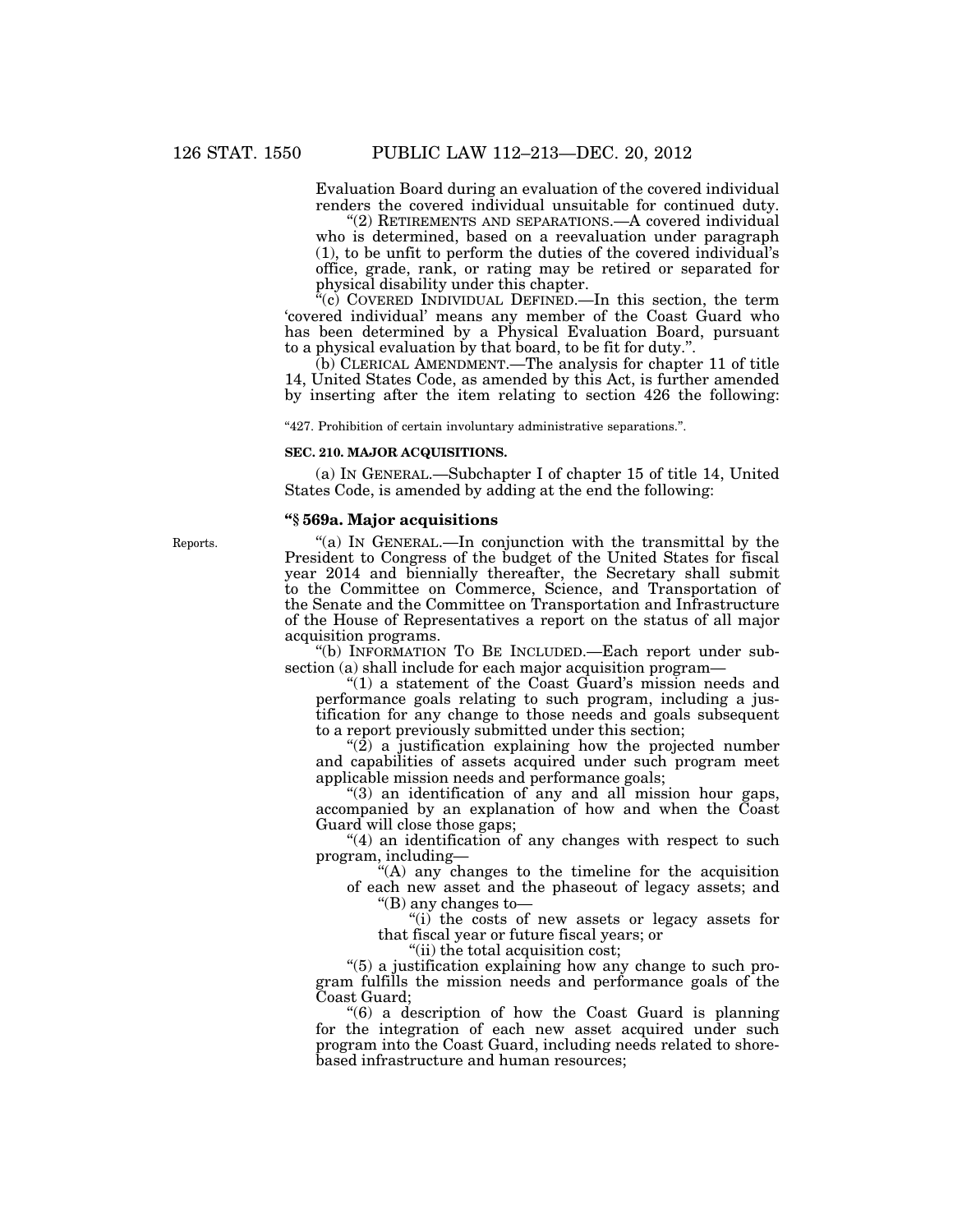Evaluation Board during an evaluation of the covered individual renders the covered individual unsuitable for continued duty.

"(2) RETIREMENTS AND SEPARATIONS.—A covered individual who is determined, based on a reevaluation under paragraph (1), to be unfit to perform the duties of the covered individual's office, grade, rank, or rating may be retired or separated for physical disability under this chapter.

"(c) COVERED INDIVIDUAL DEFINED.—In this section, the term 'covered individual' means any member of the Coast Guard who has been determined by a Physical Evaluation Board, pursuant to a physical evaluation by that board, to be fit for duty.".

(b) CLERICAL AMENDMENT.—The analysis for chapter 11 of title 14, United States Code, as amended by this Act, is further amended by inserting after the item relating to section 426 the following:

"427. Prohibition of certain involuntary administrative separations.".

**SEC. 210. MAJOR ACQUISITIONS.**

(a) IN GENERAL.—Subchapter I of chapter 15 of title 14, United States Code, is amended by adding at the end the following:

**"§ 569a. Major acquisitions**

Reports.

"(a) IN GENERAL.—In conjunction with the transmittal by the President to Congress of the budget of the United States for fiscal year 2014 and biennially thereafter, the Secretary shall submit to the Committee on Commerce, Science, and Transportation of the Senate and the Committee on Transportation and Infrastructure of the House of Representatives a report on the status of all major acquisition programs.

"(b) INFORMATION TO BE INCLUDED.—Each report under subsection (a) shall include for each major acquisition program—

"(1) a statement of the Coast Guard's mission needs and performance goals relating to such program, including a justification for any change to those needs and goals subsequent to a report previously submitted under this section;

"(2) a justification explaining how the projected number and capabilities of assets acquired under such program meet applicable mission needs and performance goals;

"(3) an identification of any and all mission hour gaps, accompanied by an explanation of how and when the Coast Guard will close those gaps;

"(4) an identification of any changes with respect to such program, including—

"(A) any changes to the timeline for the acquisition of each new asset and the phaseout of legacy assets; and

"(B) any changes to—

"(i) the costs of new assets or legacy assets for that fiscal year or future fiscal years; or

"(ii) the total acquisition cost;

"(5) a justification explaining how any change to such program fulfills the mission needs and performance goals of the Coast Guard;

"(6) a description of how the Coast Guard is planning for the integration of each new asset acquired under such program into the Coast Guard, including needs related to shore-based infrastructure and human resources;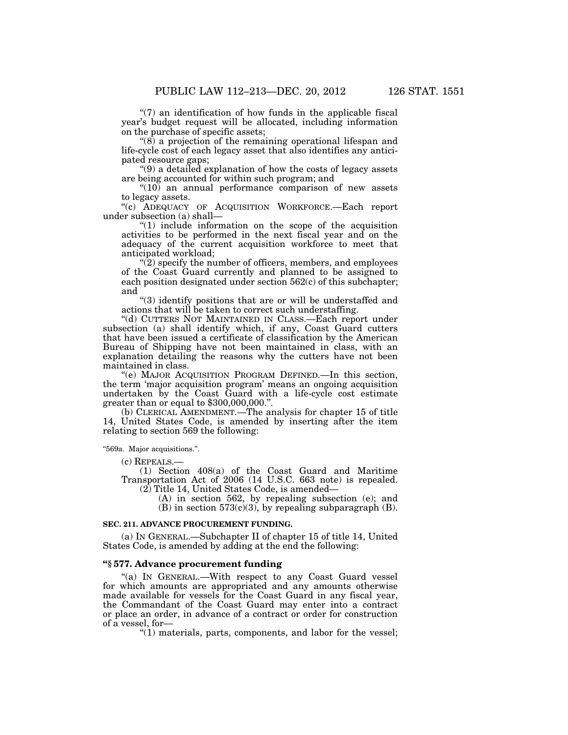"(7) an identification of how funds in the applicable fiscal year's budget request will be allocated, including information on the purchase of specific assets;

"(8) a projection of the remaining operational lifespan and life-cycle cost of each legacy asset that also identifies any anticipated resource gaps;

"(9) a detailed explanation of how the costs of legacy assets are being accounted for within such program; and

"(10) an annual performance comparison of new assets to legacy assets.

"(c) ADEQUACY OF ACQUISITION WORKFORCE.—Each report under subsection (a) shall—

"(1) include information on the scope of the acquisition activities to be performed in the next fiscal year and on the adequacy of the current acquisition workforce to meet that anticipated workload;

"(2) specify the number of officers, members, and employees of the Coast Guard currently and planned to be assigned to each position designated under section 562(c) of this subchapter; and

"(3) identify positions that are or will be understaffed and actions that will be taken to correct such understaffing.

"(d) CUTTERS NOT MAINTAINED IN CLASS.—Each report under subsection (a) shall identify which, if any, Coast Guard cutters that have been issued a certificate of classification by the American Bureau of Shipping have not been maintained in class, with an explanation detailing the reasons why the cutters have not been maintained in class.

"(e) MAJOR ACQUISITION PROGRAM DEFINED.—In this section, the term 'major acquisition program' means an ongoing acquisition undertaken by the Coast Guard with a life-cycle cost estimate greater than or equal to $300,000,000.".

(b) CLERICAL AMENDMENT.—The analysis for chapter 15 of title 14, United States Code, is amended by inserting after the item relating to section 569 the following:

"569a. Major acquisitions.".

(c) REPEALS.—

(1) Section 408(a) of the Coast Guard and Maritime Transportation Act of 2006 (14 U.S.C. 663 note) is repealed.

(2) Title 14, United States Code, is amended—

(A) in section 562, by repealing subsection (e); and

(B) in section 573(c)(3), by repealing subparagraph (B).

**SEC. 211. ADVANCE PROCUREMENT FUNDING.**

(a) IN GENERAL.—Subchapter II of chapter 15 of title 14, United States Code, is amended by adding at the end the following:

**"§ 577. Advance procurement funding**

"(a) IN GENERAL.—With respect to any Coast Guard vessel for which amounts are appropriated and any amounts otherwise made available for vessels for the Coast Guard in any fiscal year, the Commandant of the Coast Guard may enter into a contract or place an order, in advance of a contract or order for construction of a vessel, for—

"(1) materials, parts, components, and labor for the vessel;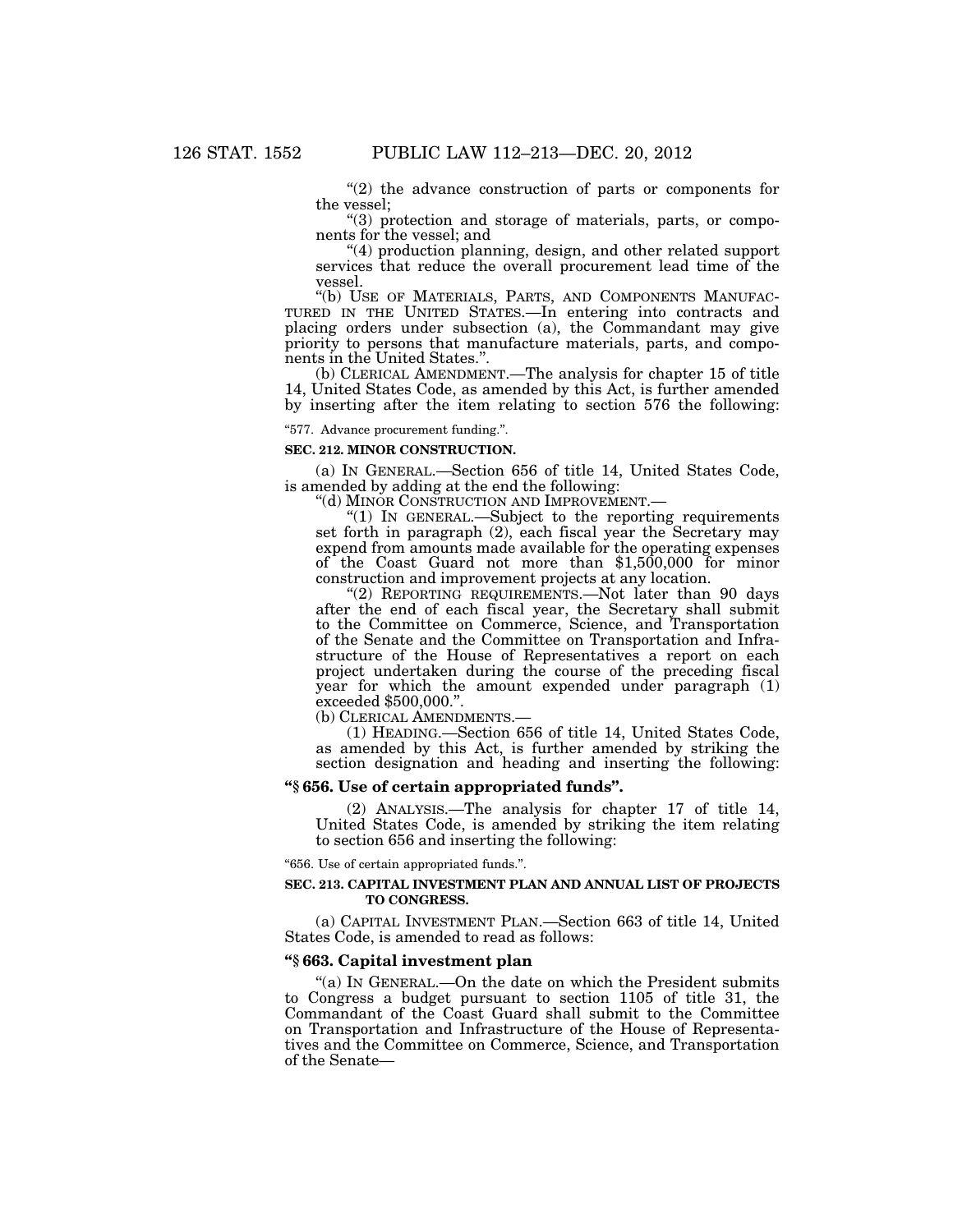"(2) the advance construction of parts or components for the vessel;

"(3) protection and storage of materials, parts, or components for the vessel; and

"(4) production planning, design, and other related support services that reduce the overall procurement lead time of the vessel.

"(b) USE OF MATERIALS, PARTS, AND COMPONENTS MANUFACTURED IN THE UNITED STATES.—In entering into contracts and placing orders under subsection (a), the Commandant may give priority to persons that manufacture materials, parts, and components in the United States.".

(b) CLERICAL AMENDMENT.—The analysis for chapter 15 of title 14, United States Code, as amended by this Act, is further amended by inserting after the item relating to section 576 the following:

"577. Advance procurement funding.".

**SEC. 212. MINOR CONSTRUCTION.**

(a) IN GENERAL.—Section 656 of title 14, United States Code, is amended by adding at the end the following:

"(d) MINOR CONSTRUCTION AND IMPROVEMENT.—

"(1) IN GENERAL.—Subject to the reporting requirements set forth in paragraph (2), each fiscal year the Secretary may expend from amounts made available for the operating expenses of the Coast Guard not more than $1,500,000 for minor construction and improvement projects at any location.

"(2) REPORTING REQUIREMENTS.—Not later than 90 days after the end of each fiscal year, the Secretary shall submit to the Committee on Commerce, Science, and Transportation of the Senate and the Committee on Transportation and Infrastructure of the House of Representatives a report on each project undertaken during the course of the preceding fiscal year for which the amount expended under paragraph (1) exceeded $500,000.".

(b) CLERICAL AMENDMENTS.—

(1) HEADING.—Section 656 of title 14, United States Code, as amended by this Act, is further amended by striking the section designation and heading and inserting the following:

**"§ 656. Use of certain appropriated funds".**

(2) ANALYSIS.—The analysis for chapter 17 of title 14, United States Code, is amended by striking the item relating to section 656 and inserting the following:

"656. Use of certain appropriated funds.".

**SEC. 213. CAPITAL INVESTMENT PLAN AND ANNUAL LIST OF PROJECTS TO CONGRESS.**

(a) CAPITAL INVESTMENT PLAN.—Section 663 of title 14, United States Code, is amended to read as follows:

**"§ 663. Capital investment plan**

"(a) IN GENERAL.—On the date on which the President submits to Congress a budget pursuant to section 1105 of title 31, the Commandant of the Coast Guard shall submit to the Committee on Transportation and Infrastructure of the House of Representatives and the Committee on Commerce, Science, and Transportation of the Senate—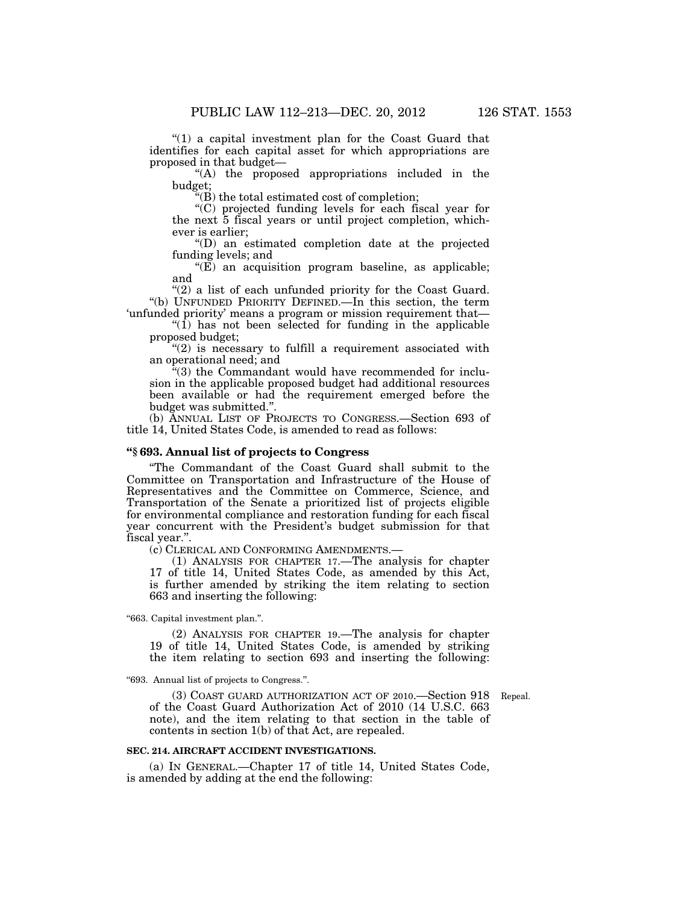"(1) a capital investment plan for the Coast Guard that identifies for each capital asset for which appropriations are proposed in that budget—

"(A) the proposed appropriations included in the budget;

"(B) the total estimated cost of completion;

"(C) projected funding levels for each fiscal year for the next 5 fiscal years or until project completion, whichever is earlier;

"(D) an estimated completion date at the projected funding levels; and

"(E) an acquisition program baseline, as applicable; and

"(2) a list of each unfunded priority for the Coast Guard.

"(b) UNFUNDED PRIORITY DEFINED.—In this section, the term 'unfunded priority' means a program or mission requirement that—

"(1) has not been selected for funding in the applicable proposed budget;

"(2) is necessary to fulfill a requirement associated with an operational need; and

"(3) the Commandant would have recommended for inclusion in the applicable proposed budget had additional resources been available or had the requirement emerged before the budget was submitted.".

(b) ANNUAL LIST OF PROJECTS TO CONGRESS.—Section 693 of title 14, United States Code, is amended to read as follows:

**"§ 693. Annual list of projects to Congress**

"The Commandant of the Coast Guard shall submit to the Committee on Transportation and Infrastructure of the House of Representatives and the Committee on Commerce, Science, and Transportation of the Senate a prioritized list of projects eligible for environmental compliance and restoration funding for each fiscal year concurrent with the President's budget submission for that fiscal year.".

(c) CLERICAL AND CONFORMING AMENDMENTS.—

(1) ANALYSIS FOR CHAPTER 17.—The analysis for chapter 17 of title 14, United States Code, as amended by this Act, is further amended by striking the item relating to section 663 and inserting the following:

"663. Capital investment plan.".

(2) ANALYSIS FOR CHAPTER 19.—The analysis for chapter 19 of title 14, United States Code, is amended by striking the item relating to section 693 and inserting the following:

"693. Annual list of projects to Congress.".

(3) COAST GUARD AUTHORIZATION ACT OF 2010.—Section 918 of the Coast Guard Authorization Act of 2010 (14 U.S.C. 663 note), and the item relating to that section in the table of contents in section 1(b) of that Act, are repealed.

Repeal.

**SEC. 214. AIRCRAFT ACCIDENT INVESTIGATIONS.**

(a) IN GENERAL.—Chapter 17 of title 14, United States Code, is amended by adding at the end the following: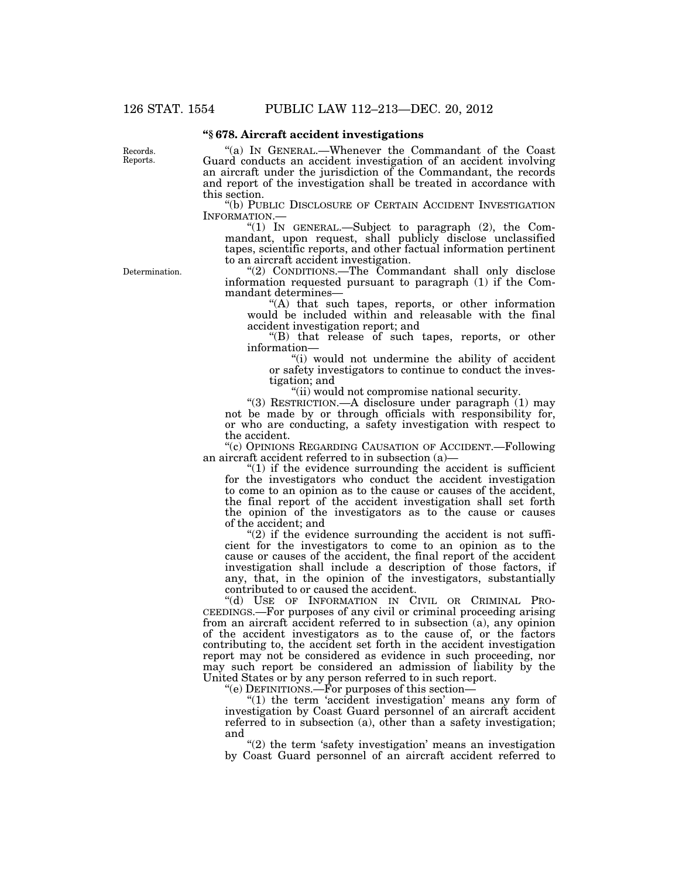### "§ 678. Aircraft accident investigations

Records. Reports.

"(a) IN GENERAL.—Whenever the Commandant of the Coast Guard conducts an accident investigation of an accident involving an aircraft under the jurisdiction of the Commandant, the records and report of the investigation shall be treated in accordance with this section.

"(b) PUBLIC DISCLOSURE OF CERTAIN ACCIDENT INVESTIGATION INFORMATION.—

"(1) IN GENERAL.—Subject to paragraph (2), the Commandant, upon request, shall publicly disclose unclassified tapes, scientific reports, and other factual information pertinent to an aircraft accident investigation.

Determination.

"(2) CONDITIONS.—The Commandant shall only disclose information requested pursuant to paragraph (1) if the Commandant determines—

"(A) that such tapes, reports, or other information would be included within and releasable with the final accident investigation report; and

"(B) that release of such tapes, reports, or other information—

"(i) would not undermine the ability of accident or safety investigators to continue to conduct the investigation; and

"(ii) would not compromise national security.

"(3) RESTRICTION.—A disclosure under paragraph (1) may not be made by or through officials with responsibility for, or who are conducting, a safety investigation with respect to the accident.

"(c) OPINIONS REGARDING CAUSATION OF ACCIDENT.—Following an aircraft accident referred to in subsection (a)—

"(1) if the evidence surrounding the accident is sufficient for the investigators who conduct the accident investigation to come to an opinion as to the cause or causes of the accident, the final report of the accident investigation shall set forth the opinion of the investigators as to the cause or causes of the accident; and

"(2) if the evidence surrounding the accident is not sufficient for the investigators to come to an opinion as to the cause or causes of the accident, the final report of the accident investigation shall include a description of those factors, if any, that, in the opinion of the investigators, substantially contributed to or caused the accident.

"(d) USE OF INFORMATION IN CIVIL OR CRIMINAL PROCEEDINGS.—For purposes of any civil or criminal proceeding arising from an aircraft accident referred to in subsection (a), any opinion of the accident investigators as to the cause of, or the factors contributing to, the accident set forth in the accident investigation report may not be considered as evidence in such proceeding, nor may such report be considered an admission of liability by the United States or by any person referred to in such report.

"(e) DEFINITIONS.—For purposes of this section—

"(1) the term 'accident investigation' means any form of investigation by Coast Guard personnel of an aircraft accident referred to in subsection (a), other than a safety investigation; and

"(2) the term 'safety investigation' means an investigation by Coast Guard personnel of an aircraft accident referred to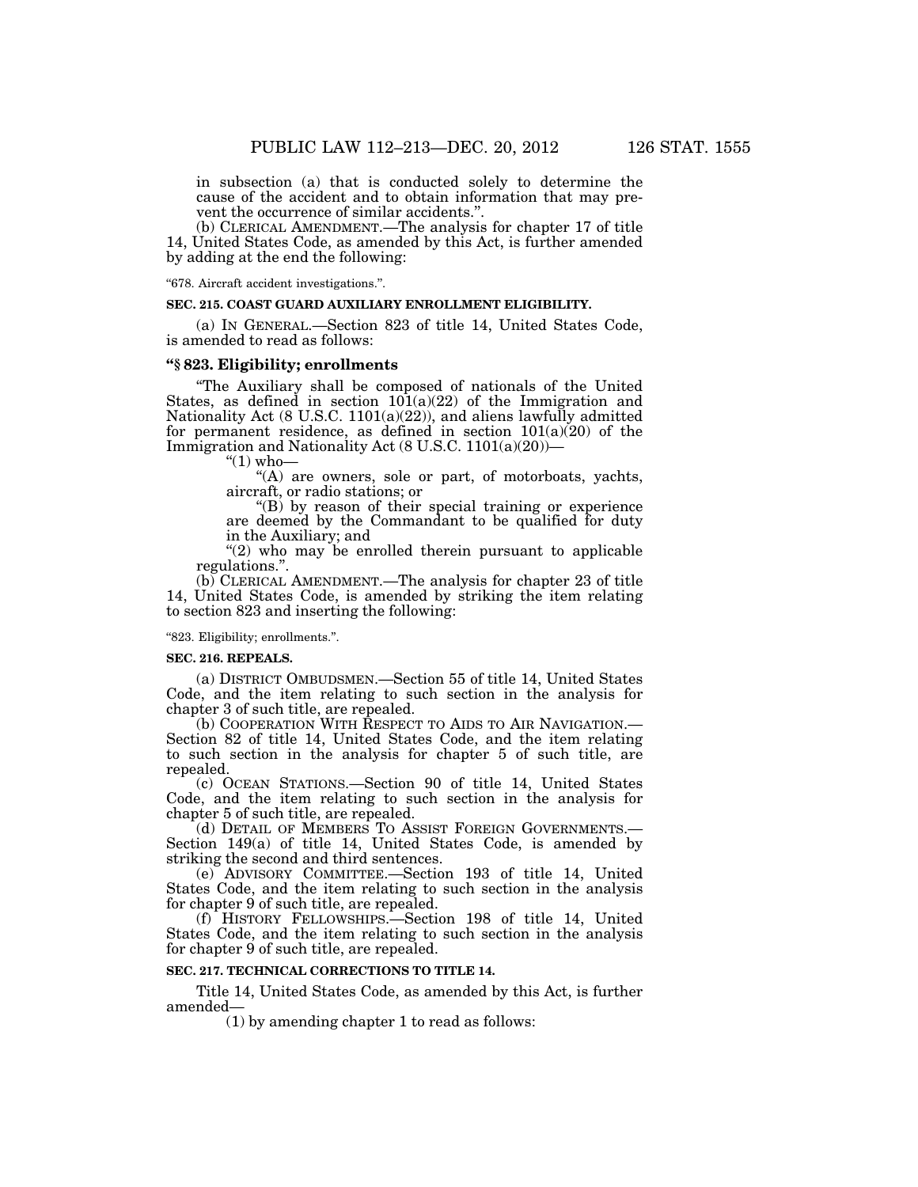in subsection (a) that is conducted solely to determine the cause of the accident and to obtain information that may prevent the occurrence of similar accidents.".

(b) CLERICAL AMENDMENT.—The analysis for chapter 17 of title 14, United States Code, as amended by this Act, is further amended by adding at the end the following:

"678. Aircraft accident investigations.".

**SEC. 215. COAST GUARD AUXILIARY ENROLLMENT ELIGIBILITY.**

(a) IN GENERAL.—Section 823 of title 14, United States Code, is amended to read as follows:

**"§ 823. Eligibility; enrollments**

"The Auxiliary shall be composed of nationals of the United States, as defined in section 101(a)(22) of the Immigration and Nationality Act (8 U.S.C. 1101(a)(22)), and aliens lawfully admitted for permanent residence, as defined in section 101(a)(20) of the Immigration and Nationality Act (8 U.S.C. 1101(a)(20))—

"(1) who—

"(A) are owners, sole or part, of motorboats, yachts, aircraft, or radio stations; or

"(B) by reason of their special training or experience are deemed by the Commandant to be qualified for duty in the Auxiliary; and

"(2) who may be enrolled therein pursuant to applicable regulations.".

(b) CLERICAL AMENDMENT.—The analysis for chapter 23 of title 14, United States Code, is amended by striking the item relating to section 823 and inserting the following:

"823. Eligibility; enrollments.".

**SEC. 216. REPEALS.**

(a) DISTRICT OMBUDSMEN.—Section 55 of title 14, United States Code, and the item relating to such section in the analysis for chapter 3 of such title, are repealed.

(b) COOPERATION WITH RESPECT TO AIDS TO AIR NAVIGATION.—Section 82 of title 14, United States Code, and the item relating to such section in the analysis for chapter 5 of such title, are repealed.

(c) OCEAN STATIONS.—Section 90 of title 14, United States Code, and the item relating to such section in the analysis for chapter 5 of such title, are repealed.

(d) DETAIL OF MEMBERS TO ASSIST FOREIGN GOVERNMENTS.—Section 149(a) of title 14, United States Code, is amended by striking the second and third sentences.

(e) ADVISORY COMMITTEE.—Section 193 of title 14, United States Code, and the item relating to such section in the analysis for chapter 9 of such title, are repealed.

(f) HISTORY FELLOWSHIPS.—Section 198 of title 14, United States Code, and the item relating to such section in the analysis for chapter 9 of such title, are repealed.

**SEC. 217. TECHNICAL CORRECTIONS TO TITLE 14.**

Title 14, United States Code, as amended by this Act, is further amended—

(1) by amending chapter 1 to read as follows: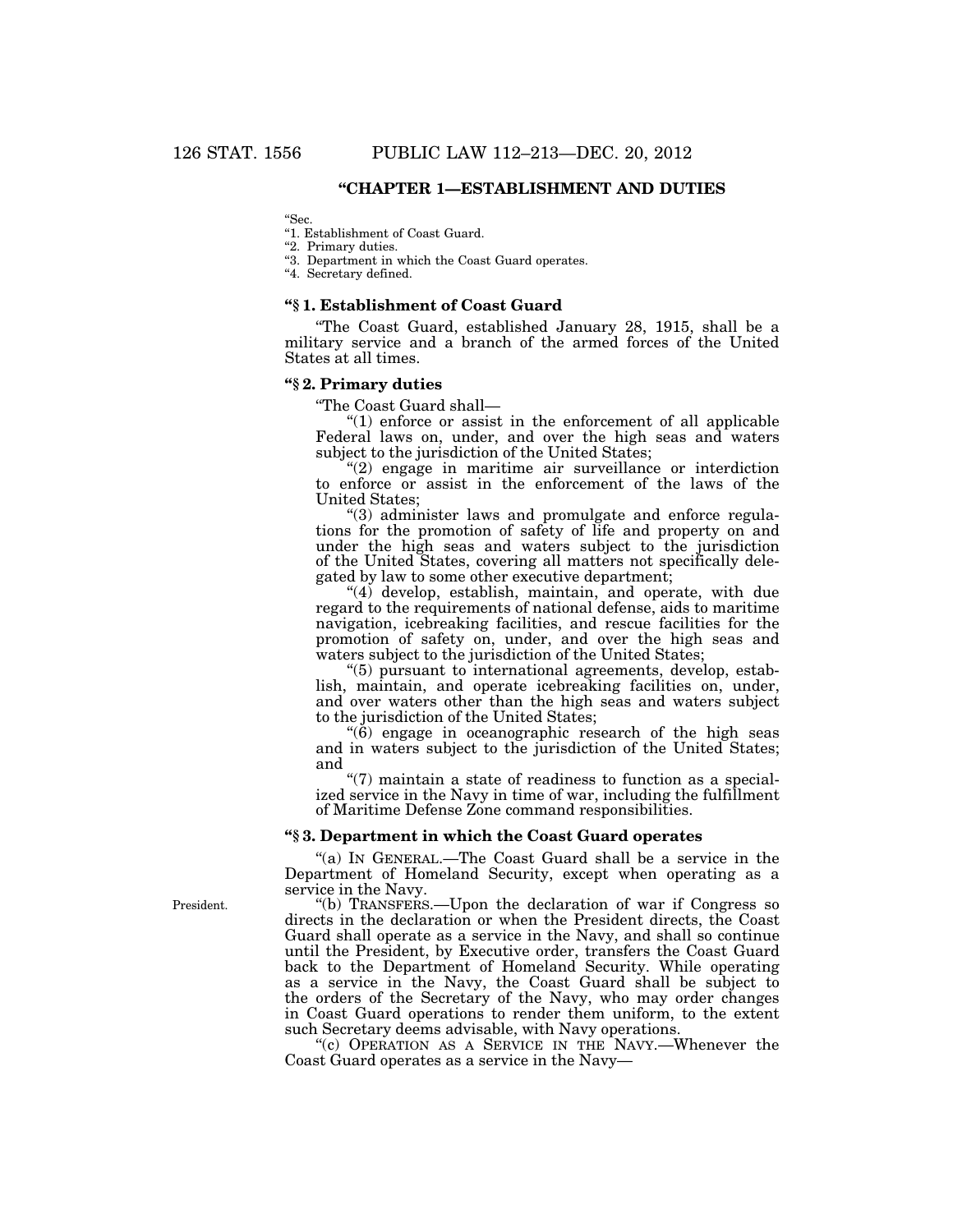### "CHAPTER 1—ESTABLISHMENT AND DUTIES

"Sec.
"1. Establishment of Coast Guard.
"2. Primary duties.
"3. Department in which the Coast Guard operates.
"4. Secretary defined.

#### "§ 1. Establishment of Coast Guard

"The Coast Guard, established January 28, 1915, shall be a military service and a branch of the armed forces of the United States at all times.

#### "§ 2. Primary duties

"The Coast Guard shall—

"(1) enforce or assist in the enforcement of all applicable Federal laws on, under, and over the high seas and waters subject to the jurisdiction of the United States;

"(2) engage in maritime air surveillance or interdiction to enforce or assist in the enforcement of the laws of the United States;

"(3) administer laws and promulgate and enforce regulations for the promotion of safety of life and property on and under the high seas and waters subject to the jurisdiction of the United States, covering all matters not specifically delegated by law to some other executive department;

"(4) develop, establish, maintain, and operate, with due regard to the requirements of national defense, aids to maritime navigation, icebreaking facilities, and rescue facilities for the promotion of safety on, under, and over the high seas and waters subject to the jurisdiction of the United States;

"(5) pursuant to international agreements, develop, establish, maintain, and operate icebreaking facilities on, under, and over waters other than the high seas and waters subject to the jurisdiction of the United States;

"(6) engage in oceanographic research of the high seas and in waters subject to the jurisdiction of the United States; and

"(7) maintain a state of readiness to function as a specialized service in the Navy in time of war, including the fulfillment of Maritime Defense Zone command responsibilities.

#### "§ 3. Department in which the Coast Guard operates

"(a) IN GENERAL.—The Coast Guard shall be a service in the Department of Homeland Security, except when operating as a service in the Navy.

President.

"(b) TRANSFERS.—Upon the declaration of war if Congress so directs in the declaration or when the President directs, the Coast Guard shall operate as a service in the Navy, and shall so continue until the President, by Executive order, transfers the Coast Guard back to the Department of Homeland Security. While operating as a service in the Navy, the Coast Guard shall be subject to the orders of the Secretary of the Navy, who may order changes in Coast Guard operations to render them uniform, to the extent such Secretary deems advisable, with Navy operations.

"(c) OPERATION AS A SERVICE IN THE NAVY.—Whenever the Coast Guard operates as a service in the Navy—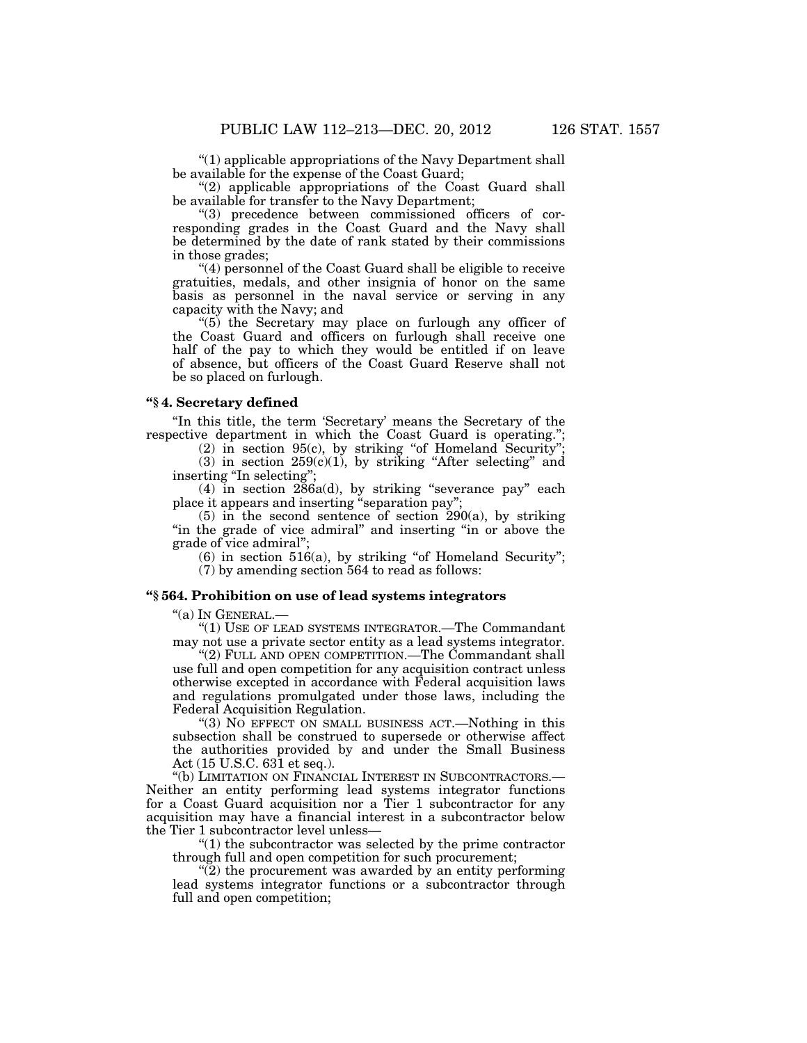"(1) applicable appropriations of the Navy Department shall be available for the expense of the Coast Guard;

"(2) applicable appropriations of the Coast Guard shall be available for transfer to the Navy Department;

"(3) precedence between commissioned officers of corresponding grades in the Coast Guard and the Navy shall be determined by the date of rank stated by their commissions in those grades;

"(4) personnel of the Coast Guard shall be eligible to receive gratuities, medals, and other insignia of honor on the same basis as personnel in the naval service or serving in any capacity with the Navy; and

"(5) the Secretary may place on furlough any officer of the Coast Guard and officers on furlough shall receive one half of the pay to which they would be entitled if on leave of absence, but officers of the Coast Guard Reserve shall not be so placed on furlough.

**"§ 4. Secretary defined**

"In this title, the term 'Secretary' means the Secretary of the respective department in which the Coast Guard is operating.";

(2) in section 95(c), by striking "of Homeland Security";

(3) in section 259(c)(1), by striking "After selecting" and inserting "In selecting";

(4) in section 286a(d), by striking "severance pay" each place it appears and inserting "separation pay";

(5) in the second sentence of section 290(a), by striking "in the grade of vice admiral" and inserting "in or above the grade of vice admiral";

(6) in section 516(a), by striking "of Homeland Security";

(7) by amending section 564 to read as follows:

**"§ 564. Prohibition on use of lead systems integrators**

"(a) IN GENERAL.—

"(1) USE OF LEAD SYSTEMS INTEGRATOR.—The Commandant may not use a private sector entity as a lead systems integrator.

"(2) FULL AND OPEN COMPETITION.—The Commandant shall use full and open competition for any acquisition contract unless otherwise excepted in accordance with Federal acquisition laws and regulations promulgated under those laws, including the Federal Acquisition Regulation.

"(3) NO EFFECT ON SMALL BUSINESS ACT.—Nothing in this subsection shall be construed to supersede or otherwise affect the authorities provided by and under the Small Business Act (15 U.S.C. 631 et seq.).

"(b) LIMITATION ON FINANCIAL INTEREST IN SUBCONTRACTORS.—Neither an entity performing lead systems integrator functions for a Coast Guard acquisition nor a Tier 1 subcontractor for any acquisition may have a financial interest in a subcontractor below the Tier 1 subcontractor level unless—

"(1) the subcontractor was selected by the prime contractor through full and open competition for such procurement;

"(2) the procurement was awarded by an entity performing lead systems integrator functions or a subcontractor through full and open competition;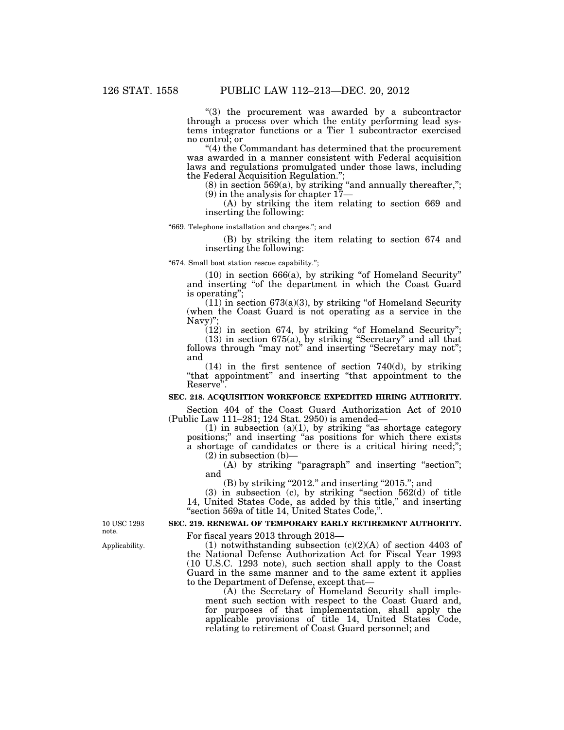"(3) the procurement was awarded by a subcontractor through a process over which the entity performing lead systems integrator functions or a Tier 1 subcontractor exercised no control; or

"(4) the Commandant has determined that the procurement was awarded in a manner consistent with Federal acquisition laws and regulations promulgated under those laws, including the Federal Acquisition Regulation.";

(8) in section 569(a), by striking "and annually thereafter,";

(9) in the analysis for chapter 17—

(A) by striking the item relating to section 669 and inserting the following:

"669. Telephone installation and charges."; and

(B) by striking the item relating to section 674 and inserting the following:

"674. Small boat station rescue capability.";

(10) in section 666(a), by striking "of Homeland Security" and inserting "of the department in which the Coast Guard is operating";

(11) in section 673(a)(3), by striking "of Homeland Security (when the Coast Guard is not operating as a service in the Navy)";

(12) in section 674, by striking "of Homeland Security";

(13) in section 675(a), by striking "Secretary" and all that follows through "may not" and inserting "Secretary may not"; and

(14) in the first sentence of section 740(d), by striking "that appointment" and inserting "that appointment to the Reserve".

**SEC. 218. ACQUISITION WORKFORCE EXPEDITED HIRING AUTHORITY.**

Section 404 of the Coast Guard Authorization Act of 2010 (Public Law 111–281; 124 Stat. 2950) is amended—

(1) in subsection (a)(1), by striking "as shortage category positions;" and inserting "as positions for which there exists a shortage of candidates or there is a critical hiring need;";

(2) in subsection (b)—

(A) by striking "paragraph" and inserting "section"; and

(B) by striking "2012." and inserting "2015."; and

(3) in subsection (c), by striking "section 562(d) of title 14, United States Code, as added by this title," and inserting "section 569a of title 14, United States Code,".

10 USC 1293 note.

**SEC. 219. RENEWAL OF TEMPORARY EARLY RETIREMENT AUTHORITY.**

Applicability.

For fiscal years 2013 through 2018—

(1) notwithstanding subsection (c)(2)(A) of section 4403 of the National Defense Authorization Act for Fiscal Year 1993 (10 U.S.C. 1293 note), such section shall apply to the Coast Guard in the same manner and to the same extent it applies to the Department of Defense, except that—

(A) the Secretary of Homeland Security shall implement such section with respect to the Coast Guard and, for purposes of that implementation, shall apply the applicable provisions of title 14, United States Code, relating to retirement of Coast Guard personnel; and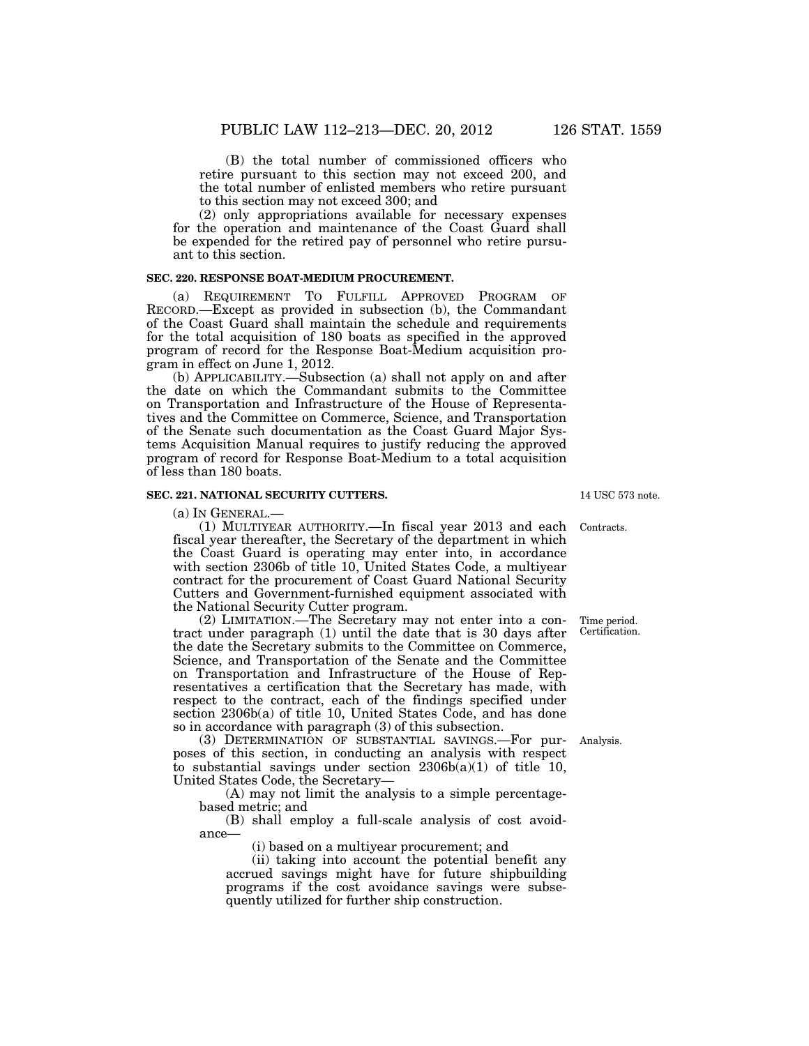(B) the total number of commissioned officers who retire pursuant to this section may not exceed 200, and the total number of enlisted members who retire pursuant to this section may not exceed 300; and

(2) only appropriations available for necessary expenses for the operation and maintenance of the Coast Guard shall be expended for the retired pay of personnel who retire pursuant to this section.

**SEC. 220. RESPONSE BOAT-MEDIUM PROCUREMENT.**

(a) REQUIREMENT TO FULFILL APPROVED PROGRAM OF RECORD.—Except as provided in subsection (b), the Commandant of the Coast Guard shall maintain the schedule and requirements for the total acquisition of 180 boats as specified in the approved program of record for the Response Boat-Medium acquisition program in effect on June 1, 2012.

(b) APPLICABILITY.—Subsection (a) shall not apply on and after the date on which the Commandant submits to the Committee on Transportation and Infrastructure of the House of Representatives and the Committee on Commerce, Science, and Transportation of the Senate such documentation as the Coast Guard Major Systems Acquisition Manual requires to justify reducing the approved program of record for Response Boat-Medium to a total acquisition of less than 180 boats.

**SEC. 221. NATIONAL SECURITY CUTTERS.**

14 USC 573 note.

(a) IN GENERAL.—

Contracts.

(1) MULTIYEAR AUTHORITY.—In fiscal year 2013 and each fiscal year thereafter, the Secretary of the department in which the Coast Guard is operating may enter into, in accordance with section 2306b of title 10, United States Code, a multiyear contract for the procurement of Coast Guard National Security Cutters and Government-furnished equipment associated with the National Security Cutter program.

Time period. Certification.

(2) LIMITATION.—The Secretary may not enter into a contract under paragraph (1) until the date that is 30 days after the date the Secretary submits to the Committee on Commerce, Science, and Transportation of the Senate and the Committee on Transportation and Infrastructure of the House of Representatives a certification that the Secretary has made, with respect to the contract, each of the findings specified under section 2306b(a) of title 10, United States Code, and has done so in accordance with paragraph (3) of this subsection.

Analysis.

(3) DETERMINATION OF SUBSTANTIAL SAVINGS.—For purposes of this section, in conducting an analysis with respect to substantial savings under section 2306b(a)(1) of title 10, United States Code, the Secretary—

(A) may not limit the analysis to a simple percentage-based metric; and

(B) shall employ a full-scale analysis of cost avoidance—

(i) based on a multiyear procurement; and

(ii) taking into account the potential benefit any accrued savings might have for future shipbuilding programs if the cost avoidance savings were subsequently utilized for further ship construction.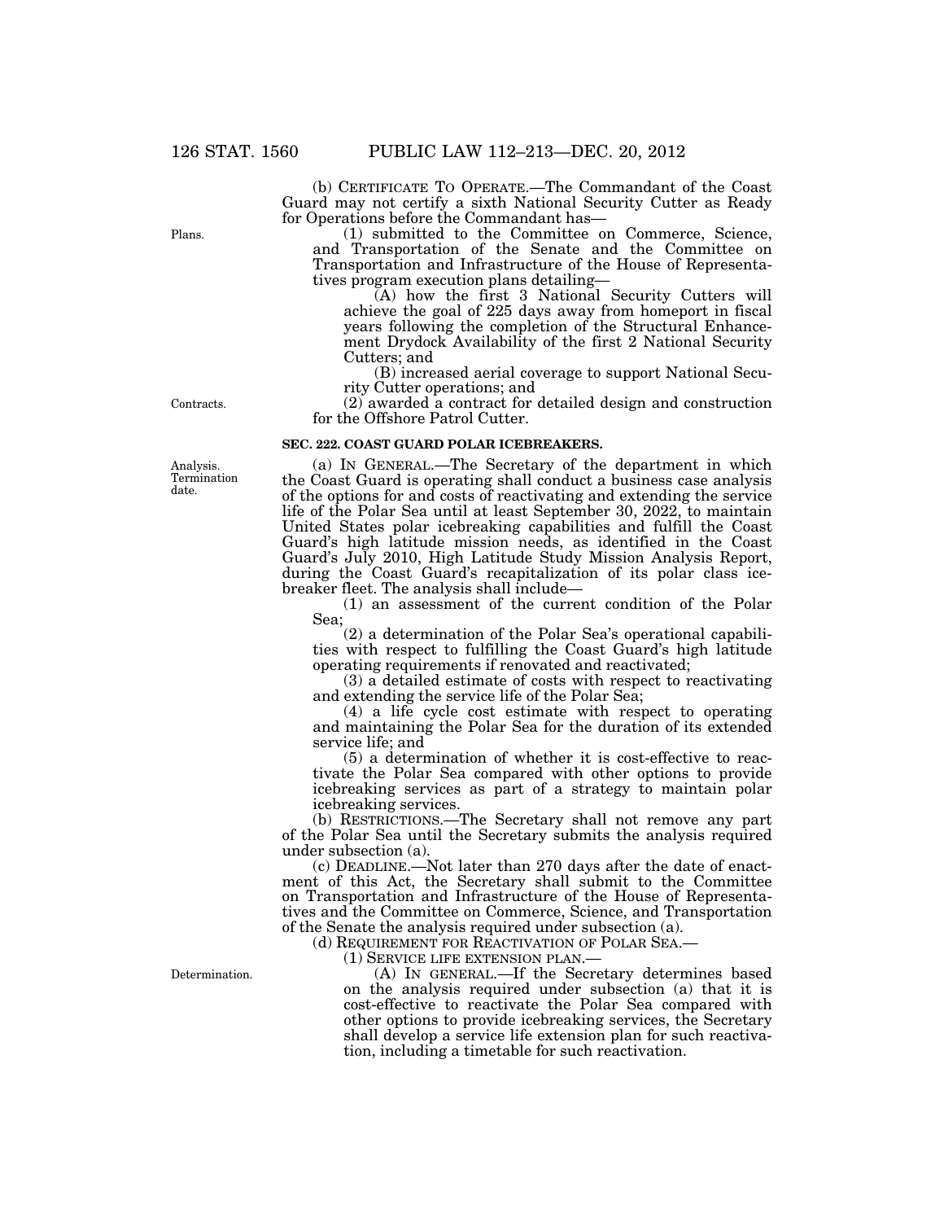(b) CERTIFICATE TO OPERATE.—The Commandant of the Coast Guard may not certify a sixth National Security Cutter as Ready for Operations before the Commandant has—

Plans.

(1) submitted to the Committee on Commerce, Science, and Transportation of the Senate and the Committee on Transportation and Infrastructure of the House of Representatives program execution plans detailing—

(A) how the first 3 National Security Cutters will achieve the goal of 225 days away from homeport in fiscal years following the completion of the Structural Enhancement Drydock Availability of the first 2 National Security Cutters; and

(B) increased aerial coverage to support National Security Cutter operations; and

Contracts.

(2) awarded a contract for detailed design and construction for the Offshore Patrol Cutter.

**SEC. 222. COAST GUARD POLAR ICEBREAKERS.**

Analysis. Termination date.

(a) IN GENERAL.—The Secretary of the department in which the Coast Guard is operating shall conduct a business case analysis of the options for and costs of reactivating and extending the service life of the Polar Sea until at least September 30, 2022, to maintain United States polar icebreaking capabilities and fulfill the Coast Guard's high latitude mission needs, as identified in the Coast Guard's July 2010, High Latitude Study Mission Analysis Report, during the Coast Guard's recapitalization of its polar class icebreaker fleet. The analysis shall include—

(1) an assessment of the current condition of the Polar Sea;

(2) a determination of the Polar Sea's operational capabilities with respect to fulfilling the Coast Guard's high latitude operating requirements if renovated and reactivated;

(3) a detailed estimate of costs with respect to reactivating and extending the service life of the Polar Sea;

(4) a life cycle cost estimate with respect to operating and maintaining the Polar Sea for the duration of its extended service life; and

(5) a determination of whether it is cost-effective to reactivate the Polar Sea compared with other options to provide icebreaking services as part of a strategy to maintain polar icebreaking services.

(b) RESTRICTIONS.—The Secretary shall not remove any part of the Polar Sea until the Secretary submits the analysis required under subsection (a).

(c) DEADLINE.—Not later than 270 days after the date of enactment of this Act, the Secretary shall submit to the Committee on Transportation and Infrastructure of the House of Representatives and the Committee on Commerce, Science, and Transportation of the Senate the analysis required under subsection (a).

(d) REQUIREMENT FOR REACTIVATION OF POLAR SEA.—

(1) SERVICE LIFE EXTENSION PLAN.—

Determination.

(A) IN GENERAL.—If the Secretary determines based on the analysis required under subsection (a) that it is cost-effective to reactivate the Polar Sea compared with other options to provide icebreaking services, the Secretary shall develop a service life extension plan for such reactivation, including a timetable for such reactivation.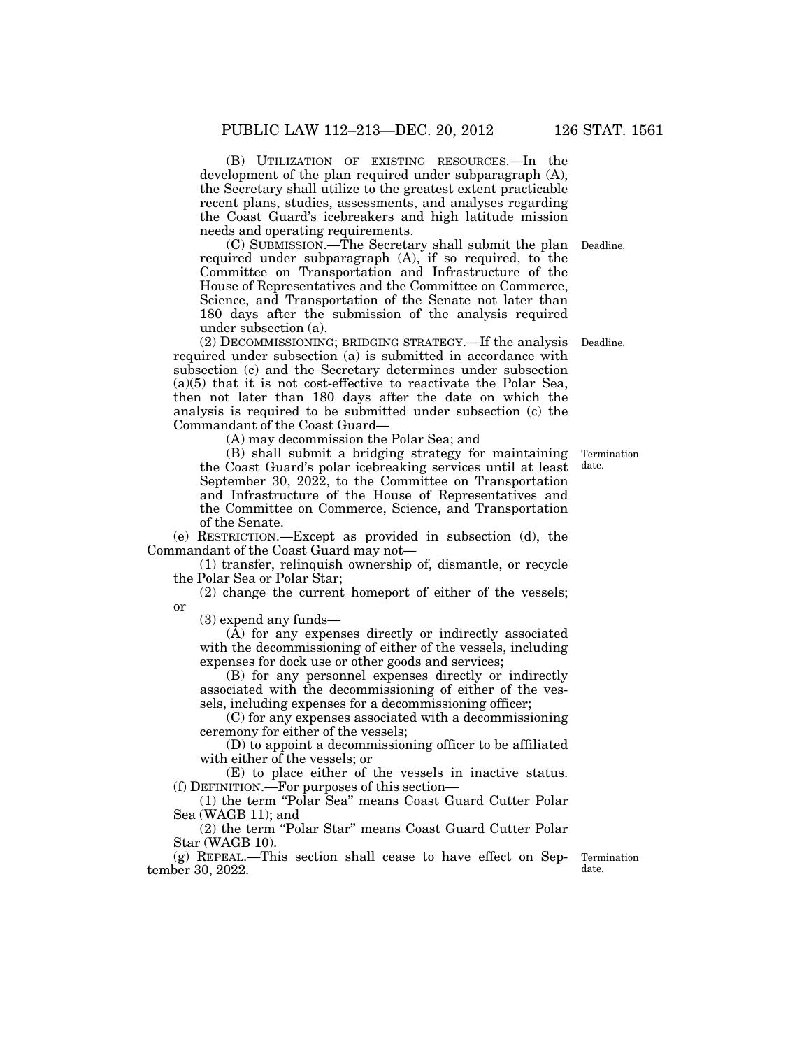(B) UTILIZATION OF EXISTING RESOURCES.—In the development of the plan required under subparagraph (A), the Secretary shall utilize to the greatest extent practicable recent plans, studies, assessments, and analyses regarding the Coast Guard's icebreakers and high latitude mission needs and operating requirements.

Deadline.

(C) SUBMISSION.—The Secretary shall submit the plan required under subparagraph (A), if so required, to the Committee on Transportation and Infrastructure of the House of Representatives and the Committee on Commerce, Science, and Transportation of the Senate not later than 180 days after the submission of the analysis required under subsection (a).

Deadline.

(2) DECOMMISSIONING; BRIDGING STRATEGY.—If the analysis required under subsection (a) is submitted in accordance with subsection (c) and the Secretary determines under subsection (a)(5) that it is not cost-effective to reactivate the Polar Sea, then not later than 180 days after the date on which the analysis is required to be submitted under subsection (c) the Commandant of the Coast Guard—

(A) may decommission the Polar Sea; and

Termination date.

(B) shall submit a bridging strategy for maintaining the Coast Guard's polar icebreaking services until at least September 30, 2022, to the Committee on Transportation and Infrastructure of the House of Representatives and the Committee on Commerce, Science, and Transportation of the Senate.

(e) RESTRICTION.—Except as provided in subsection (d), the Commandant of the Coast Guard may not—

(1) transfer, relinquish ownership of, dismantle, or recycle the Polar Sea or Polar Star;

(2) change the current homeport of either of the vessels; or

(3) expend any funds—

(A) for any expenses directly or indirectly associated with the decommissioning of either of the vessels, including expenses for dock use or other goods and services;

(B) for any personnel expenses directly or indirectly associated with the decommissioning of either of the vessels, including expenses for a decommissioning officer;

(C) for any expenses associated with a decommissioning ceremony for either of the vessels;

(D) to appoint a decommissioning officer to be affiliated with either of the vessels; or

(E) to place either of the vessels in inactive status.

(f) DEFINITION.—For purposes of this section—

(1) the term "Polar Sea" means Coast Guard Cutter Polar Sea (WAGB 11); and

(2) the term "Polar Star" means Coast Guard Cutter Polar Star (WAGB 10).

Termination date.

(g) REPEAL.—This section shall cease to have effect on September 30, 2022.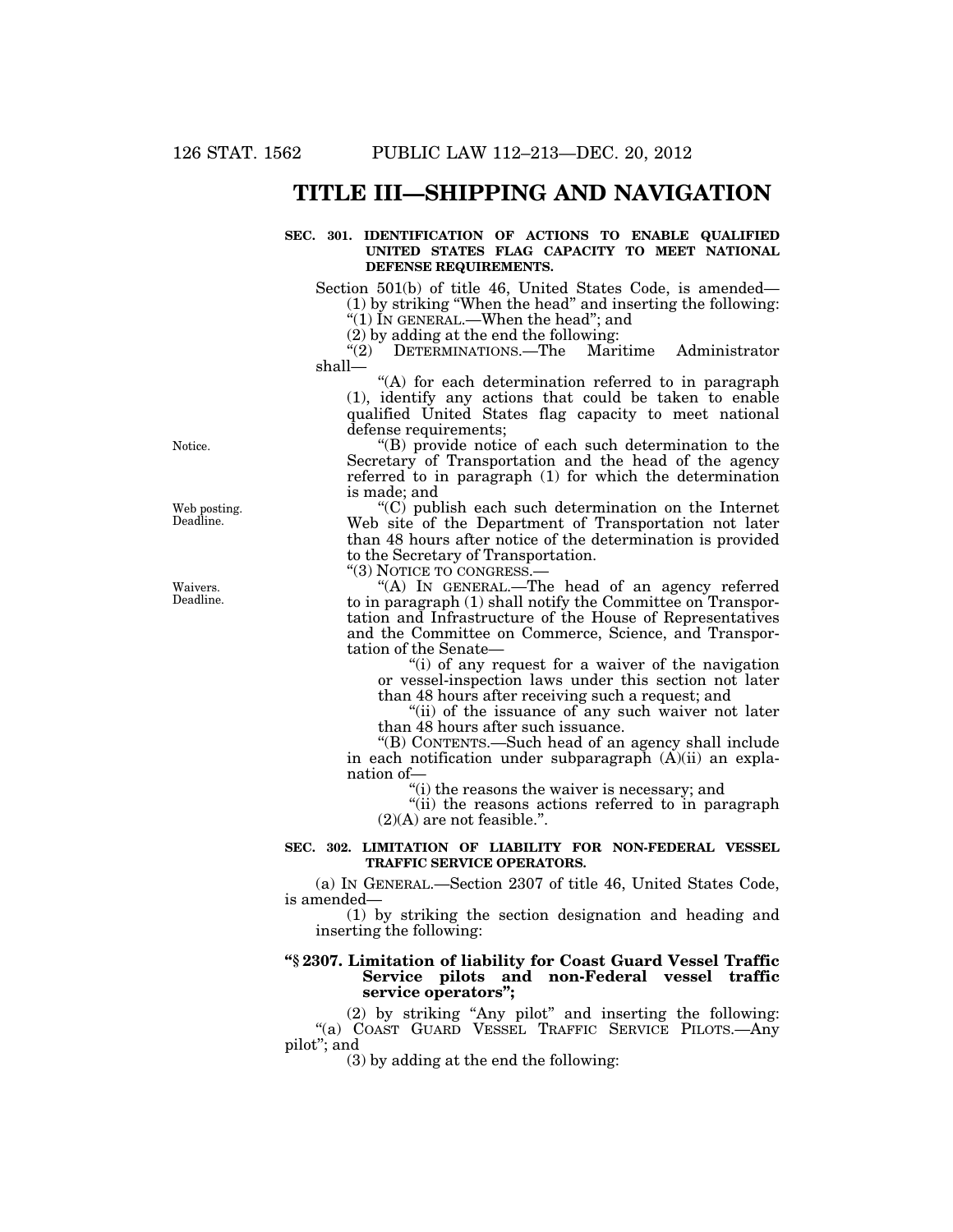# TITLE III—SHIPPING AND NAVIGATION

**SEC. 301. IDENTIFICATION OF ACTIONS TO ENABLE QUALIFIED UNITED STATES FLAG CAPACITY TO MEET NATIONAL DEFENSE REQUIREMENTS.**

Section 501(b) of title 46, United States Code, is amended—

(1) by striking "When the head" and inserting the following: "(1) IN GENERAL.—When the head"; and

(2) by adding at the end the following:

"(2) DETERMINATIONS.—The Maritime Administrator shall—

"(A) for each determination referred to in paragraph (1), identify any actions that could be taken to enable qualified United States flag capacity to meet national defense requirements;

Notice.

"(B) provide notice of each such determination to the Secretary of Transportation and the head of the agency referred to in paragraph (1) for which the determination is made; and

Web posting. Deadline.

"(C) publish each such determination on the Internet Web site of the Department of Transportation not later than 48 hours after notice of the determination is provided to the Secretary of Transportation.

"(3) NOTICE TO CONGRESS.—

Waivers. Deadline.

"(A) IN GENERAL.—The head of an agency referred to in paragraph (1) shall notify the Committee on Transportation and Infrastructure of the House of Representatives and the Committee on Commerce, Science, and Transportation of the Senate—

"(i) of any request for a waiver of the navigation or vessel-inspection laws under this section not later than 48 hours after receiving such a request; and

"(ii) of the issuance of any such waiver not later than 48 hours after such issuance.

"(B) CONTENTS.—Such head of an agency shall include in each notification under subparagraph (A)(ii) an explanation of—

"(i) the reasons the waiver is necessary; and

"(ii) the reasons actions referred to in paragraph (2)(A) are not feasible.".

**SEC. 302. LIMITATION OF LIABILITY FOR NON-FEDERAL VESSEL TRAFFIC SERVICE OPERATORS.**

(a) IN GENERAL.—Section 2307 of title 46, United States Code, is amended—

(1) by striking the section designation and heading and inserting the following:

**"§ 2307. Limitation of liability for Coast Guard Vessel Traffic Service pilots and non-Federal vessel traffic service operators";**

(2) by striking "Any pilot" and inserting the following: "(a) COAST GUARD VESSEL TRAFFIC SERVICE PILOTS.—Any pilot"; and

(3) by adding at the end the following: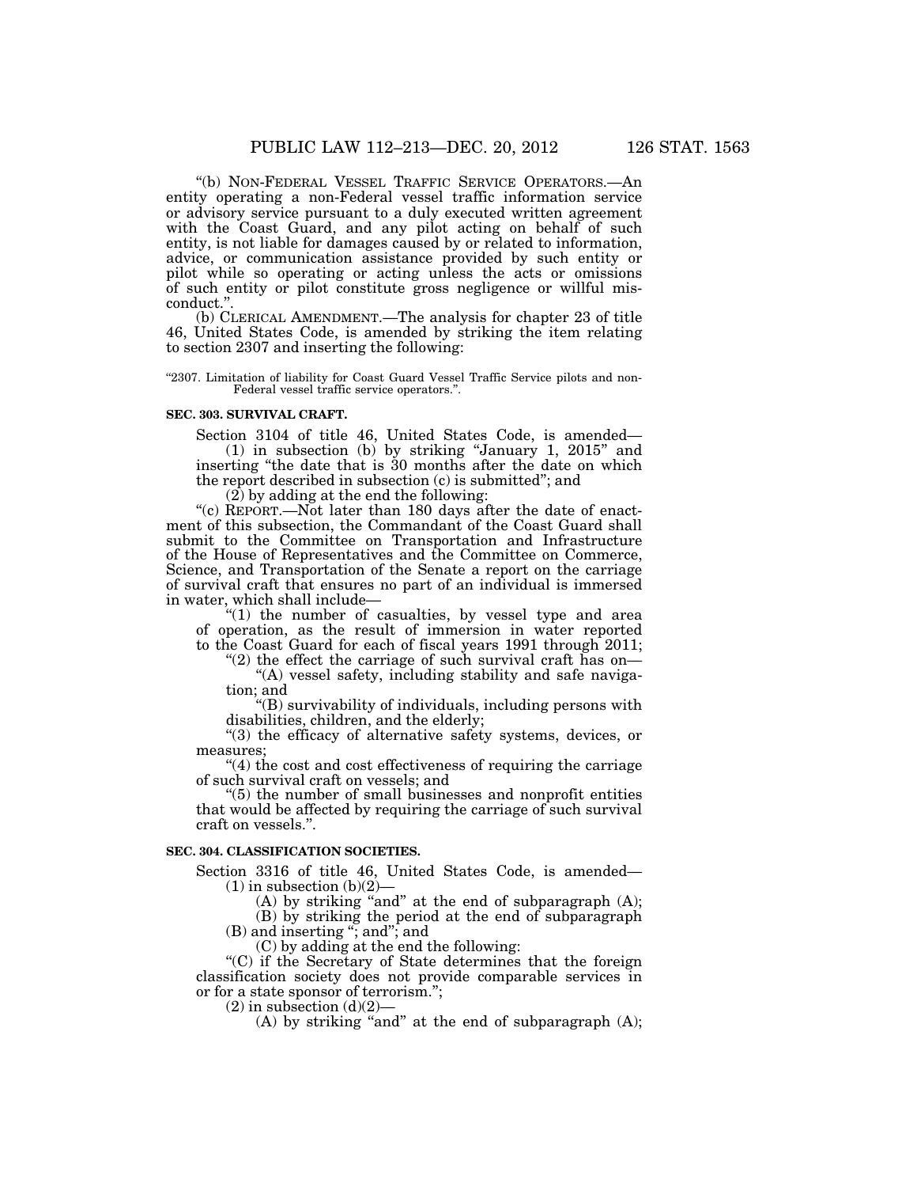"(b) NON-FEDERAL VESSEL TRAFFIC SERVICE OPERATORS.—An entity operating a non-Federal vessel traffic information service or advisory service pursuant to a duly executed written agreement with the Coast Guard, and any pilot acting on behalf of such entity, is not liable for damages caused by or related to information, advice, or communication assistance provided by such entity or pilot while so operating or acting unless the acts or omissions of such entity or pilot constitute gross negligence or willful misconduct.".

(b) CLERICAL AMENDMENT.—The analysis for chapter 23 of title 46, United States Code, is amended by striking the item relating to section 2307 and inserting the following:

"2307. Limitation of liability for Coast Guard Vessel Traffic Service pilots and non-Federal vessel traffic service operators.".

**SEC. 303. SURVIVAL CRAFT.**

Section 3104 of title 46, United States Code, is amended—

(1) in subsection (b) by striking "January 1, 2015" and inserting "the date that is 30 months after the date on which the report described in subsection (c) is submitted"; and

(2) by adding at the end the following:

"(c) REPORT.—Not later than 180 days after the date of enactment of this subsection, the Commandant of the Coast Guard shall submit to the Committee on Transportation and Infrastructure of the House of Representatives and the Committee on Commerce, Science, and Transportation of the Senate a report on the carriage of survival craft that ensures no part of an individual is immersed in water, which shall include—

"(1) the number of casualties, by vessel type and area of operation, as the result of immersion in water reported to the Coast Guard for each of fiscal years 1991 through 2011;

"(2) the effect the carriage of such survival craft has on—

"(A) vessel safety, including stability and safe navigation; and

"(B) survivability of individuals, including persons with disabilities, children, and the elderly;

"(3) the efficacy of alternative safety systems, devices, or measures;

"(4) the cost and cost effectiveness of requiring the carriage of such survival craft on vessels; and

"(5) the number of small businesses and nonprofit entities that would be affected by requiring the carriage of such survival craft on vessels.".

**SEC. 304. CLASSIFICATION SOCIETIES.**

Section 3316 of title 46, United States Code, is amended—

(1) in subsection (b)(2)—

(A) by striking "and" at the end of subparagraph (A);

(B) by striking the period at the end of subparagraph (B) and inserting "; and"; and

(C) by adding at the end the following:

"(C) if the Secretary of State determines that the foreign classification society does not provide comparable services in or for a state sponsor of terrorism.";

(2) in subsection (d)(2)—

(A) by striking "and" at the end of subparagraph (A);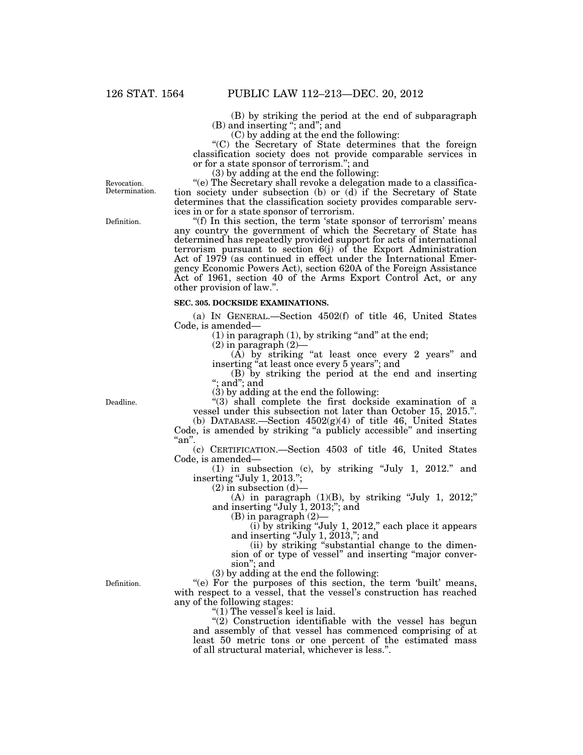(B) by striking the period at the end of subparagraph (B) and inserting "; and"; and

(C) by adding at the end the following:

"(C) the Secretary of State determines that the foreign classification society does not provide comparable services in or for a state sponsor of terrorism."; and

(3) by adding at the end the following:

Revocation. Determination.

"(e) The Secretary shall revoke a delegation made to a classification society under subsection (b) or (d) if the Secretary of State determines that the classification society provides comparable services in or for a state sponsor of terrorism.

Definition.

"(f) In this section, the term 'state sponsor of terrorism' means any country the government of which the Secretary of State has determined has repeatedly provided support for acts of international terrorism pursuant to section 6(j) of the Export Administration Act of 1979 (as continued in effect under the International Emergency Economic Powers Act), section 620A of the Foreign Assistance Act of 1961, section 40 of the Arms Export Control Act, or any other provision of law.".

**SEC. 305. DOCKSIDE EXAMINATIONS.**

(a) IN GENERAL.—Section 4502(f) of title 46, United States Code, is amended—

(1) in paragraph (1), by striking "and" at the end;

(2) in paragraph (2)—

(A) by striking "at least once every 2 years" and inserting "at least once every 5 years"; and

(B) by striking the period at the end and inserting "; and"; and

(3) by adding at the end the following:

Deadline.

"(3) shall complete the first dockside examination of a vessel under this subsection not later than October 15, 2015.".

(b) DATABASE.—Section 4502(g)(4) of title 46, United States Code, is amended by striking "a publicly accessible" and inserting "an".

(c) CERTIFICATION.—Section 4503 of title 46, United States Code, is amended—

(1) in subsection (c), by striking "July 1, 2012." and inserting "July 1, 2013.";

(2) in subsection (d)—

(A) in paragraph (1)(B), by striking "July 1, 2012;" and inserting "July 1, 2013;"; and

(B) in paragraph (2)—

(i) by striking "July 1, 2012," each place it appears and inserting "July 1, 2013,"; and

(ii) by striking "substantial change to the dimension of or type of vessel" and inserting "major conversion"; and

(3) by adding at the end the following:

Definition.

"(e) For the purposes of this section, the term 'built' means, with respect to a vessel, that the vessel's construction has reached any of the following stages:

"(1) The vessel's keel is laid.

"(2) Construction identifiable with the vessel has begun and assembly of that vessel has commenced comprising of at least 50 metric tons or one percent of the estimated mass of all structural material, whichever is less.".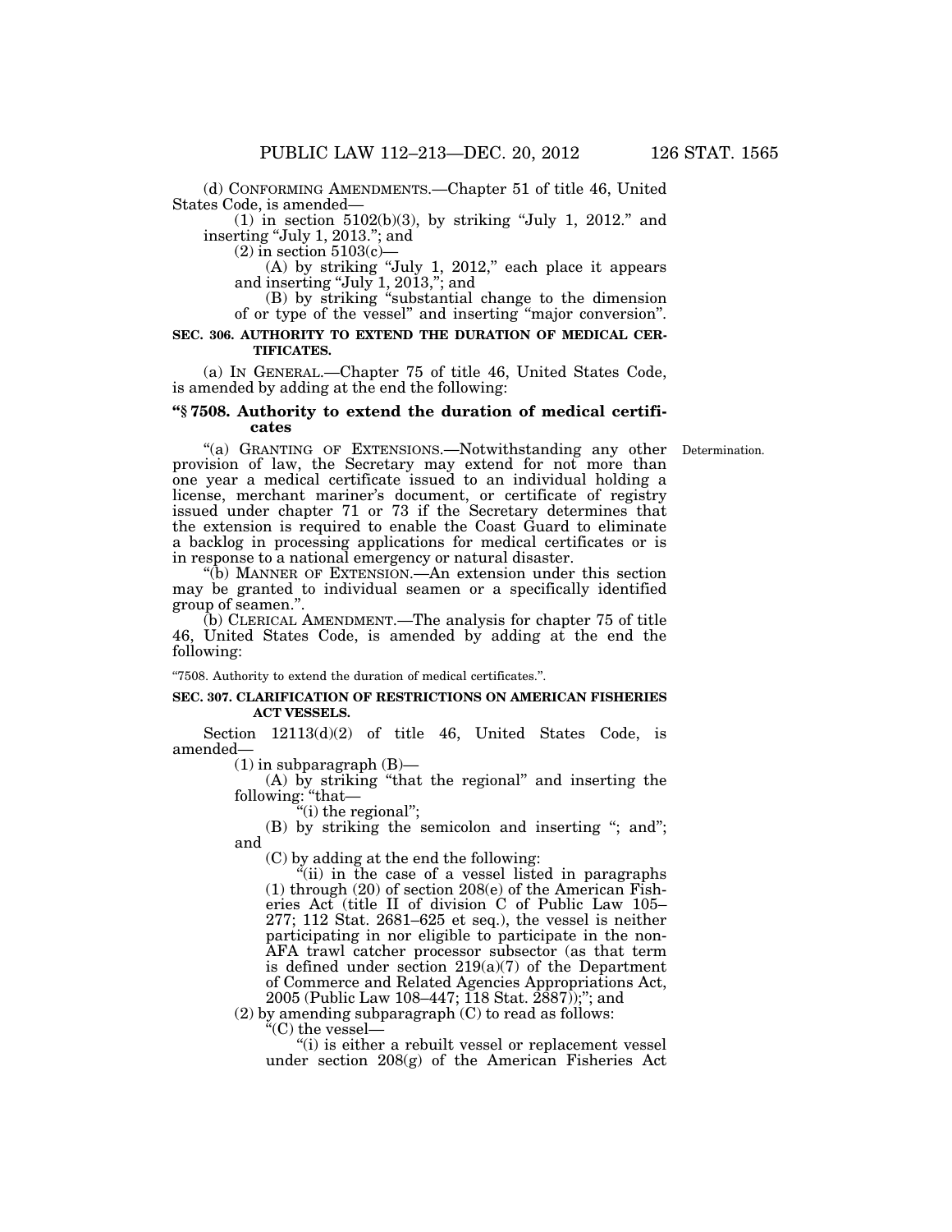(d) CONFORMING AMENDMENTS.—Chapter 51 of title 46, United States Code, is amended—

(1) in section 5102(b)(3), by striking "July 1, 2012." and inserting "July 1, 2013."; and

(2) in section 5103(c)—

(A) by striking "July 1, 2012," each place it appears and inserting "July 1, 2013,"; and

(B) by striking "substantial change to the dimension of or type of the vessel" and inserting "major conversion".

**SEC. 306. AUTHORITY TO EXTEND THE DURATION OF MEDICAL CERTIFICATES.**

(a) IN GENERAL.—Chapter 75 of title 46, United States Code, is amended by adding at the end the following:

**"§ 7508. Authority to extend the duration of medical certificates**

"(a) GRANTING OF EXTENSIONS.—Notwithstanding any other provision of law, the Secretary may extend for not more than one year a medical certificate issued to an individual holding a license, merchant mariner's document, or certificate of registry issued under chapter 71 or 73 if the Secretary determines that the extension is required to enable the Coast Guard to eliminate a backlog in processing applications for medical certificates or is in response to a national emergency or natural disaster.

Determination.

"(b) MANNER OF EXTENSION.—An extension under this section may be granted to individual seamen or a specifically identified group of seamen.".

(b) CLERICAL AMENDMENT.—The analysis for chapter 75 of title 46, United States Code, is amended by adding at the end the following:

"7508. Authority to extend the duration of medical certificates.".

**SEC. 307. CLARIFICATION OF RESTRICTIONS ON AMERICAN FISHERIES ACT VESSELS.**

Section 12113(d)(2) of title 46, United States Code, is amended—

(1) in subparagraph (B)—

(A) by striking "that the regional" and inserting the following: "that—

"(i) the regional";

(B) by striking the semicolon and inserting "; and"; and

(C) by adding at the end the following:

"(ii) in the case of a vessel listed in paragraphs (1) through (20) of section 208(e) of the American Fisheries Act (title II of division C of Public Law 105–277; 112 Stat. 2681–625 et seq.), the vessel is neither participating in nor eligible to participate in the non-AFA trawl catcher processor subsector (as that term is defined under section 219(a)(7) of the Department of Commerce and Related Agencies Appropriations Act, 2005 (Public Law 108–447; 118 Stat. 2887));"; and

(2) by amending subparagraph (C) to read as follows:

"(C) the vessel—

"(i) is either a rebuilt vessel or replacement vessel under section 208(g) of the American Fisheries Act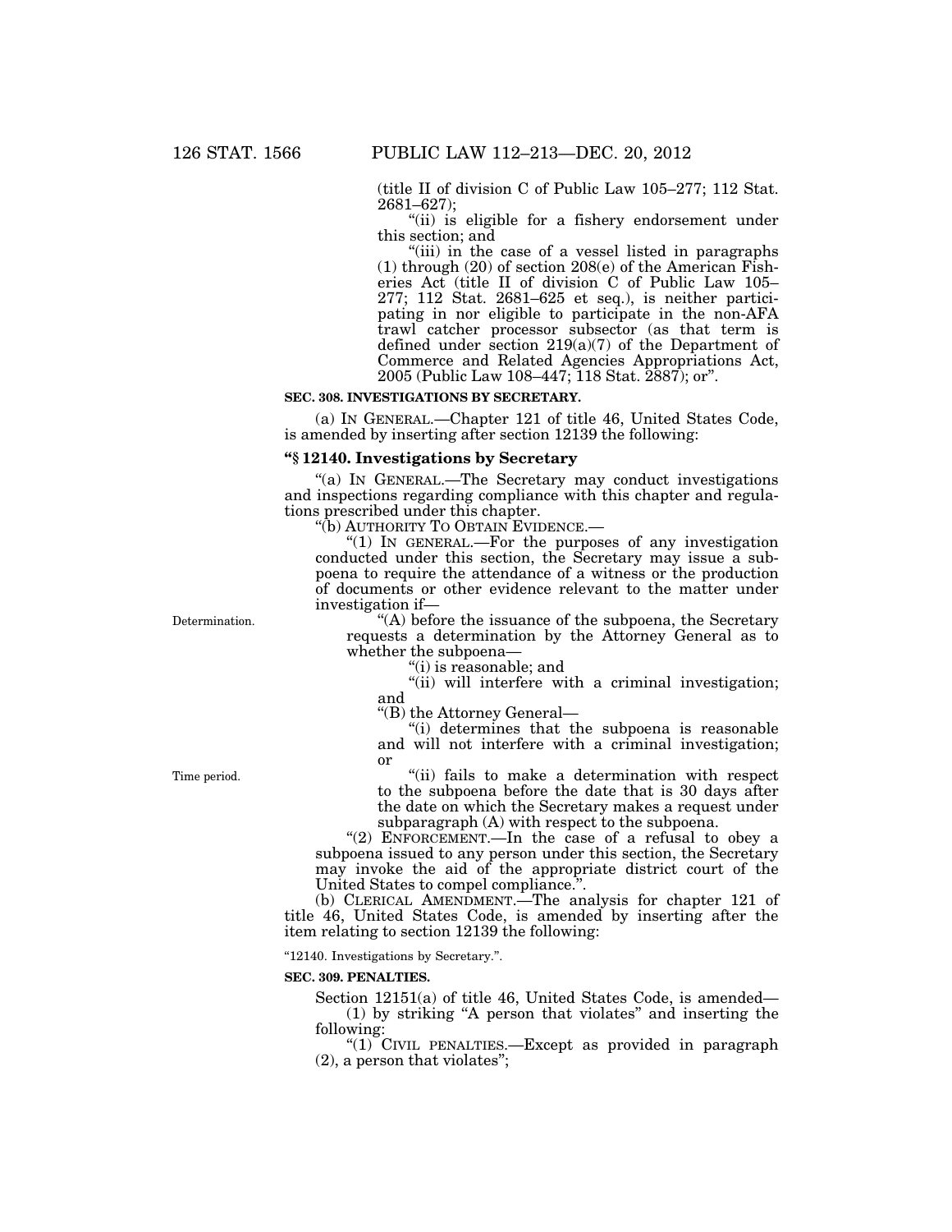(title II of division C of Public Law 105–277; 112 Stat. 2681–627);

"(ii) is eligible for a fishery endorsement under this section; and

"(iii) in the case of a vessel listed in paragraphs (1) through (20) of section 208(e) of the American Fisheries Act (title II of division C of Public Law 105–277; 112 Stat. 2681–625 et seq.), is neither participating in nor eligible to participate in the non-AFA trawl catcher processor subsector (as that term is defined under section 219(a)(7) of the Department of Commerce and Related Agencies Appropriations Act, 2005 (Public Law 108–447; 118 Stat. 2887); or".

**SEC. 308. INVESTIGATIONS BY SECRETARY.**

(a) IN GENERAL.—Chapter 121 of title 46, United States Code, is amended by inserting after section 12139 the following:

**"§ 12140. Investigations by Secretary**

"(a) IN GENERAL.—The Secretary may conduct investigations and inspections regarding compliance with this chapter and regulations prescribed under this chapter.

"(b) AUTHORITY TO OBTAIN EVIDENCE.—

"(1) IN GENERAL.—For the purposes of any investigation conducted under this section, the Secretary may issue a subpoena to require the attendance of a witness or the production of documents or other evidence relevant to the matter under investigation if—

Determination.

"(A) before the issuance of the subpoena, the Secretary requests a determination by the Attorney General as to whether the subpoena—

"(i) is reasonable; and

"(ii) will interfere with a criminal investigation; and

"(B) the Attorney General—

"(i) determines that the subpoena is reasonable and will not interfere with a criminal investigation; or

Time period.

"(ii) fails to make a determination with respect to the subpoena before the date that is 30 days after the date on which the Secretary makes a request under subparagraph (A) with respect to the subpoena.

"(2) ENFORCEMENT.—In the case of a refusal to obey a subpoena issued to any person under this section, the Secretary may invoke the aid of the appropriate district court of the United States to compel compliance.".

(b) CLERICAL AMENDMENT.—The analysis for chapter 121 of title 46, United States Code, is amended by inserting after the item relating to section 12139 the following:

"12140. Investigations by Secretary.".

**SEC. 309. PENALTIES.**

Section 12151(a) of title 46, United States Code, is amended—

(1) by striking "A person that violates" and inserting the following:

"(1) CIVIL PENALTIES.—Except as provided in paragraph (2), a person that violates";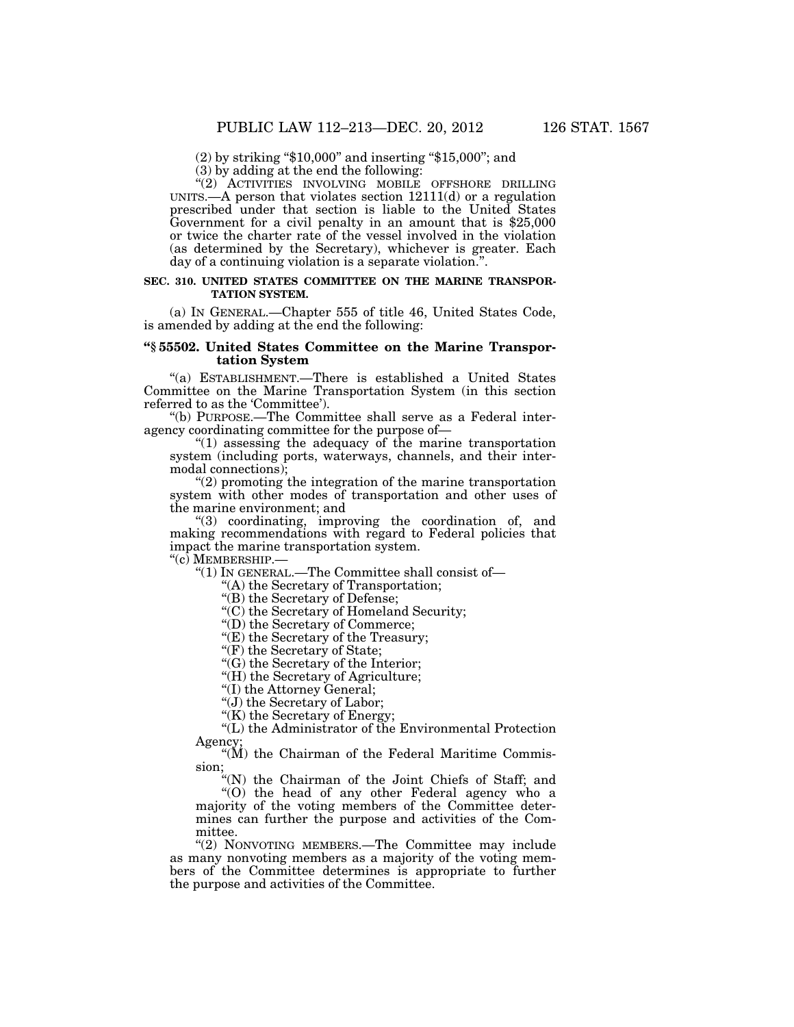(2) by striking "$10,000" and inserting "$15,000"; and

(3) by adding at the end the following:

"(2) ACTIVITIES INVOLVING MOBILE OFFSHORE DRILLING UNITS.—A person that violates section 12111(d) or a regulation prescribed under that section is liable to the United States Government for a civil penalty in an amount that is $25,000 or twice the charter rate of the vessel involved in the violation (as determined by the Secretary), whichever is greater. Each day of a continuing violation is a separate violation.".

**SEC. 310. UNITED STATES COMMITTEE ON THE MARINE TRANSPORTATION SYSTEM.**

(a) IN GENERAL.—Chapter 555 of title 46, United States Code, is amended by adding at the end the following:

**"§ 55502. United States Committee on the Marine Transportation System**

"(a) ESTABLISHMENT.—There is established a United States Committee on the Marine Transportation System (in this section referred to as the 'Committee').

"(b) PURPOSE.—The Committee shall serve as a Federal interagency coordinating committee for the purpose of—

"(1) assessing the adequacy of the marine transportation system (including ports, waterways, channels, and their intermodal connections);

"(2) promoting the integration of the marine transportation system with other modes of transportation and other uses of the marine environment; and

"(3) coordinating, improving the coordination of, and making recommendations with regard to Federal policies that impact the marine transportation system.

"(c) MEMBERSHIP.—

"(1) IN GENERAL.—The Committee shall consist of—

"(A) the Secretary of Transportation;

"(B) the Secretary of Defense;

"(C) the Secretary of Homeland Security;

"(D) the Secretary of Commerce;

"(E) the Secretary of the Treasury;

"(F) the Secretary of State;

"(G) the Secretary of the Interior;

"(H) the Secretary of Agriculture;

"(I) the Attorney General;

"(J) the Secretary of Labor;

"(K) the Secretary of Energy;

"(L) the Administrator of the Environmental Protection Agency;

"(M) the Chairman of the Federal Maritime Commission;

"(N) the Chairman of the Joint Chiefs of Staff; and

"(O) the head of any other Federal agency who a majority of the voting members of the Committee determines can further the purpose and activities of the Committee.

"(2) NONVOTING MEMBERS.—The Committee may include as many nonvoting members as a majority of the voting members of the Committee determines is appropriate to further the purpose and activities of the Committee.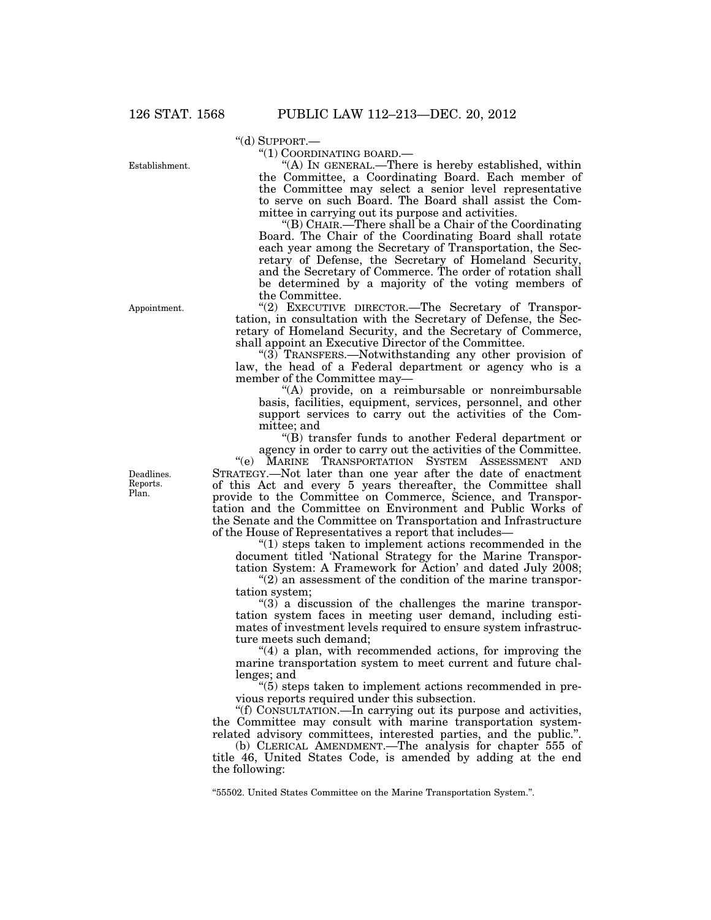"(d) SUPPORT.—

"(1) COORDINATING BOARD.—

"(A) IN GENERAL.—There is hereby established, within the Committee, a Coordinating Board. Each member of the Committee may select a senior level representative to serve on such Board. The Board shall assist the Committee in carrying out its purpose and activities.

"(B) CHAIR.—There shall be a Chair of the Coordinating Board. The Chair of the Coordinating Board shall rotate each year among the Secretary of Transportation, the Secretary of Defense, the Secretary of Homeland Security, and the Secretary of Commerce. The order of rotation shall be determined by a majority of the voting members of the Committee.

"(2) EXECUTIVE DIRECTOR.—The Secretary of Transportation, in consultation with the Secretary of Defense, the Secretary of Homeland Security, and the Secretary of Commerce, shall appoint an Executive Director of the Committee.

"(3) TRANSFERS.—Notwithstanding any other provision of law, the head of a Federal department or agency who is a member of the Committee may—

"(A) provide, on a reimbursable or nonreimbursable basis, facilities, equipment, services, personnel, and other support services to carry out the activities of the Committee; and

"(B) transfer funds to another Federal department or agency in order to carry out the activities of the Committee.

"(e) MARINE TRANSPORTATION SYSTEM ASSESSMENT AND STRATEGY.—Not later than one year after the date of enactment of this Act and every 5 years thereafter, the Committee shall provide to the Committee on Commerce, Science, and Transportation and the Committee on Environment and Public Works of the Senate and the Committee on Transportation and Infrastructure of the House of Representatives a report that includes—

"(1) steps taken to implement actions recommended in the document titled 'National Strategy for the Marine Transportation System: A Framework for Action' and dated July 2008;

"(2) an assessment of the condition of the marine transportation system;

"(3) a discussion of the challenges the marine transportation system faces in meeting user demand, including estimates of investment levels required to ensure system infrastructure meets such demand;

"(4) a plan, with recommended actions, for improving the marine transportation system to meet current and future challenges; and

"(5) steps taken to implement actions recommended in previous reports required under this subsection.

"(f) CONSULTATION.—In carrying out its purpose and activities, the Committee may consult with marine transportation system-related advisory committees, interested parties, and the public.".

(b) CLERICAL AMENDMENT.—The analysis for chapter 555 of title 46, United States Code, is amended by adding at the end the following:

"55502. United States Committee on the Marine Transportation System.".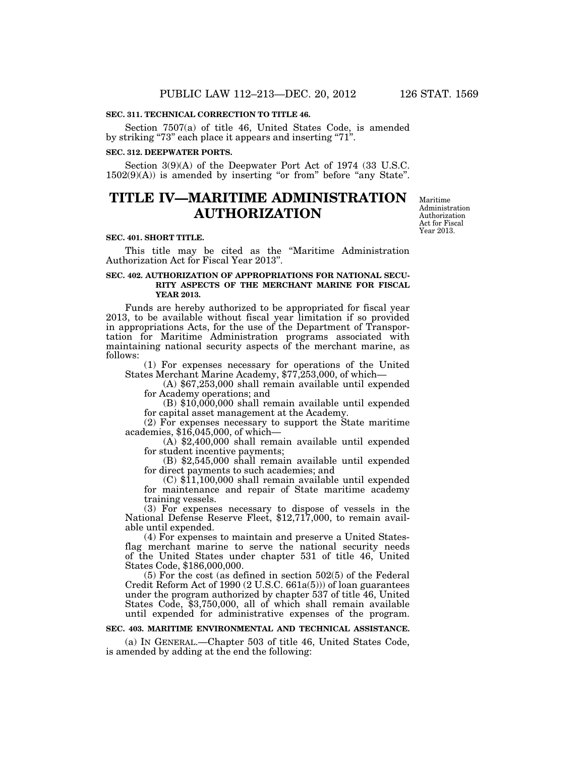**SEC. 311. TECHNICAL CORRECTION TO TITLE 46.**

Section 7507(a) of title 46, United States Code, is amended by striking "73" each place it appears and inserting "71".

**SEC. 312. DEEPWATER PORTS.**

Section 3(9)(A) of the Deepwater Port Act of 1974 (33 U.S.C. 1502(9)(A)) is amended by inserting "or from" before "any State".

# TITLE IV—MARITIME ADMINISTRATION AUTHORIZATION

Maritime Administration Authorization Act for Fiscal Year 2013.

**SEC. 401. SHORT TITLE.**

This title may be cited as the "Maritime Administration Authorization Act for Fiscal Year 2013".

**SEC. 402. AUTHORIZATION OF APPROPRIATIONS FOR NATIONAL SECURITY ASPECTS OF THE MERCHANT MARINE FOR FISCAL YEAR 2013.**

Funds are hereby authorized to be appropriated for fiscal year 2013, to be available without fiscal year limitation if so provided in appropriations Acts, for the use of the Department of Transportation for Maritime Administration programs associated with maintaining national security aspects of the merchant marine, as follows:

(1) For expenses necessary for operations of the United States Merchant Marine Academy, $77,253,000, of which—

(A) $67,253,000 shall remain available until expended for Academy operations; and

(B) $10,000,000 shall remain available until expended for capital asset management at the Academy.

(2) For expenses necessary to support the State maritime academies, $16,045,000, of which—

(A) $2,400,000 shall remain available until expended for student incentive payments;

(B) $2,545,000 shall remain available until expended for direct payments to such academies; and

(C) $11,100,000 shall remain available until expended for maintenance and repair of State maritime academy training vessels.

(3) For expenses necessary to dispose of vessels in the National Defense Reserve Fleet, $12,717,000, to remain available until expended.

(4) For expenses to maintain and preserve a United States-flag merchant marine to serve the national security needs of the United States under chapter 531 of title 46, United States Code, $186,000,000.

(5) For the cost (as defined in section 502(5) of the Federal Credit Reform Act of 1990 (2 U.S.C. 661a(5))) of loan guarantees under the program authorized by chapter 537 of title 46, United States Code, $3,750,000, all of which shall remain available until expended for administrative expenses of the program.

**SEC. 403. MARITIME ENVIRONMENTAL AND TECHNICAL ASSISTANCE.**

(a) IN GENERAL.—Chapter 503 of title 46, United States Code, is amended by adding at the end the following: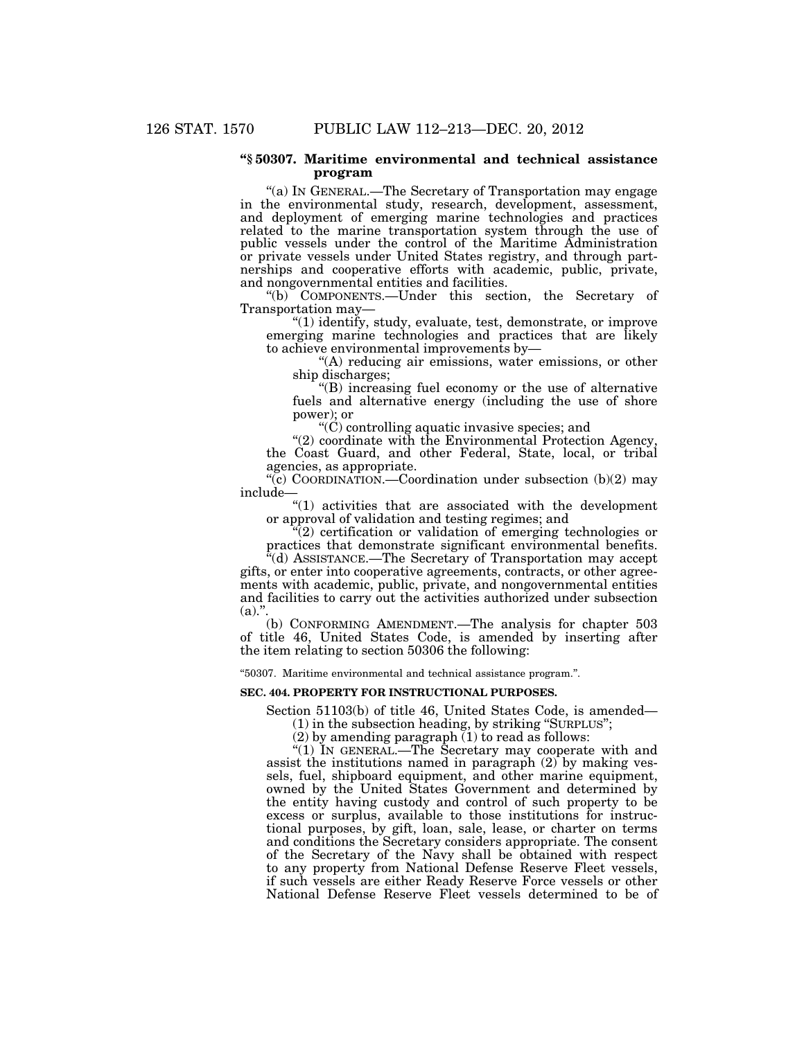**"§ 50307. Maritime environmental and technical assistance program**

"(a) IN GENERAL.—The Secretary of Transportation may engage in the environmental study, research, development, assessment, and deployment of emerging marine technologies and practices related to the marine transportation system through the use of public vessels under the control of the Maritime Administration or private vessels under United States registry, and through partnerships and cooperative efforts with academic, public, private, and nongovernmental entities and facilities.

"(b) COMPONENTS.—Under this section, the Secretary of Transportation may—

"(1) identify, study, evaluate, test, demonstrate, or improve emerging marine technologies and practices that are likely to achieve environmental improvements by—

"(A) reducing air emissions, water emissions, or other ship discharges;

"(B) increasing fuel economy or the use of alternative fuels and alternative energy (including the use of shore power); or

"(C) controlling aquatic invasive species; and

"(2) coordinate with the Environmental Protection Agency, the Coast Guard, and other Federal, State, local, or tribal agencies, as appropriate.

"(c) COORDINATION.—Coordination under subsection (b)(2) may include—

"(1) activities that are associated with the development or approval of validation and testing regimes; and

"(2) certification or validation of emerging technologies or practices that demonstrate significant environmental benefits.

"(d) ASSISTANCE.—The Secretary of Transportation may accept gifts, or enter into cooperative agreements, contracts, or other agreements with academic, public, private, and nongovernmental entities and facilities to carry out the activities authorized under subsection (a).".

(b) CONFORMING AMENDMENT.—The analysis for chapter 503 of title 46, United States Code, is amended by inserting after the item relating to section 50306 the following:

"50307. Maritime environmental and technical assistance program.".

**SEC. 404. PROPERTY FOR INSTRUCTIONAL PURPOSES.**

Section 51103(b) of title 46, United States Code, is amended—

(1) in the subsection heading, by striking "SURPLUS";

(2) by amending paragraph (1) to read as follows:

"(1) IN GENERAL.—The Secretary may cooperate with and assist the institutions named in paragraph (2) by making vessels, fuel, shipboard equipment, and other marine equipment, owned by the United States Government and determined by the entity having custody and control of such property to be excess or surplus, available to those institutions for instructional purposes, by gift, loan, sale, lease, or charter on terms and conditions the Secretary considers appropriate. The consent of the Secretary of the Navy shall be obtained with respect to any property from National Defense Reserve Fleet vessels, if such vessels are either Ready Reserve Force vessels or other National Defense Reserve Fleet vessels determined to be of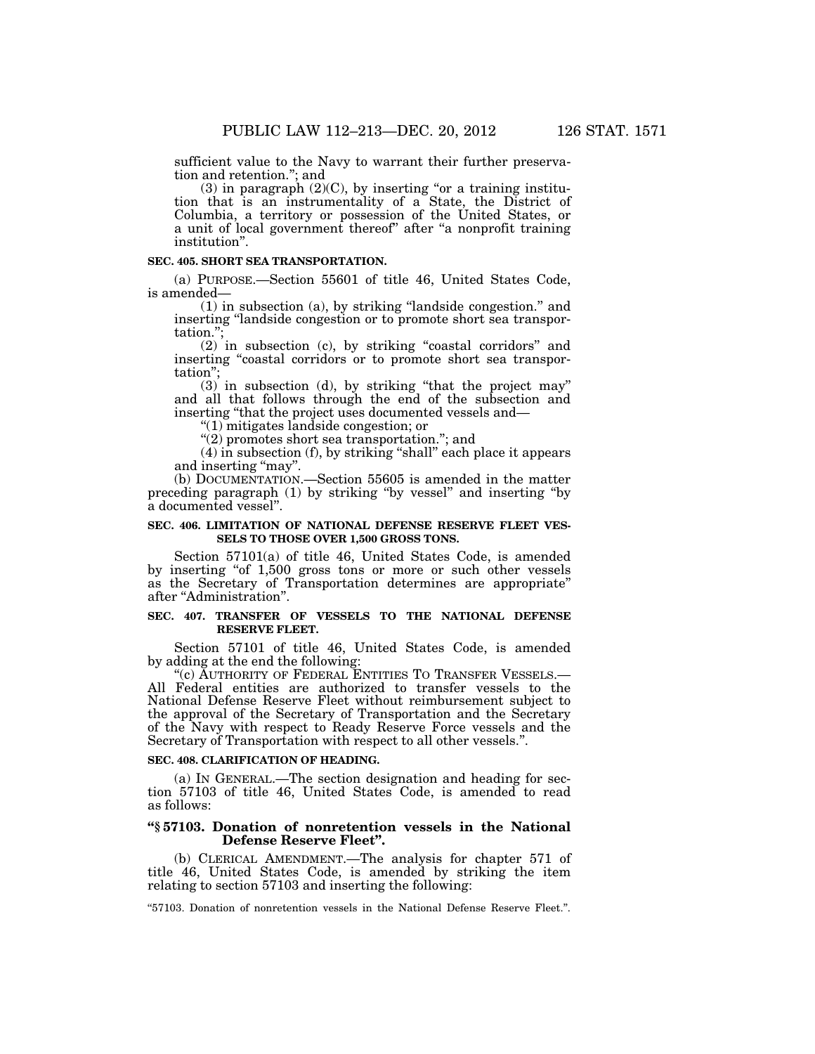sufficient value to the Navy to warrant their further preservation and retention."; and

(3) in paragraph (2)(C), by inserting "or a training institution that is an instrumentality of a State, the District of Columbia, a territory or possession of the United States, or a unit of local government thereof" after "a nonprofit training institution".

**SEC. 405. SHORT SEA TRANSPORTATION.**

(a) PURPOSE.—Section 55601 of title 46, United States Code, is amended—

(1) in subsection (a), by striking "landside congestion." and inserting "landside congestion or to promote short sea transportation.";

(2) in subsection (c), by striking "coastal corridors" and inserting "coastal corridors or to promote short sea transportation";

(3) in subsection (d), by striking "that the project may" and all that follows through the end of the subsection and inserting "that the project uses documented vessels and—

"(1) mitigates landside congestion; or

"(2) promotes short sea transportation."; and

(4) in subsection (f), by striking "shall" each place it appears and inserting "may".

(b) DOCUMENTATION.—Section 55605 is amended in the matter preceding paragraph (1) by striking "by vessel" and inserting "by a documented vessel".

**SEC. 406. LIMITATION OF NATIONAL DEFENSE RESERVE FLEET VESSELS TO THOSE OVER 1,500 GROSS TONS.**

Section 57101(a) of title 46, United States Code, is amended by inserting "of 1,500 gross tons or more or such other vessels as the Secretary of Transportation determines are appropriate" after "Administration".

**SEC. 407. TRANSFER OF VESSELS TO THE NATIONAL DEFENSE RESERVE FLEET.**

Section 57101 of title 46, United States Code, is amended by adding at the end the following:

"(c) AUTHORITY OF FEDERAL ENTITIES TO TRANSFER VESSELS.— All Federal entities are authorized to transfer vessels to the National Defense Reserve Fleet without reimbursement subject to the approval of the Secretary of Transportation and the Secretary of the Navy with respect to Ready Reserve Force vessels and the Secretary of Transportation with respect to all other vessels.".

**SEC. 408. CLARIFICATION OF HEADING.**

(a) IN GENERAL.—The section designation and heading for section 57103 of title 46, United States Code, is amended to read as follows:

**"§ 57103. Donation of nonretention vessels in the National Defense Reserve Fleet".**

(b) CLERICAL AMENDMENT.—The analysis for chapter 571 of title 46, United States Code, is amended by striking the item relating to section 57103 and inserting the following:

"57103. Donation of nonretention vessels in the National Defense Reserve Fleet.".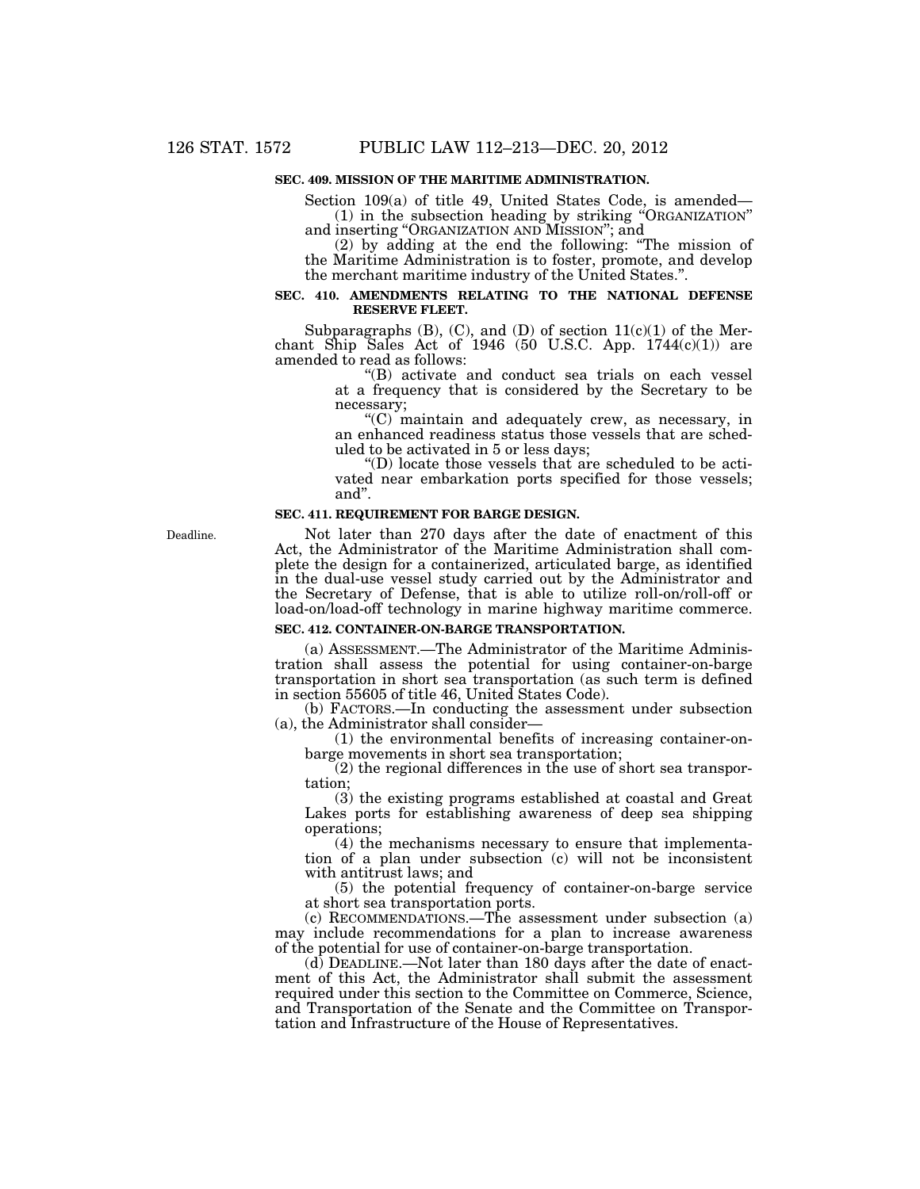**SEC. 409. MISSION OF THE MARITIME ADMINISTRATION.**

Section 109(a) of title 49, United States Code, is amended—

(1) in the subsection heading by striking "ORGANIZATION" and inserting "ORGANIZATION AND MISSION"; and

(2) by adding at the end the following: "The mission of the Maritime Administration is to foster, promote, and develop the merchant maritime industry of the United States.".

**SEC. 410. AMENDMENTS RELATING TO THE NATIONAL DEFENSE RESERVE FLEET.**

Subparagraphs (B), (C), and (D) of section 11(c)(1) of the Merchant Ship Sales Act of 1946 (50 U.S.C. App. 1744(c)(1)) are amended to read as follows:

"(B) activate and conduct sea trials on each vessel at a frequency that is considered by the Secretary to be necessary;

"(C) maintain and adequately crew, as necessary, in an enhanced readiness status those vessels that are scheduled to be activated in 5 or less days;

"(D) locate those vessels that are scheduled to be activated near embarkation ports specified for those vessels; and".

**SEC. 411. REQUIREMENT FOR BARGE DESIGN.**

Deadline.

Not later than 270 days after the date of enactment of this Act, the Administrator of the Maritime Administration shall complete the design for a containerized, articulated barge, as identified in the dual-use vessel study carried out by the Administrator and the Secretary of Defense, that is able to utilize roll-on/roll-off or load-on/load-off technology in marine highway maritime commerce.

**SEC. 412. CONTAINER-ON-BARGE TRANSPORTATION.**

(a) ASSESSMENT.—The Administrator of the Maritime Administration shall assess the potential for using container-on-barge transportation in short sea transportation (as such term is defined in section 55605 of title 46, United States Code).

(b) FACTORS.—In conducting the assessment under subsection (a), the Administrator shall consider—

(1) the environmental benefits of increasing container-on-barge movements in short sea transportation;

(2) the regional differences in the use of short sea transportation;

(3) the existing programs established at coastal and Great Lakes ports for establishing awareness of deep sea shipping operations;

(4) the mechanisms necessary to ensure that implementation of a plan under subsection (c) will not be inconsistent with antitrust laws; and

(5) the potential frequency of container-on-barge service at short sea transportation ports.

(c) RECOMMENDATIONS.—The assessment under subsection (a) may include recommendations for a plan to increase awareness of the potential for use of container-on-barge transportation.

(d) DEADLINE.—Not later than 180 days after the date of enactment of this Act, the Administrator shall submit the assessment required under this section to the Committee on Commerce, Science, and Transportation of the Senate and the Committee on Transportation and Infrastructure of the House of Representatives.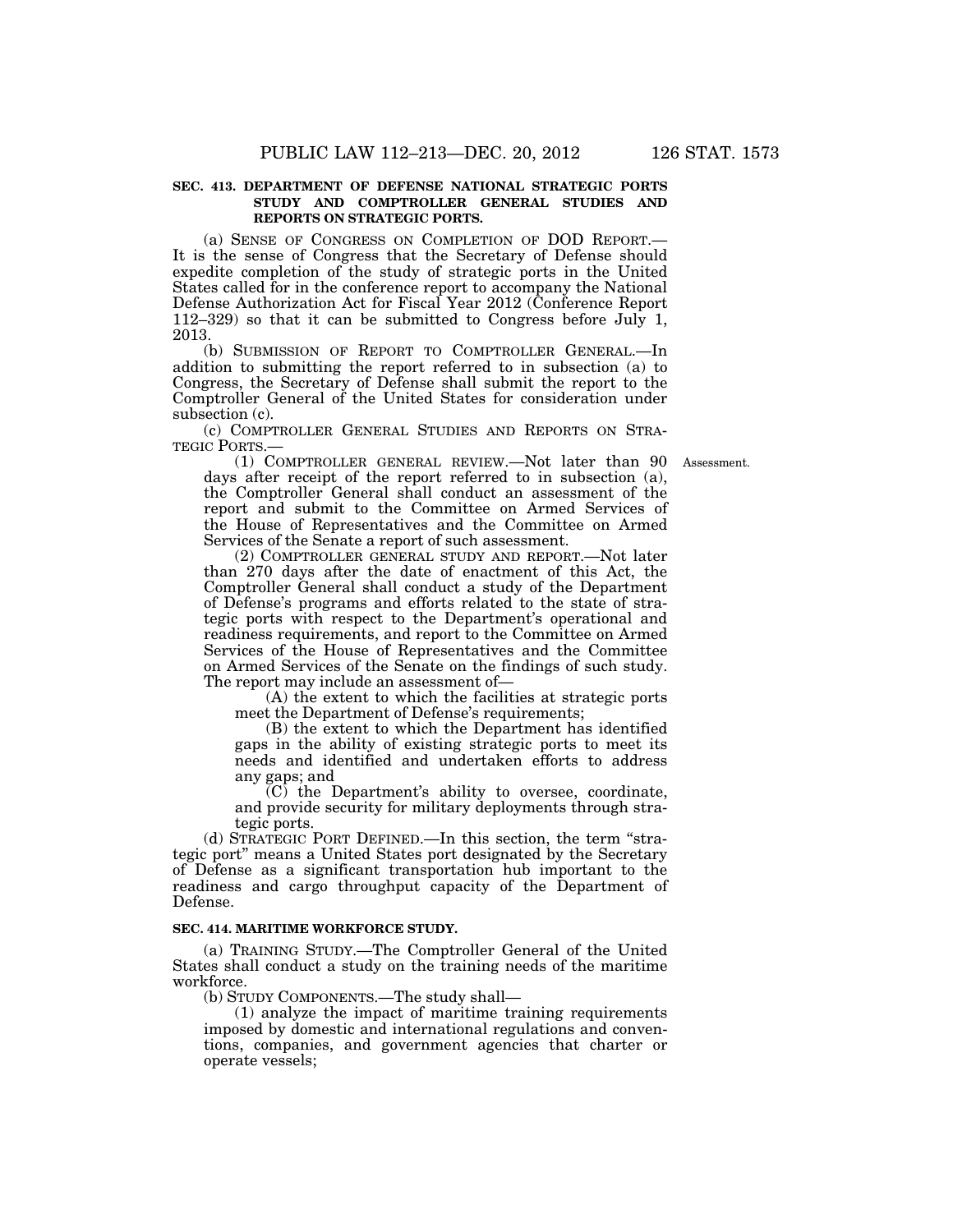**SEC. 413. DEPARTMENT OF DEFENSE NATIONAL STRATEGIC PORTS STUDY AND COMPTROLLER GENERAL STUDIES AND REPORTS ON STRATEGIC PORTS.**

(a) SENSE OF CONGRESS ON COMPLETION OF DOD REPORT.—It is the sense of Congress that the Secretary of Defense should expedite completion of the study of strategic ports in the United States called for in the conference report to accompany the National Defense Authorization Act for Fiscal Year 2012 (Conference Report 112–329) so that it can be submitted to Congress before July 1, 2013.

(b) SUBMISSION OF REPORT TO COMPTROLLER GENERAL.—In addition to submitting the report referred to in subsection (a) to Congress, the Secretary of Defense shall submit the report to the Comptroller General of the United States for consideration under subsection (c).

(c) COMPTROLLER GENERAL STUDIES AND REPORTS ON STRATEGIC PORTS.—

Assessment.

(1) COMPTROLLER GENERAL REVIEW.—Not later than 90 days after receipt of the report referred to in subsection (a), the Comptroller General shall conduct an assessment of the report and submit to the Committee on Armed Services of the House of Representatives and the Committee on Armed Services of the Senate a report of such assessment.

(2) COMPTROLLER GENERAL STUDY AND REPORT.—Not later than 270 days after the date of enactment of this Act, the Comptroller General shall conduct a study of the Department of Defense's programs and efforts related to the state of strategic ports with respect to the Department's operational and readiness requirements, and report to the Committee on Armed Services of the House of Representatives and the Committee on Armed Services of the Senate on the findings of such study. The report may include an assessment of—

(A) the extent to which the facilities at strategic ports meet the Department of Defense's requirements;

(B) the extent to which the Department has identified gaps in the ability of existing strategic ports to meet its needs and identified and undertaken efforts to address any gaps; and

(C) the Department's ability to oversee, coordinate, and provide security for military deployments through strategic ports.

(d) STRATEGIC PORT DEFINED.—In this section, the term "strategic port" means a United States port designated by the Secretary of Defense as a significant transportation hub important to the readiness and cargo throughput capacity of the Department of Defense.

**SEC. 414. MARITIME WORKFORCE STUDY.**

(a) TRAINING STUDY.—The Comptroller General of the United States shall conduct a study on the training needs of the maritime workforce.

(b) STUDY COMPONENTS.—The study shall—

(1) analyze the impact of maritime training requirements imposed by domestic and international regulations and conventions, companies, and government agencies that charter or operate vessels;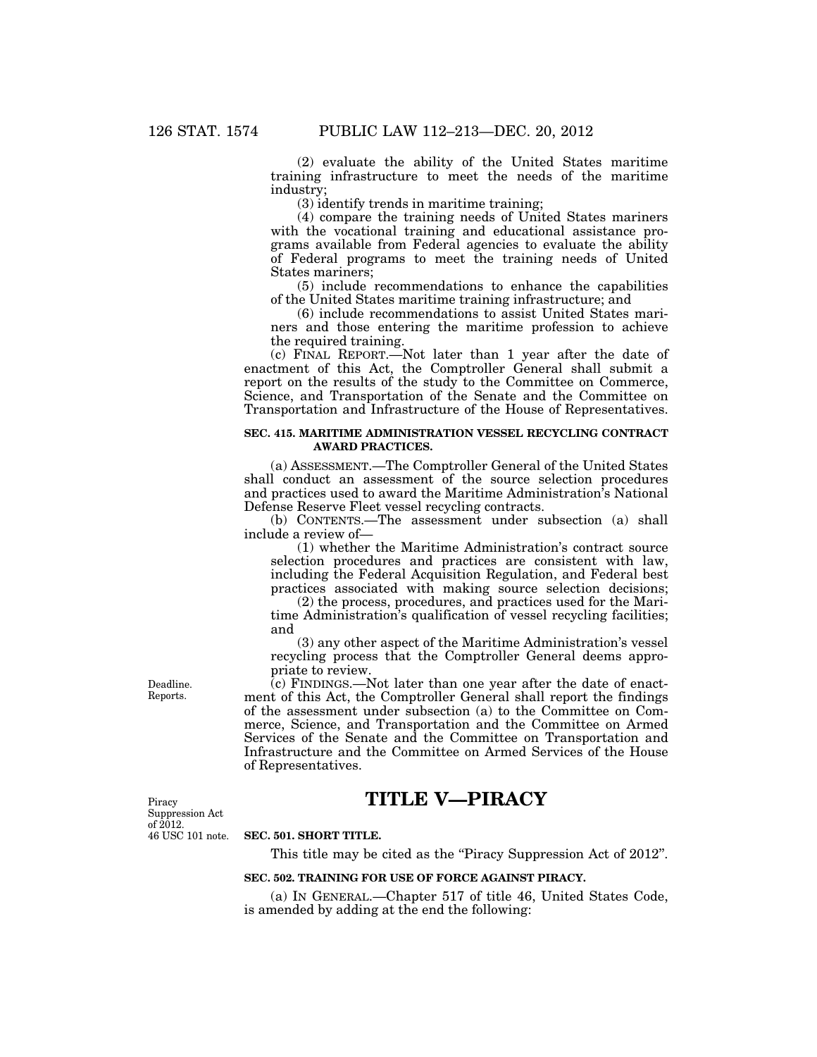(2) evaluate the ability of the United States maritime training infrastructure to meet the needs of the maritime industry;

(3) identify trends in maritime training;

(4) compare the training needs of United States mariners with the vocational training and educational assistance programs available from Federal agencies to evaluate the ability of Federal programs to meet the training needs of United States mariners;

(5) include recommendations to enhance the capabilities of the United States maritime training infrastructure; and

(6) include recommendations to assist United States mariners and those entering the maritime profession to achieve the required training.

(c) FINAL REPORT.—Not later than 1 year after the date of enactment of this Act, the Comptroller General shall submit a report on the results of the study to the Committee on Commerce, Science, and Transportation of the Senate and the Committee on Transportation and Infrastructure of the House of Representatives.

**SEC. 415. MARITIME ADMINISTRATION VESSEL RECYCLING CONTRACT AWARD PRACTICES.**

(a) ASSESSMENT.—The Comptroller General of the United States shall conduct an assessment of the source selection procedures and practices used to award the Maritime Administration's National Defense Reserve Fleet vessel recycling contracts.

(b) CONTENTS.—The assessment under subsection (a) shall include a review of—

(1) whether the Maritime Administration's contract source selection procedures and practices are consistent with law, including the Federal Acquisition Regulation, and Federal best practices associated with making source selection decisions;

(2) the process, procedures, and practices used for the Maritime Administration's qualification of vessel recycling facilities; and

(3) any other aspect of the Maritime Administration's vessel recycling process that the Comptroller General deems appropriate to review.

Deadline. Reports.

(c) FINDINGS.—Not later than one year after the date of enactment of this Act, the Comptroller General shall report the findings of the assessment under subsection (a) to the Committee on Commerce, Science, and Transportation and the Committee on Armed Services of the Senate and the Committee on Transportation and Infrastructure and the Committee on Armed Services of the House of Representatives.

# TITLE V—PIRACY

Piracy Suppression Act of 2012. 46 USC 101 note.

**SEC. 501. SHORT TITLE.**

This title may be cited as the "Piracy Suppression Act of 2012".

**SEC. 502. TRAINING FOR USE OF FORCE AGAINST PIRACY.**

(a) IN GENERAL.—Chapter 517 of title 46, United States Code, is amended by adding at the end the following: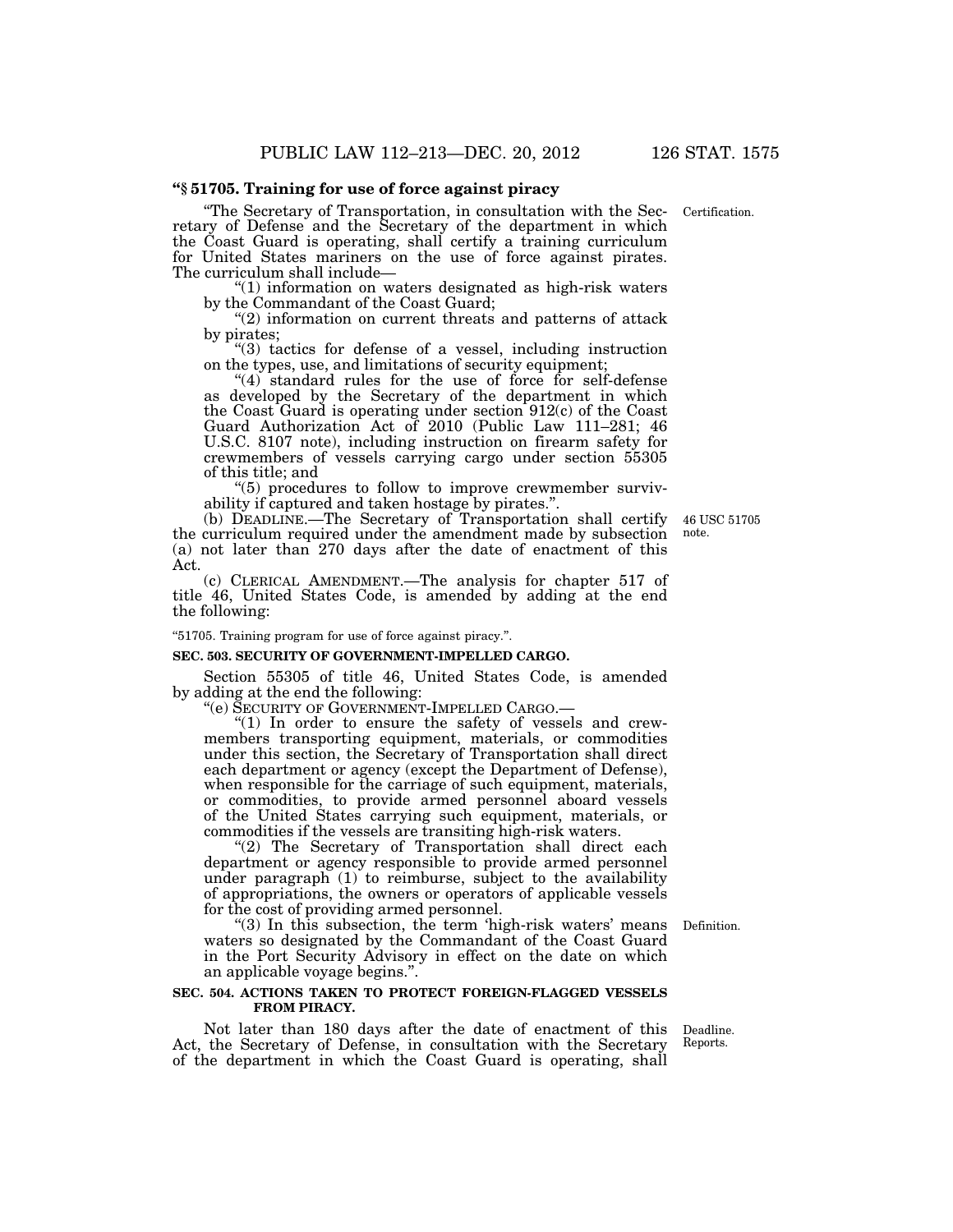**"§ 51705. Training for use of force against piracy**

"The Secretary of Transportation, in consultation with the Secretary of Defense and the Secretary of the department in which the Coast Guard is operating, shall certify a training curriculum for United States mariners on the use of force against pirates. The curriculum shall include—

Certification.

"(1) information on waters designated as high-risk waters by the Commandant of the Coast Guard;

"(2) information on current threats and patterns of attack by pirates;

"(3) tactics for defense of a vessel, including instruction on the types, use, and limitations of security equipment;

"(4) standard rules for the use of force for self-defense as developed by the Secretary of the department in which the Coast Guard is operating under section 912(c) of the Coast Guard Authorization Act of 2010 (Public Law 111–281; 46 U.S.C. 8107 note), including instruction on firearm safety for crewmembers of vessels carrying cargo under section 55305 of this title; and

"(5) procedures to follow to improve crewmember survivability if captured and taken hostage by pirates.".

46 USC 51705 note.

(b) DEADLINE.—The Secretary of Transportation shall certify the curriculum required under the amendment made by subsection (a) not later than 270 days after the date of enactment of this Act.

(c) CLERICAL AMENDMENT.—The analysis for chapter 517 of title 46, United States Code, is amended by adding at the end the following:

"51705. Training program for use of force against piracy.".

**SEC. 503. SECURITY OF GOVERNMENT-IMPELLED CARGO.**

Section 55305 of title 46, United States Code, is amended by adding at the end the following:

"(e) SECURITY OF GOVERNMENT-IMPELLED CARGO.—

"(1) In order to ensure the safety of vessels and crewmembers transporting equipment, materials, or commodities under this section, the Secretary of Transportation shall direct each department or agency (except the Department of Defense), when responsible for the carriage of such equipment, materials, or commodities, to provide armed personnel aboard vessels of the United States carrying such equipment, materials, or commodities if the vessels are transiting high-risk waters.

"(2) The Secretary of Transportation shall direct each department or agency responsible to provide armed personnel under paragraph (1) to reimburse, subject to the availability of appropriations, the owners or operators of applicable vessels for the cost of providing armed personnel.

Definition.

"(3) In this subsection, the term 'high-risk waters' means waters so designated by the Commandant of the Coast Guard in the Port Security Advisory in effect on the date on which an applicable voyage begins.".

**SEC. 504. ACTIONS TAKEN TO PROTECT FOREIGN-FLAGGED VESSELS FROM PIRACY.**

Deadline. Reports.

Not later than 180 days after the date of enactment of this Act, the Secretary of Defense, in consultation with the Secretary of the department in which the Coast Guard is operating, shall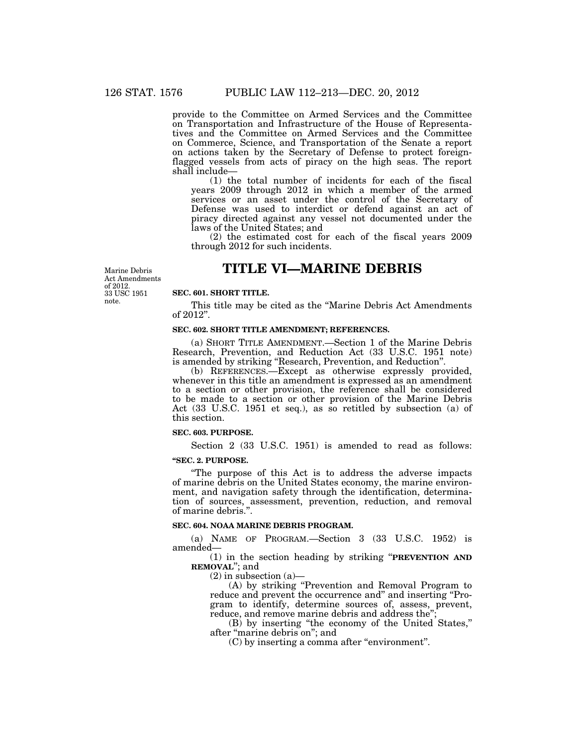provide to the Committee on Armed Services and the Committee on Transportation and Infrastructure of the House of Representatives and the Committee on Armed Services and the Committee on Commerce, Science, and Transportation of the Senate a report on actions taken by the Secretary of Defense to protect foreign-flagged vessels from acts of piracy on the high seas. The report shall include—

(1) the total number of incidents for each of the fiscal years 2009 through 2012 in which a member of the armed services or an asset under the control of the Secretary of Defense was used to interdict or defend against an act of piracy directed against any vessel not documented under the laws of the United States; and

(2) the estimated cost for each of the fiscal years 2009 through 2012 for such incidents.

# TITLE VI—MARINE DEBRIS

Marine Debris Act Amendments of 2012. 33 USC 1951 note.

### SEC. 601. SHORT TITLE.

This title may be cited as the "Marine Debris Act Amendments of 2012".

### SEC. 602. SHORT TITLE AMENDMENT; REFERENCES.

(a) SHORT TITLE AMENDMENT.—Section 1 of the Marine Debris Research, Prevention, and Reduction Act (33 U.S.C. 1951 note) is amended by striking "Research, Prevention, and Reduction".

(b) REFERENCES.—Except as otherwise expressly provided, whenever in this title an amendment is expressed as an amendment to a section or other provision, the reference shall be considered to be made to a section or other provision of the Marine Debris Act (33 U.S.C. 1951 et seq.), as so retitled by subsection (a) of this section.

### SEC. 603. PURPOSE.

Section 2 (33 U.S.C. 1951) is amended to read as follows:

**"SEC. 2. PURPOSE.**

"The purpose of this Act is to address the adverse impacts of marine debris on the United States economy, the marine environment, and navigation safety through the identification, determination of sources, assessment, prevention, reduction, and removal of marine debris.".

### SEC. 604. NOAA MARINE DEBRIS PROGRAM.

(a) NAME OF PROGRAM.—Section 3 (33 U.S.C. 1952) is amended—

(1) in the section heading by striking "**PREVENTION AND REMOVAL**"; and

(2) in subsection (a)—

(A) by striking "Prevention and Removal Program to reduce and prevent the occurrence and" and inserting "Program to identify, determine sources of, assess, prevent, reduce, and remove marine debris and address the";

(B) by inserting "the economy of the United States," after "marine debris on"; and

(C) by inserting a comma after "environment".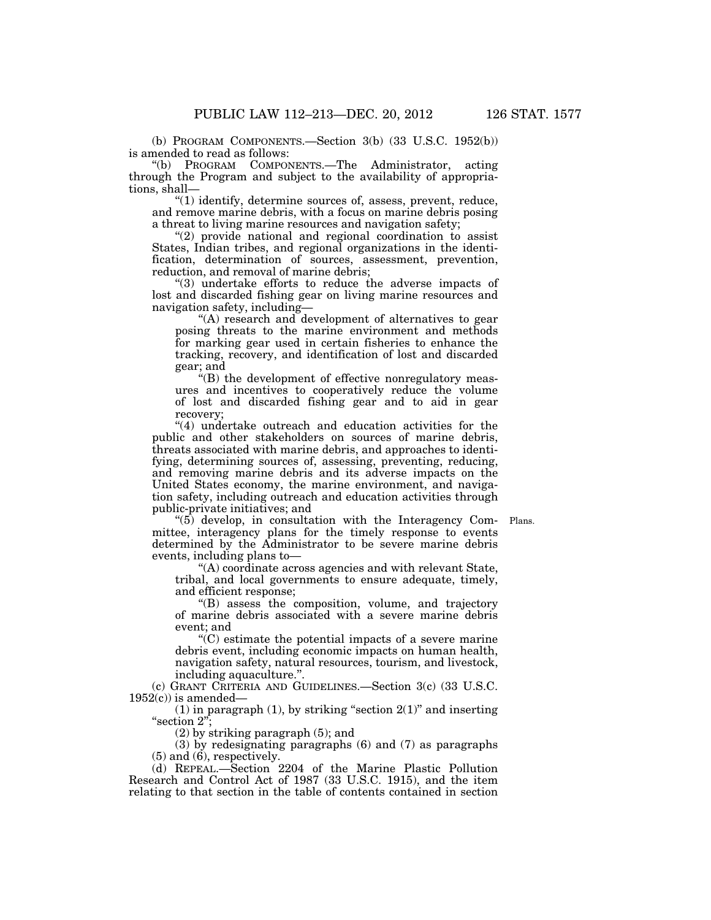(b) PROGRAM COMPONENTS.—Section 3(b) (33 U.S.C. 1952(b)) is amended to read as follows:

"(b) PROGRAM COMPONENTS.—The Administrator, acting through the Program and subject to the availability of appropriations, shall—

"(1) identify, determine sources of, assess, prevent, reduce, and remove marine debris, with a focus on marine debris posing a threat to living marine resources and navigation safety;

"(2) provide national and regional coordination to assist States, Indian tribes, and regional organizations in the identification, determination of sources, assessment, prevention, reduction, and removal of marine debris;

"(3) undertake efforts to reduce the adverse impacts of lost and discarded fishing gear on living marine resources and navigation safety, including—

"(A) research and development of alternatives to gear posing threats to the marine environment and methods for marking gear used in certain fisheries to enhance the tracking, recovery, and identification of lost and discarded gear; and

"(B) the development of effective nonregulatory measures and incentives to cooperatively reduce the volume of lost and discarded fishing gear and to aid in gear recovery;

"(4) undertake outreach and education activities for the public and other stakeholders on sources of marine debris, threats associated with marine debris, and approaches to identifying, determining sources of, assessing, preventing, reducing, and removing marine debris and its adverse impacts on the United States economy, the marine environment, and navigation safety, including outreach and education activities through public-private initiatives; and

"(5) develop, in consultation with the Interagency Committee, interagency plans for the timely response to events determined by the Administrator to be severe marine debris events, including plans to—

Plans.

"(A) coordinate across agencies and with relevant State, tribal, and local governments to ensure adequate, timely, and efficient response;

"(B) assess the composition, volume, and trajectory of marine debris associated with a severe marine debris event; and

"(C) estimate the potential impacts of a severe marine debris event, including economic impacts on human health, navigation safety, natural resources, tourism, and livestock, including aquaculture.".

(c) GRANT CRITERIA AND GUIDELINES.—Section 3(c) (33 U.S.C. 1952(c)) is amended—

(1) in paragraph (1), by striking "section 2(1)" and inserting "section 2";

(2) by striking paragraph (5); and

(3) by redesignating paragraphs (6) and (7) as paragraphs (5) and (6), respectively.

(d) REPEAL.—Section 2204 of the Marine Plastic Pollution Research and Control Act of 1987 (33 U.S.C. 1915), and the item relating to that section in the table of contents contained in section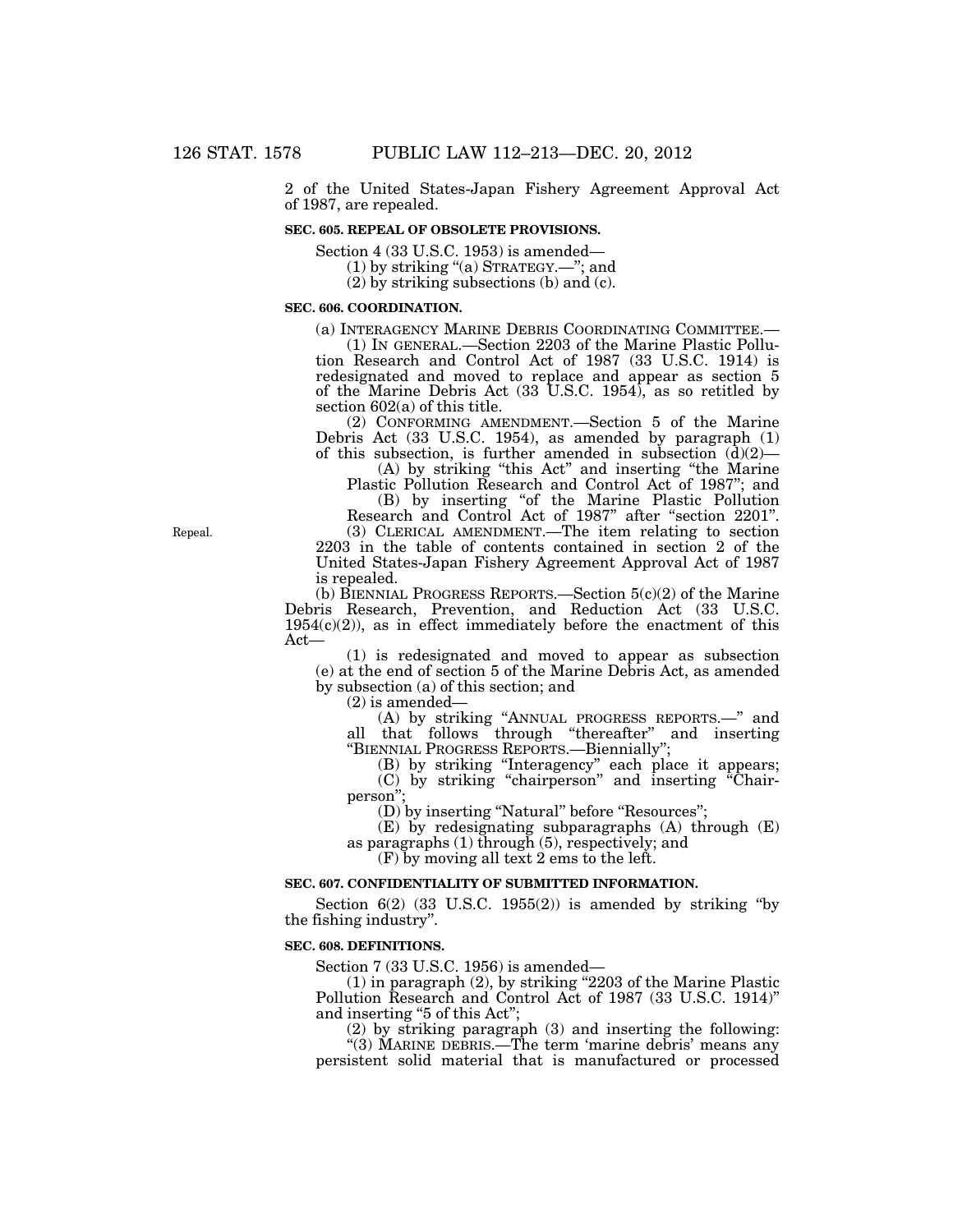2 of the United States-Japan Fishery Agreement Approval Act of 1987, are repealed.

**SEC. 605. REPEAL OF OBSOLETE PROVISIONS.**

Section 4 (33 U.S.C. 1953) is amended—

(1) by striking "(a) STRATEGY.—"; and

(2) by striking subsections (b) and (c).

**SEC. 606. COORDINATION.**

(a) INTERAGENCY MARINE DEBRIS COORDINATING COMMITTEE.—

(1) IN GENERAL.—Section 2203 of the Marine Plastic Pollution Research and Control Act of 1987 (33 U.S.C. 1914) is redesignated and moved to replace and appear as section 5 of the Marine Debris Act (33 U.S.C. 1954), as so retitled by section 602(a) of this title.

(2) CONFORMING AMENDMENT.—Section 5 of the Marine Debris Act (33 U.S.C. 1954), as amended by paragraph (1) of this subsection, is further amended in subsection (d)(2)—

(A) by striking "this Act" and inserting "the Marine Plastic Pollution Research and Control Act of 1987"; and

(B) by inserting "of the Marine Plastic Pollution Research and Control Act of 1987" after "section 2201".

Repeal.

(3) CLERICAL AMENDMENT.—The item relating to section 2203 in the table of contents contained in section 2 of the United States-Japan Fishery Agreement Approval Act of 1987 is repealed.

(b) BIENNIAL PROGRESS REPORTS.—Section 5(c)(2) of the Marine Debris Research, Prevention, and Reduction Act (33 U.S.C. 1954(c)(2)), as in effect immediately before the enactment of this Act—

(1) is redesignated and moved to appear as subsection (e) at the end of section 5 of the Marine Debris Act, as amended by subsection (a) of this section; and

(2) is amended—

(A) by striking "ANNUAL PROGRESS REPORTS.—" and all that follows through "thereafter" and inserting "BIENNIAL PROGRESS REPORTS.—Biennially";

(B) by striking "Interagency" each place it appears;

(C) by striking "chairperson" and inserting "Chairperson";

(D) by inserting "Natural" before "Resources";

(E) by redesignating subparagraphs (A) through (E) as paragraphs (1) through (5), respectively; and

(F) by moving all text 2 ems to the left.

**SEC. 607. CONFIDENTIALITY OF SUBMITTED INFORMATION.**

Section 6(2) (33 U.S.C. 1955(2)) is amended by striking "by the fishing industry".

**SEC. 608. DEFINITIONS.**

Section 7 (33 U.S.C. 1956) is amended—

(1) in paragraph (2), by striking "2203 of the Marine Plastic Pollution Research and Control Act of 1987 (33 U.S.C. 1914)" and inserting "5 of this Act";

(2) by striking paragraph (3) and inserting the following:

"(3) MARINE DEBRIS.—The term 'marine debris' means any persistent solid material that is manufactured or processed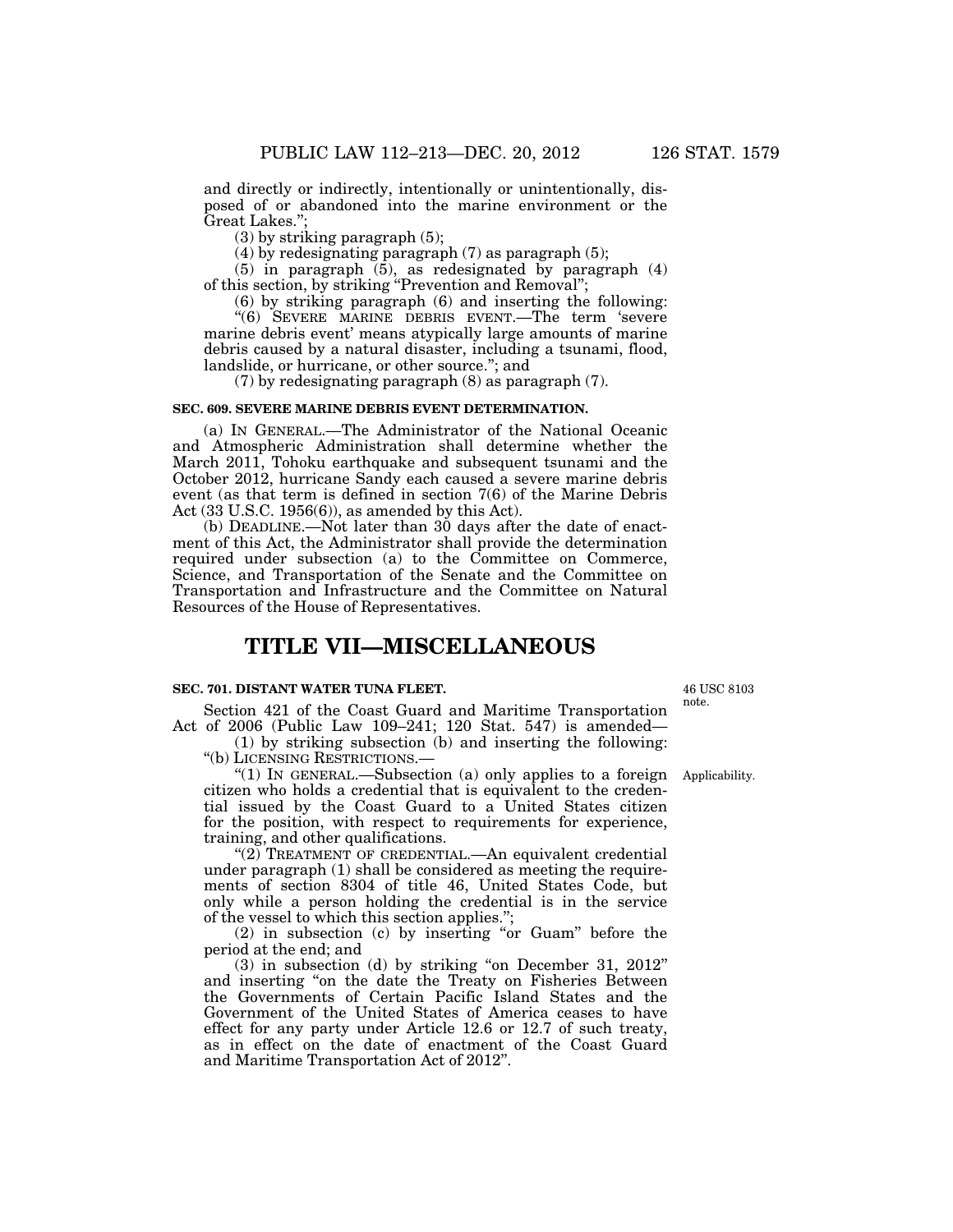and directly or indirectly, intentionally or unintentionally, disposed of or abandoned into the marine environment or the Great Lakes.";

(3) by striking paragraph (5);

(4) by redesignating paragraph (7) as paragraph (5);

(5) in paragraph (5), as redesignated by paragraph (4) of this section, by striking "Prevention and Removal";

(6) by striking paragraph (6) and inserting the following:

"(6) SEVERE MARINE DEBRIS EVENT.—The term 'severe marine debris event' means atypically large amounts of marine debris caused by a natural disaster, including a tsunami, flood, landslide, or hurricane, or other source."; and

(7) by redesignating paragraph (8) as paragraph (7).

**SEC. 609. SEVERE MARINE DEBRIS EVENT DETERMINATION.**

(a) IN GENERAL.—The Administrator of the National Oceanic and Atmospheric Administration shall determine whether the March 2011, Tohoku earthquake and subsequent tsunami and the October 2012, hurricane Sandy each caused a severe marine debris event (as that term is defined in section 7(6) of the Marine Debris Act (33 U.S.C. 1956(6)), as amended by this Act).

(b) DEADLINE.—Not later than 30 days after the date of enactment of this Act, the Administrator shall provide the determination required under subsection (a) to the Committee on Commerce, Science, and Transportation of the Senate and the Committee on Transportation and Infrastructure and the Committee on Natural Resources of the House of Representatives.

# TITLE VII—MISCELLANEOUS

**SEC. 701. DISTANT WATER TUNA FLEET.**

46 USC 8103 note.

Section 421 of the Coast Guard and Maritime Transportation Act of 2006 (Public Law 109–241; 120 Stat. 547) is amended—

(1) by striking subsection (b) and inserting the following:

"(b) LICENSING RESTRICTIONS.—

Applicability.

"(1) IN GENERAL.—Subsection (a) only applies to a foreign citizen who holds a credential that is equivalent to the credential issued by the Coast Guard to a United States citizen for the position, with respect to requirements for experience, training, and other qualifications.

"(2) TREATMENT OF CREDENTIAL.—An equivalent credential under paragraph (1) shall be considered as meeting the requirements of section 8304 of title 46, United States Code, but only while a person holding the credential is in the service of the vessel to which this section applies.";

(2) in subsection (c) by inserting "or Guam" before the period at the end; and

(3) in subsection (d) by striking "on December 31, 2012" and inserting "on the date the Treaty on Fisheries Between the Governments of Certain Pacific Island States and the Government of the United States of America ceases to have effect for any party under Article 12.6 or 12.7 of such treaty, as in effect on the date of enactment of the Coast Guard and Maritime Transportation Act of 2012".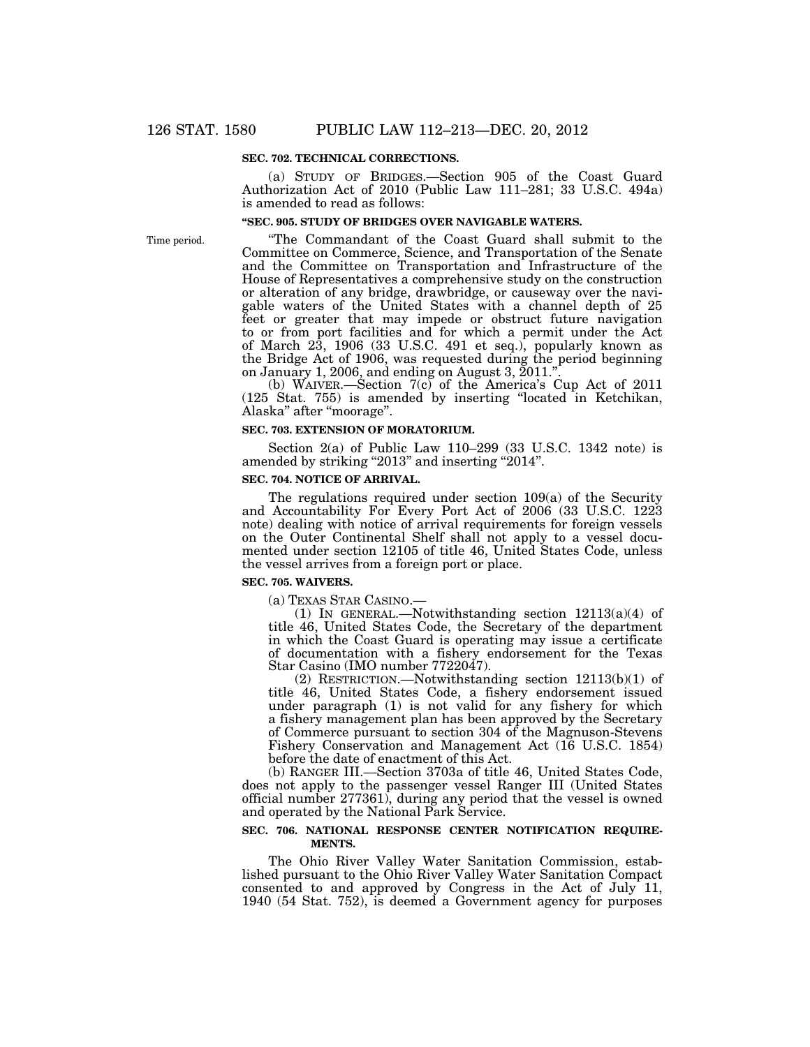**SEC. 702. TECHNICAL CORRECTIONS.**

(a) STUDY OF BRIDGES.—Section 905 of the Coast Guard Authorization Act of 2010 (Public Law 111–281; 33 U.S.C. 494a) is amended to read as follows:

**"SEC. 905. STUDY OF BRIDGES OVER NAVIGABLE WATERS.**

Time period.

"The Commandant of the Coast Guard shall submit to the Committee on Commerce, Science, and Transportation of the Senate and the Committee on Transportation and Infrastructure of the House of Representatives a comprehensive study on the construction or alteration of any bridge, drawbridge, or causeway over the navigable waters of the United States with a channel depth of 25 feet or greater that may impede or obstruct future navigation to or from port facilities and for which a permit under the Act of March 23, 1906 (33 U.S.C. 491 et seq.), popularly known as the Bridge Act of 1906, was requested during the period beginning on January 1, 2006, and ending on August 3, 2011.".

(b) WAIVER.—Section 7(c) of the America's Cup Act of 2011 (125 Stat. 755) is amended by inserting "located in Ketchikan, Alaska" after "moorage".

**SEC. 703. EXTENSION OF MORATORIUM.**

Section 2(a) of Public Law 110–299 (33 U.S.C. 1342 note) is amended by striking "2013" and inserting "2014".

**SEC. 704. NOTICE OF ARRIVAL.**

The regulations required under section 109(a) of the Security and Accountability For Every Port Act of 2006 (33 U.S.C. 1223 note) dealing with notice of arrival requirements for foreign vessels on the Outer Continental Shelf shall not apply to a vessel documented under section 12105 of title 46, United States Code, unless the vessel arrives from a foreign port or place.

**SEC. 705. WAIVERS.**

(a) TEXAS STAR CASINO.—

(1) IN GENERAL.—Notwithstanding section 12113(a)(4) of title 46, United States Code, the Secretary of the department in which the Coast Guard is operating may issue a certificate of documentation with a fishery endorsement for the Texas Star Casino (IMO number 7722047).

(2) RESTRICTION.—Notwithstanding section 12113(b)(1) of title 46, United States Code, a fishery endorsement issued under paragraph (1) is not valid for any fishery for which a fishery management plan has been approved by the Secretary of Commerce pursuant to section 304 of the Magnuson-Stevens Fishery Conservation and Management Act (16 U.S.C. 1854) before the date of enactment of this Act.

(b) RANGER III.—Section 3703a of title 46, United States Code, does not apply to the passenger vessel Ranger III (United States official number 277361), during any period that the vessel is owned and operated by the National Park Service.

**SEC. 706. NATIONAL RESPONSE CENTER NOTIFICATION REQUIREMENTS.**

The Ohio River Valley Water Sanitation Commission, established pursuant to the Ohio River Valley Water Sanitation Compact consented to and approved by Congress in the Act of July 11, 1940 (54 Stat. 752), is deemed a Government agency for purposes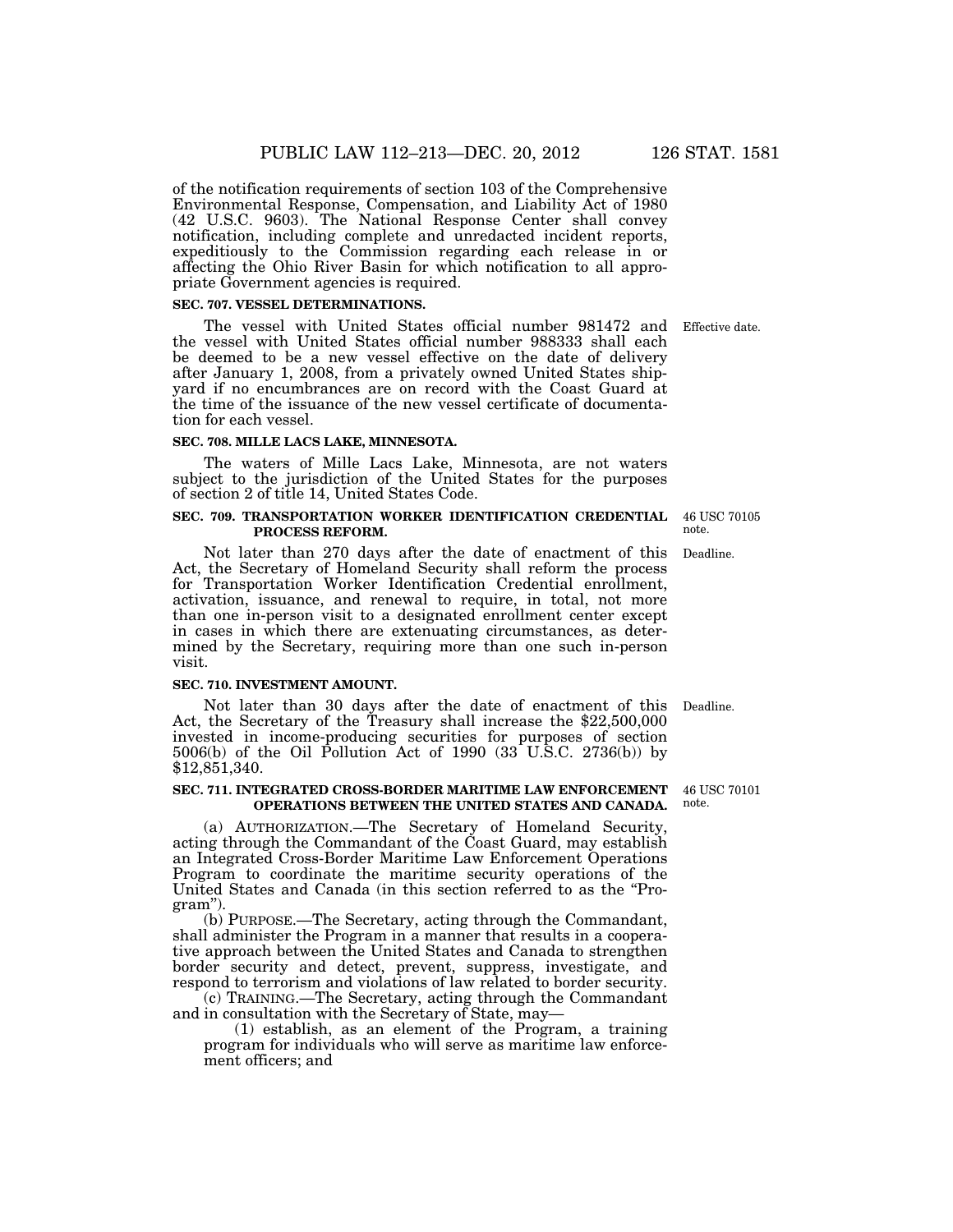of the notification requirements of section 103 of the Comprehensive Environmental Response, Compensation, and Liability Act of 1980 (42 U.S.C. 9603). The National Response Center shall convey notification, including complete and unredacted incident reports, expeditiously to the Commission regarding each release in or affecting the Ohio River Basin for which notification to all appropriate Government agencies is required.

**SEC. 707. VESSEL DETERMINATIONS.**

Effective date.

The vessel with United States official number 981472 and the vessel with United States official number 988333 shall each be deemed to be a new vessel effective on the date of delivery after January 1, 2008, from a privately owned United States shipyard if no encumbrances are on record with the Coast Guard at the time of the issuance of the new vessel certificate of documentation for each vessel.

**SEC. 708. MILLE LACS LAKE, MINNESOTA.**

The waters of Mille Lacs Lake, Minnesota, are not waters subject to the jurisdiction of the United States for the purposes of section 2 of title 14, United States Code.

**SEC. 709. TRANSPORTATION WORKER IDENTIFICATION CREDENTIAL PROCESS REFORM.**

46 USC 70105 note.

Deadline.

Not later than 270 days after the date of enactment of this Act, the Secretary of Homeland Security shall reform the process for Transportation Worker Identification Credential enrollment, activation, issuance, and renewal to require, in total, not more than one in-person visit to a designated enrollment center except in cases in which there are extenuating circumstances, as determined by the Secretary, requiring more than one such in-person visit.

**SEC. 710. INVESTMENT AMOUNT.**

Deadline.

Not later than 30 days after the date of enactment of this Act, the Secretary of the Treasury shall increase the $22,500,000 invested in income-producing securities for purposes of section 5006(b) of the Oil Pollution Act of 1990 (33 U.S.C. 2736(b)) by $12,851,340.

**SEC. 711. INTEGRATED CROSS-BORDER MARITIME LAW ENFORCEMENT OPERATIONS BETWEEN THE UNITED STATES AND CANADA.**

46 USC 70101 note.

(a) AUTHORIZATION.—The Secretary of Homeland Security, acting through the Commandant of the Coast Guard, may establish an Integrated Cross-Border Maritime Law Enforcement Operations Program to coordinate the maritime security operations of the United States and Canada (in this section referred to as the "Program").

(b) PURPOSE.—The Secretary, acting through the Commandant, shall administer the Program in a manner that results in a cooperative approach between the United States and Canada to strengthen border security and detect, prevent, suppress, investigate, and respond to terrorism and violations of law related to border security.

(c) TRAINING.—The Secretary, acting through the Commandant and in consultation with the Secretary of State, may—

(1) establish, as an element of the Program, a training program for individuals who will serve as maritime law enforcement officers; and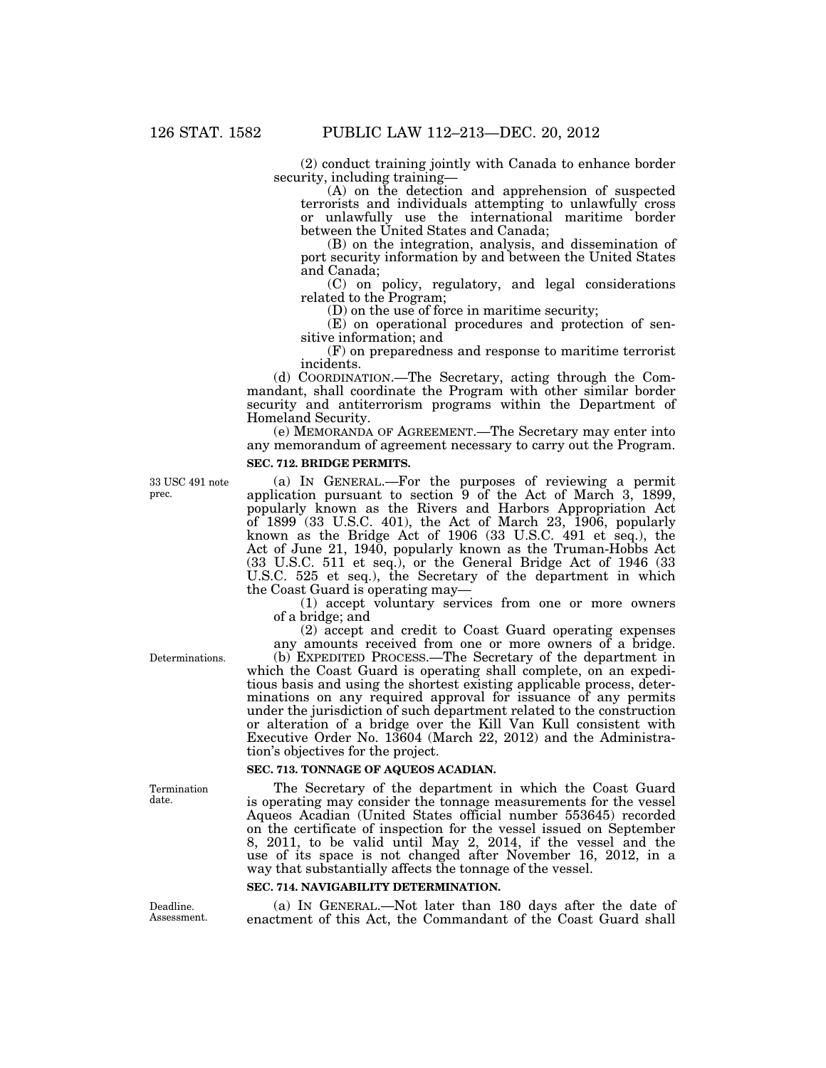(2) conduct training jointly with Canada to enhance border security, including training—

(A) on the detection and apprehension of suspected terrorists and individuals attempting to unlawfully cross or unlawfully use the international maritime border between the United States and Canada;

(B) on the integration, analysis, and dissemination of port security information by and between the United States and Canada;

(C) on policy, regulatory, and legal considerations related to the Program;

(D) on the use of force in maritime security;

(E) on operational procedures and protection of sensitive information; and

(F) on preparedness and response to maritime terrorist incidents.

(d) COORDINATION.—The Secretary, acting through the Commandant, shall coordinate the Program with other similar border security and antiterrorism programs within the Department of Homeland Security.

(e) MEMORANDA OF AGREEMENT.—The Secretary may enter into any memorandum of agreement necessary to carry out the Program.

**SEC. 712. BRIDGE PERMITS.**

33 USC 491 note prec.

(a) IN GENERAL.—For the purposes of reviewing a permit application pursuant to section 9 of the Act of March 3, 1899, popularly known as the Rivers and Harbors Appropriation Act of 1899 (33 U.S.C. 401), the Act of March 23, 1906, popularly known as the Bridge Act of 1906 (33 U.S.C. 491 et seq.), the Act of June 21, 1940, popularly known as the Truman-Hobbs Act (33 U.S.C. 511 et seq.), or the General Bridge Act of 1946 (33 U.S.C. 525 et seq.), the Secretary of the department in which the Coast Guard is operating may—

(1) accept voluntary services from one or more owners of a bridge; and

(2) accept and credit to Coast Guard operating expenses any amounts received from one or more owners of a bridge.

Determinations.

(b) EXPEDITED PROCESS.—The Secretary of the department in which the Coast Guard is operating shall complete, on an expeditious basis and using the shortest existing applicable process, determinations on any required approval for issuance of any permits under the jurisdiction of such department related to the construction or alteration of a bridge over the Kill Van Kull consistent with Executive Order No. 13604 (March 22, 2012) and the Administration's objectives for the project.

**SEC. 713. TONNAGE OF AQUEOS ACADIAN.**

Termination date.

The Secretary of the department in which the Coast Guard is operating may consider the tonnage measurements for the vessel Aqueos Acadian (United States official number 553645) recorded on the certificate of inspection for the vessel issued on September 8, 2011, to be valid until May 2, 2014, if the vessel and the use of its space is not changed after November 16, 2012, in a way that substantially affects the tonnage of the vessel.

**SEC. 714. NAVIGABILITY DETERMINATION.**

Deadline. Assessment.

(a) IN GENERAL.—Not later than 180 days after the date of enactment of this Act, the Commandant of the Coast Guard shall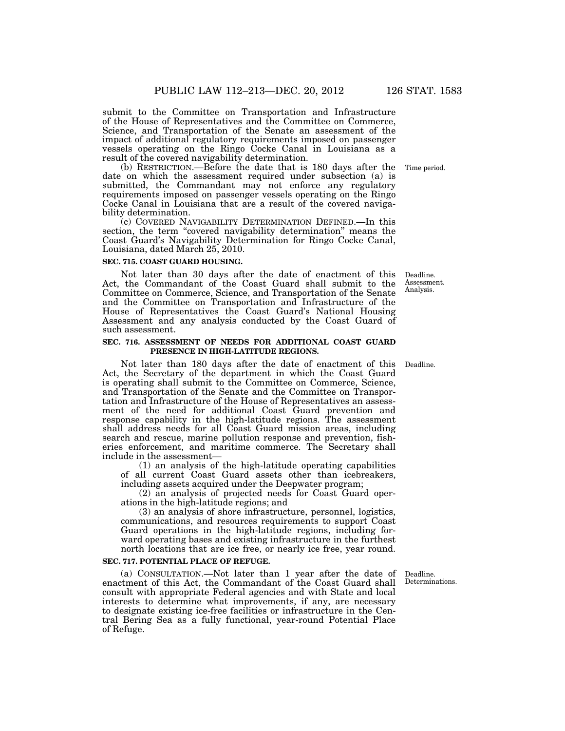submit to the Committee on Transportation and Infrastructure of the House of Representatives and the Committee on Commerce, Science, and Transportation of the Senate an assessment of the impact of additional regulatory requirements imposed on passenger vessels operating on the Ringo Cocke Canal in Louisiana as a result of the covered navigability determination.

(b) RESTRICTION.—Before the date that is 180 days after the date on which the assessment required under subsection (a) is submitted, the Commandant may not enforce any regulatory requirements imposed on passenger vessels operating on the Ringo Cocke Canal in Louisiana that are a result of the covered navigability determination.

Time period.

(c) COVERED NAVIGABILITY DETERMINATION DEFINED.—In this section, the term "covered navigability determination" means the Coast Guard's Navigability Determination for Ringo Cocke Canal, Louisiana, dated March 25, 2010.

**SEC. 715. COAST GUARD HOUSING.**

Deadline. Assessment. Analysis.

Not later than 30 days after the date of enactment of this Act, the Commandant of the Coast Guard shall submit to the Committee on Commerce, Science, and Transportation of the Senate and the Committee on Transportation and Infrastructure of the House of Representatives the Coast Guard's National Housing Assessment and any analysis conducted by the Coast Guard of such assessment.

**SEC. 716. ASSESSMENT OF NEEDS FOR ADDITIONAL COAST GUARD PRESENCE IN HIGH-LATITUDE REGIONS.**

Deadline.

Not later than 180 days after the date of enactment of this Act, the Secretary of the department in which the Coast Guard is operating shall submit to the Committee on Commerce, Science, and Transportation of the Senate and the Committee on Transportation and Infrastructure of the House of Representatives an assessment of the need for additional Coast Guard prevention and response capability in the high-latitude regions. The assessment shall address needs for all Coast Guard mission areas, including search and rescue, marine pollution response and prevention, fisheries enforcement, and maritime commerce. The Secretary shall include in the assessment—

(1) an analysis of the high-latitude operating capabilities of all current Coast Guard assets other than icebreakers, including assets acquired under the Deepwater program;

(2) an analysis of projected needs for Coast Guard operations in the high-latitude regions; and

(3) an analysis of shore infrastructure, personnel, logistics, communications, and resources requirements to support Coast Guard operations in the high-latitude regions, including forward operating bases and existing infrastructure in the furthest north locations that are ice free, or nearly ice free, year round.

**SEC. 717. POTENTIAL PLACE OF REFUGE.**

Deadline. Determinations.

(a) CONSULTATION.—Not later than 1 year after the date of enactment of this Act, the Commandant of the Coast Guard shall consult with appropriate Federal agencies and with State and local interests to determine what improvements, if any, are necessary to designate existing ice-free facilities or infrastructure in the Central Bering Sea as a fully functional, year-round Potential Place of Refuge.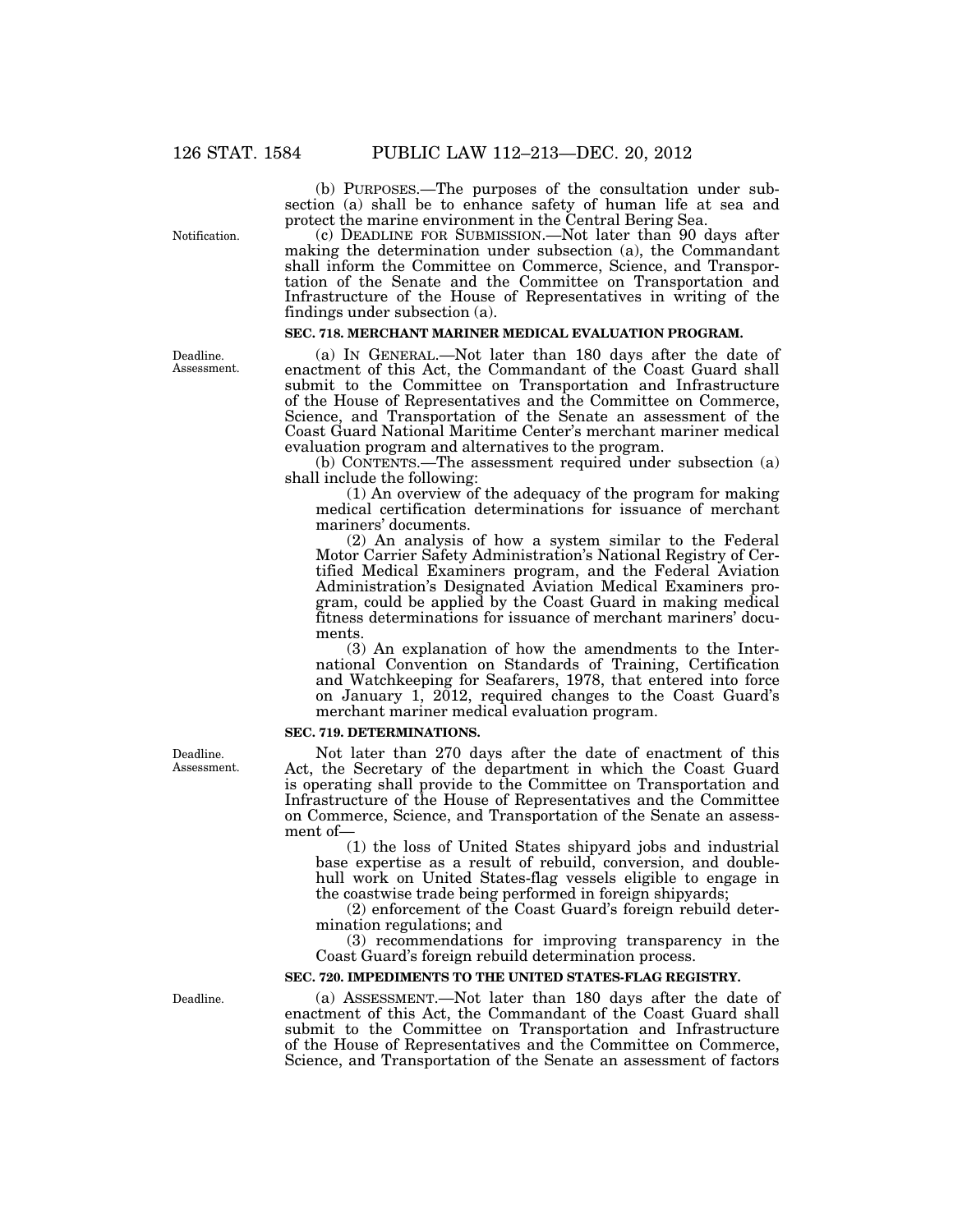(b) PURPOSES.—The purposes of the consultation under subsection (a) shall be to enhance safety of human life at sea and protect the marine environment in the Central Bering Sea.

Notification.

(c) DEADLINE FOR SUBMISSION.—Not later than 90 days after making the determination under subsection (a), the Commandant shall inform the Committee on Commerce, Science, and Transportation of the Senate and the Committee on Transportation and Infrastructure of the House of Representatives in writing of the findings under subsection (a).

### SEC. 718. MERCHANT MARINER MEDICAL EVALUATION PROGRAM.

Deadline. Assessment.

(a) IN GENERAL.—Not later than 180 days after the date of enactment of this Act, the Commandant of the Coast Guard shall submit to the Committee on Transportation and Infrastructure of the House of Representatives and the Committee on Commerce, Science, and Transportation of the Senate an assessment of the Coast Guard National Maritime Center's merchant mariner medical evaluation program and alternatives to the program.

(b) CONTENTS.—The assessment required under subsection (a) shall include the following:

(1) An overview of the adequacy of the program for making medical certification determinations for issuance of merchant mariners' documents.

(2) An analysis of how a system similar to the Federal Motor Carrier Safety Administration's National Registry of Certified Medical Examiners program, and the Federal Aviation Administration's Designated Aviation Medical Examiners program, could be applied by the Coast Guard in making medical fitness determinations for issuance of merchant mariners' documents.

(3) An explanation of how the amendments to the International Convention on Standards of Training, Certification and Watchkeeping for Seafarers, 1978, that entered into force on January 1, 2012, required changes to the Coast Guard's merchant mariner medical evaluation program.

### SEC. 719. DETERMINATIONS.

Deadline. Assessment.

Not later than 270 days after the date of enactment of this Act, the Secretary of the department in which the Coast Guard is operating shall provide to the Committee on Transportation and Infrastructure of the House of Representatives and the Committee on Commerce, Science, and Transportation of the Senate an assessment of—

(1) the loss of United States shipyard jobs and industrial base expertise as a result of rebuild, conversion, and double-hull work on United States-flag vessels eligible to engage in the coastwise trade being performed in foreign shipyards;

(2) enforcement of the Coast Guard's foreign rebuild determination regulations; and

(3) recommendations for improving transparency in the Coast Guard's foreign rebuild determination process.

### SEC. 720. IMPEDIMENTS TO THE UNITED STATES-FLAG REGISTRY.

Deadline.

(a) ASSESSMENT.—Not later than 180 days after the date of enactment of this Act, the Commandant of the Coast Guard shall submit to the Committee on Transportation and Infrastructure of the House of Representatives and the Committee on Commerce, Science, and Transportation of the Senate an assessment of factors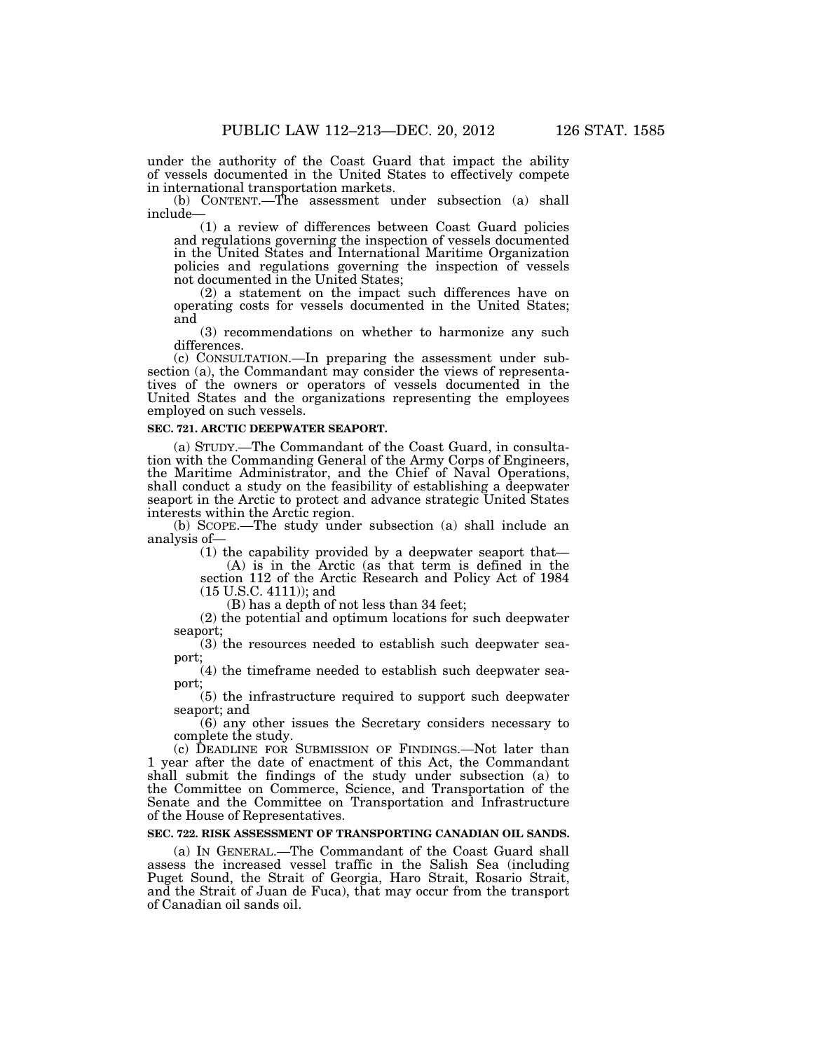under the authority of the Coast Guard that impact the ability of vessels documented in the United States to effectively compete in international transportation markets.

(b) CONTENT.—The assessment under subsection (a) shall include—

(1) a review of differences between Coast Guard policies and regulations governing the inspection of vessels documented in the United States and International Maritime Organization policies and regulations governing the inspection of vessels not documented in the United States;

(2) a statement on the impact such differences have on operating costs for vessels documented in the United States; and

(3) recommendations on whether to harmonize any such differences.

(c) CONSULTATION.—In preparing the assessment under subsection (a), the Commandant may consider the views of representatives of the owners or operators of vessels documented in the United States and the organizations representing the employees employed on such vessels.

**SEC. 721. ARCTIC DEEPWATER SEAPORT.**

(a) STUDY.—The Commandant of the Coast Guard, in consultation with the Commanding General of the Army Corps of Engineers, the Maritime Administrator, and the Chief of Naval Operations, shall conduct a study on the feasibility of establishing a deepwater seaport in the Arctic to protect and advance strategic United States interests within the Arctic region.

(b) SCOPE.—The study under subsection (a) shall include an analysis of—

(1) the capability provided by a deepwater seaport that—

(A) is in the Arctic (as that term is defined in the section 112 of the Arctic Research and Policy Act of 1984 (15 U.S.C. 4111)); and

(B) has a depth of not less than 34 feet;

(2) the potential and optimum locations for such deepwater seaport;

(3) the resources needed to establish such deepwater seaport;

(4) the timeframe needed to establish such deepwater seaport;

(5) the infrastructure required to support such deepwater seaport; and

(6) any other issues the Secretary considers necessary to complete the study.

(c) DEADLINE FOR SUBMISSION OF FINDINGS.—Not later than 1 year after the date of enactment of this Act, the Commandant shall submit the findings of the study under subsection (a) to the Committee on Commerce, Science, and Transportation of the Senate and the Committee on Transportation and Infrastructure of the House of Representatives.

**SEC. 722. RISK ASSESSMENT OF TRANSPORTING CANADIAN OIL SANDS.**

(a) IN GENERAL.—The Commandant of the Coast Guard shall assess the increased vessel traffic in the Salish Sea (including Puget Sound, the Strait of Georgia, Haro Strait, Rosario Strait, and the Strait of Juan de Fuca), that may occur from the transport of Canadian oil sands oil.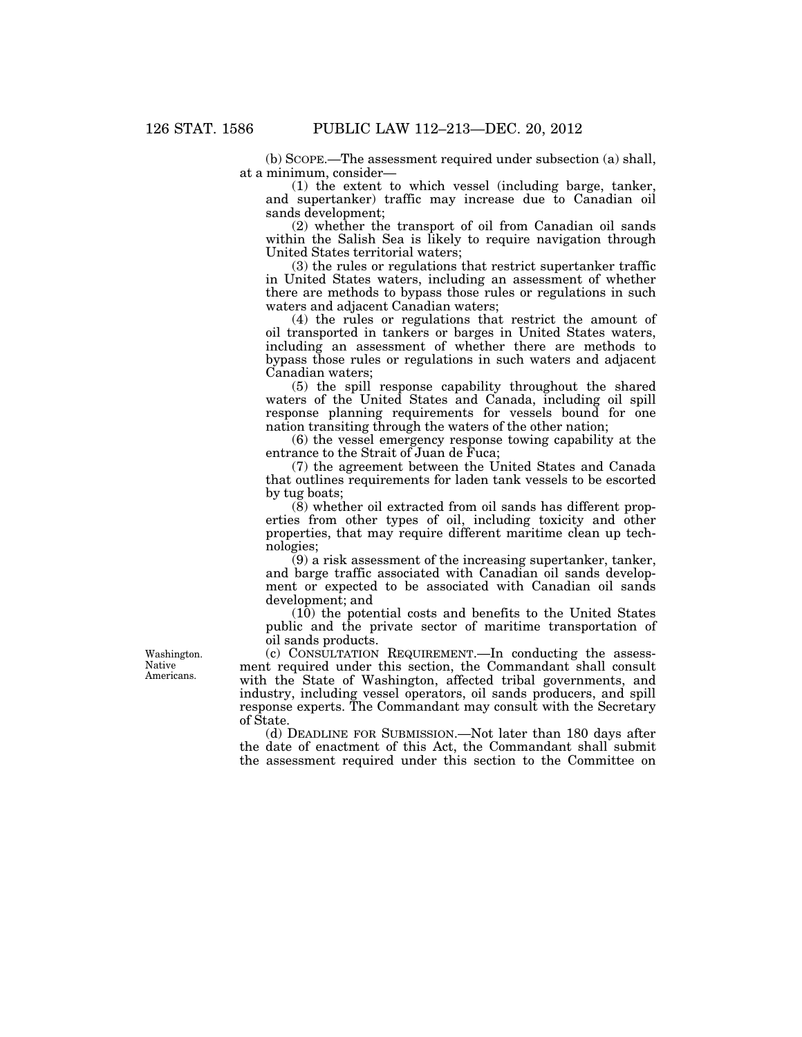(b) SCOPE.—The assessment required under subsection (a) shall, at a minimum, consider—

(1) the extent to which vessel (including barge, tanker, and supertanker) traffic may increase due to Canadian oil sands development;

(2) whether the transport of oil from Canadian oil sands within the Salish Sea is likely to require navigation through United States territorial waters;

(3) the rules or regulations that restrict supertanker traffic in United States waters, including an assessment of whether there are methods to bypass those rules or regulations in such waters and adjacent Canadian waters;

(4) the rules or regulations that restrict the amount of oil transported in tankers or barges in United States waters, including an assessment of whether there are methods to bypass those rules or regulations in such waters and adjacent Canadian waters;

(5) the spill response capability throughout the shared waters of the United States and Canada, including oil spill response planning requirements for vessels bound for one nation transiting through the waters of the other nation;

(6) the vessel emergency response towing capability at the entrance to the Strait of Juan de Fuca;

(7) the agreement between the United States and Canada that outlines requirements for laden tank vessels to be escorted by tug boats;

(8) whether oil extracted from oil sands has different properties from other types of oil, including toxicity and other properties, that may require different maritime clean up technologies;

(9) a risk assessment of the increasing supertanker, tanker, and barge traffic associated with Canadian oil sands development or expected to be associated with Canadian oil sands development; and

(10) the potential costs and benefits to the United States public and the private sector of maritime transportation of oil sands products.

Washington. Native Americans.

(c) CONSULTATION REQUIREMENT.—In conducting the assessment required under this section, the Commandant shall consult with the State of Washington, affected tribal governments, and industry, including vessel operators, oil sands producers, and spill response experts. The Commandant may consult with the Secretary of State.

(d) DEADLINE FOR SUBMISSION.—Not later than 180 days after the date of enactment of this Act, the Commandant shall submit the assessment required under this section to the Committee on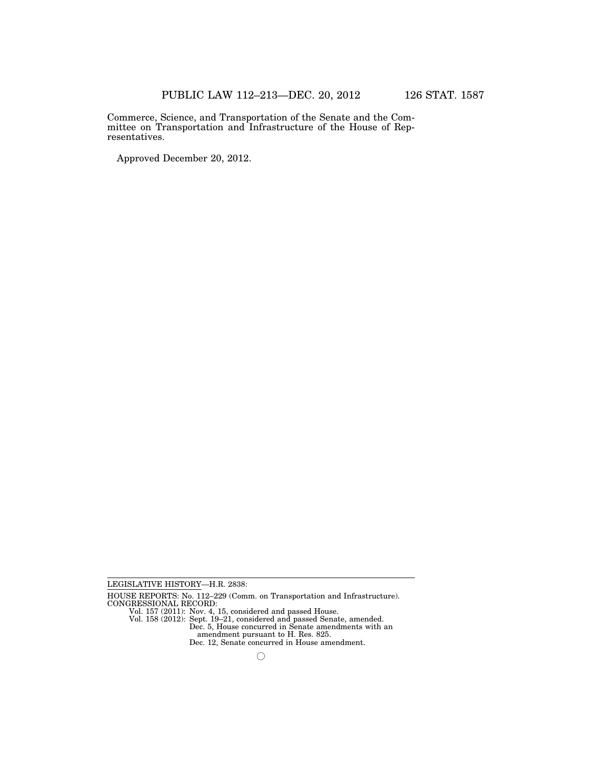Commerce, Science, and Transportation of the Senate and the Committee on Transportation and Infrastructure of the House of Representatives.

Approved December 20, 2012.

---

LEGISLATIVE HISTORY—H.R. 2838:

HOUSE REPORTS: No. 112–229 (Comm. on Transportation and Infrastructure).
CONGRESSIONAL RECORD:
Vol. 157 (2011): Nov. 4, 15, considered and passed House.
Vol. 158 (2012): Sept. 19–21, considered and passed Senate, amended.
Dec. 5, House concurred in Senate amendments with an amendment pursuant to H. Res. 825.
Dec. 12, Senate concurred in House amendment.